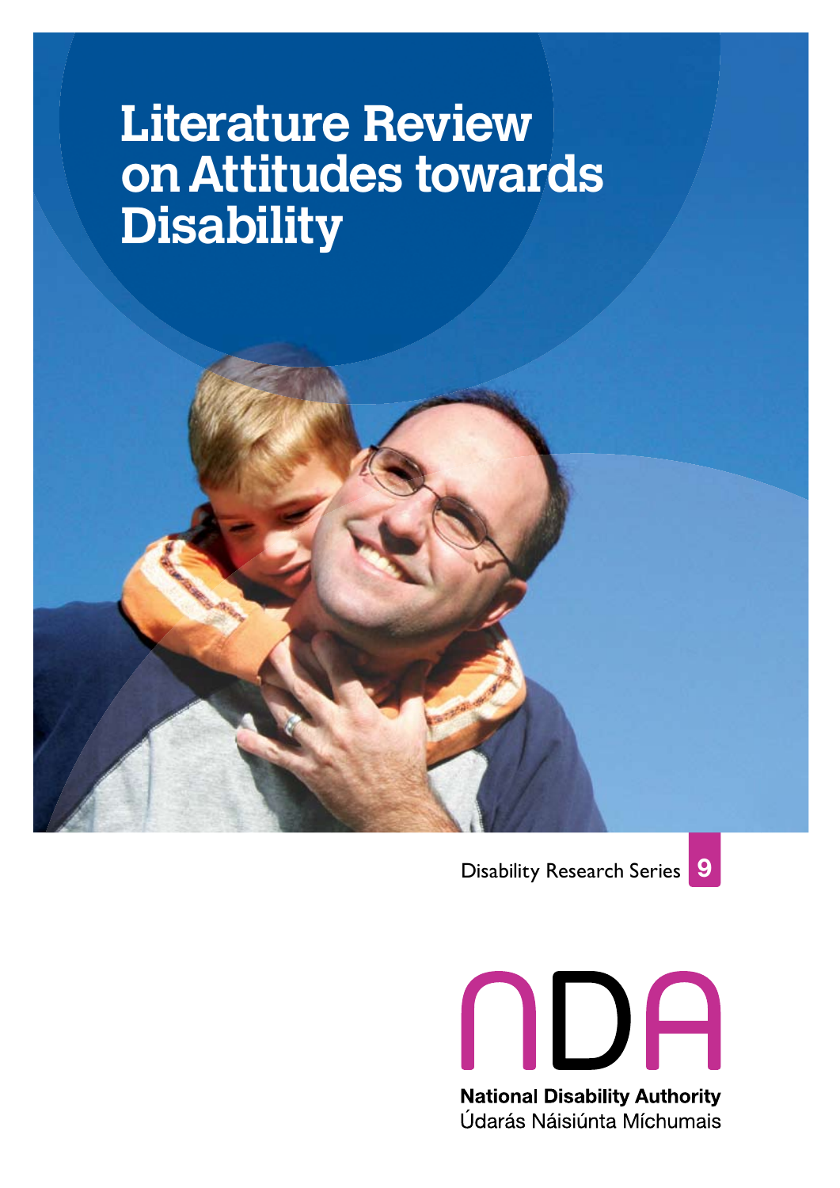# Literature Review on Attitudes towards Disability

Disability Research Series 9

NDA

**National Disability Authority**

Údarás Náisiúnta Míchumais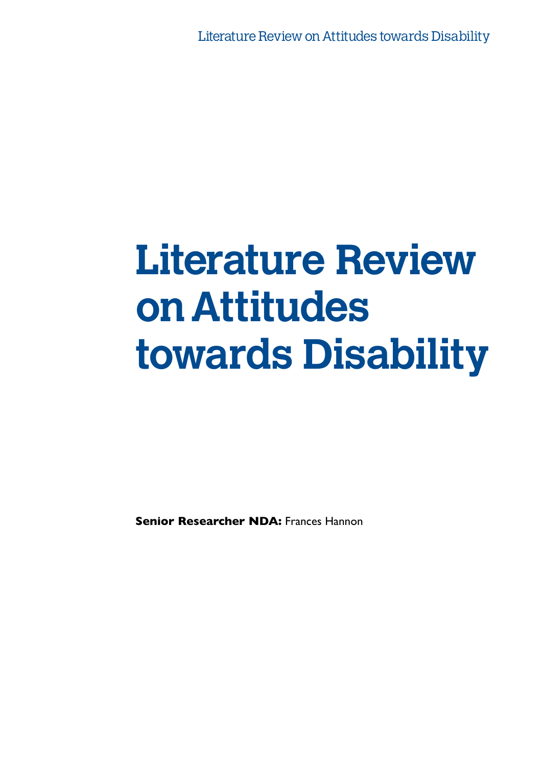# Literature Review on Attitudes towards Disability

**Senior Researcher NDA:** Frances Hannon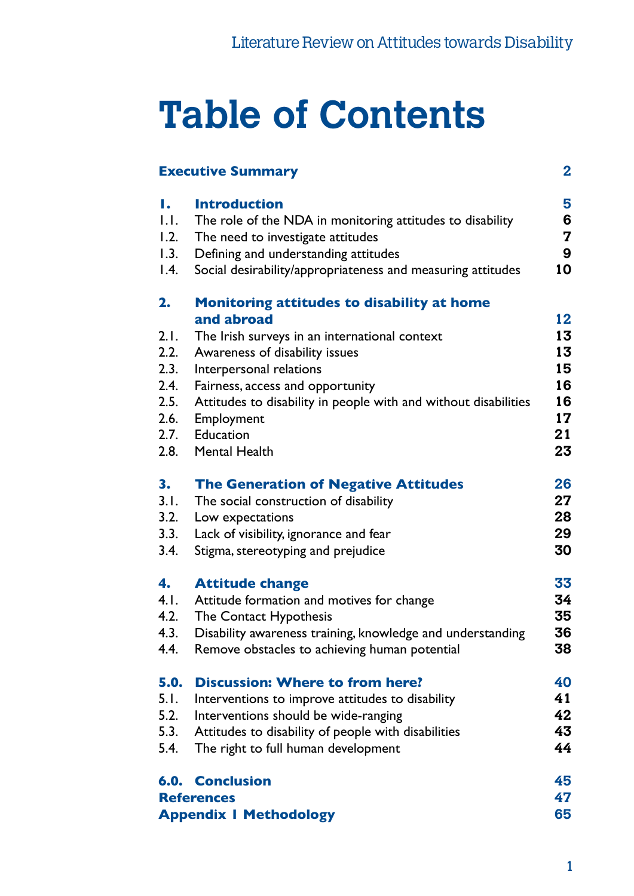# Table of Contents

| | | |
|---|---|---|
| **Executive Summary** | | **2** |
| **1.** | **Introduction** | **5** |
| 1.1. | The role of the NDA in monitoring attitudes to disability | **6** |
| 1.2. | The need to investigate attitudes | **7** |
| 1.3. | Defining and understanding attitudes | **9** |
| 1.4. | Social desirability/appropriateness and measuring attitudes | **10** |
| **2.** | **Monitoring attitudes to disability at home and abroad** | **12** |
| 2.1. | The Irish surveys in an international context | **13** |
| 2.2. | Awareness of disability issues | **13** |
| 2.3. | Interpersonal relations | **15** |
| 2.4. | Fairness, access and opportunity | **16** |
| 2.5. | Attitudes to disability in people with and without disabilities | **16** |
| 2.6. | Employment | **17** |
| 2.7. | Education | **21** |
| 2.8. | Mental Health | **23** |
| **3.** | **The Generation of Negative Attitudes** | **26** |
| 3.1. | The social construction of disability | **27** |
| 3.2. | Low expectations | **28** |
| 3.3. | Lack of visibility, ignorance and fear | **29** |
| 3.4. | Stigma, stereotyping and prejudice | **30** |
| **4.** | **Attitude change** | **33** |
| 4.1. | Attitude formation and motives for change | **34** |
| 4.2. | The Contact Hypothesis | **35** |
| 4.3. | Disability awareness training, knowledge and understanding | **36** |
| 4.4. | Remove obstacles to achieving human potential | **38** |
| **5.0.** | **Discussion: Where to from here?** | **40** |
| 5.1. | Interventions to improve attitudes to disability | **41** |
| 5.2. | Interventions should be wide-ranging | **42** |
| 5.3. | Attitudes to disability of people with disabilities | **43** |
| 5.4. | The right to full human development | **44** |
| **6.0.** | **Conclusion** | **45** |
| **References** | | **47** |
| **Appendix 1 Methodology** | | **65** |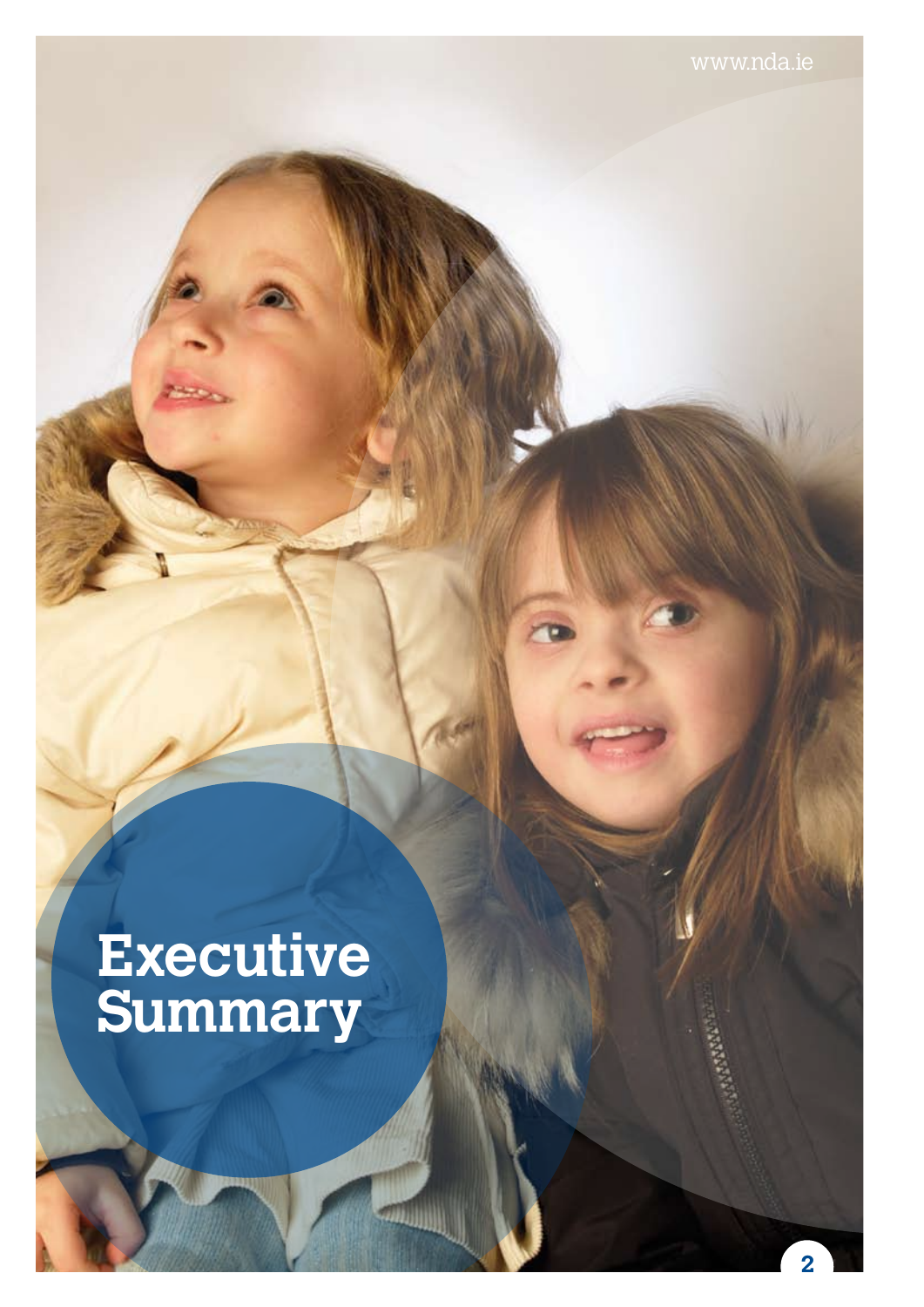# Executive Summary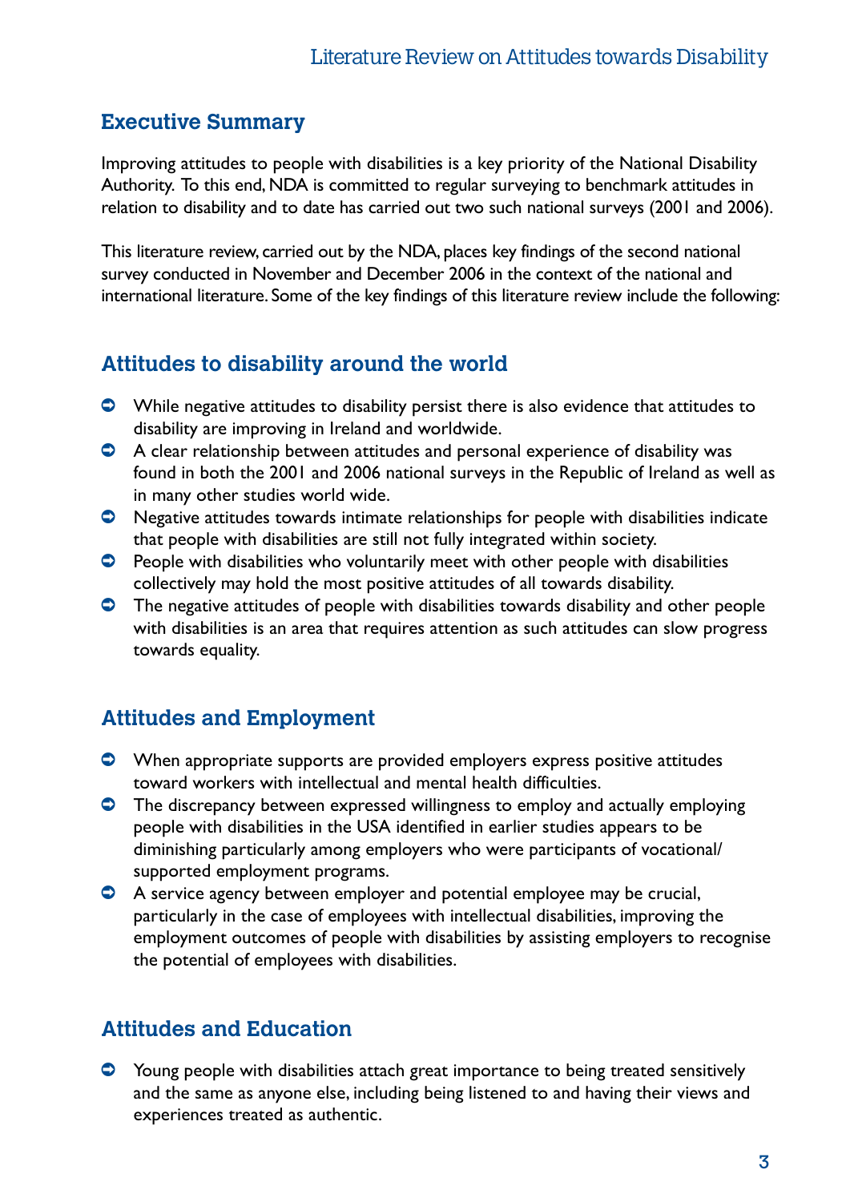## Executive Summary

Improving attitudes to people with disabilities is a key priority of the National Disability Authority. To this end, NDA is committed to regular surveying to benchmark attitudes in relation to disability and to date has carried out two such national surveys (2001 and 2006).

This literature review, carried out by the NDA, places key findings of the second national survey conducted in November and December 2006 in the context of the national and international literature. Some of the key findings of this literature review include the following:

## Attitudes to disability around the world

- While negative attitudes to disability persist there is also evidence that attitudes to disability are improving in Ireland and worldwide.
- A clear relationship between attitudes and personal experience of disability was found in both the 2001 and 2006 national surveys in the Republic of Ireland as well as in many other studies world wide.
- Negative attitudes towards intimate relationships for people with disabilities indicate that people with disabilities are still not fully integrated within society.
- People with disabilities who voluntarily meet with other people with disabilities collectively may hold the most positive attitudes of all towards disability.
- The negative attitudes of people with disabilities towards disability and other people with disabilities is an area that requires attention as such attitudes can slow progress towards equality.

## Attitudes and Employment

- When appropriate supports are provided employers express positive attitudes toward workers with intellectual and mental health difficulties.
- The discrepancy between expressed willingness to employ and actually employing people with disabilities in the USA identified in earlier studies appears to be diminishing particularly among employers who were participants of vocational/supported employment programs.
- A service agency between employer and potential employee may be crucial, particularly in the case of employees with intellectual disabilities, improving the employment outcomes of people with disabilities by assisting employers to recognise the potential of employees with disabilities.

## Attitudes and Education

- Young people with disabilities attach great importance to being treated sensitively and the same as anyone else, including being listened to and having their views and experiences treated as authentic.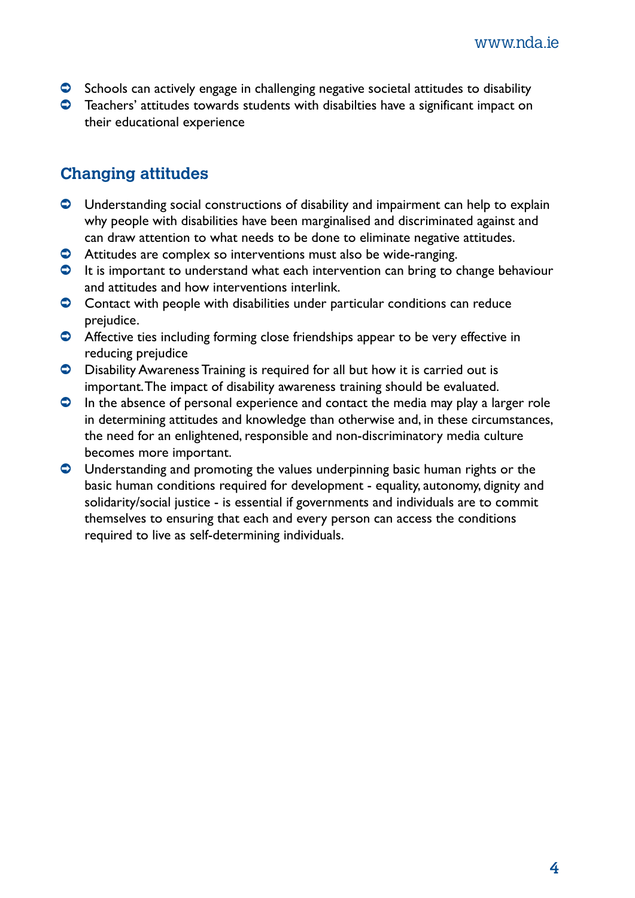- Schools can actively engage in challenging negative societal attitudes to disability
- Teachers' attitudes towards students with disabilties have a significant impact on their educational experience

## Changing attitudes

- Understanding social constructions of disability and impairment can help to explain why people with disabilities have been marginalised and discriminated against and can draw attention to what needs to be done to eliminate negative attitudes.
- Attitudes are complex so interventions must also be wide-ranging.
- It is important to understand what each intervention can bring to change behaviour and attitudes and how interventions interlink.
- Contact with people with disabilities under particular conditions can reduce prejudice.
- Affective ties including forming close friendships appear to be very effective in reducing prejudice
- Disability Awareness Training is required for all but how it is carried out is important. The impact of disability awareness training should be evaluated.
- In the absence of personal experience and contact the media may play a larger role in determining attitudes and knowledge than otherwise and, in these circumstances, the need for an enlightened, responsible and non-discriminatory media culture becomes more important.
- Understanding and promoting the values underpinning basic human rights or the basic human conditions required for development - equality, autonomy, dignity and solidarity/social justice - is essential if governments and individuals are to commit themselves to ensuring that each and every person can access the conditions required to live as self-determining individuals.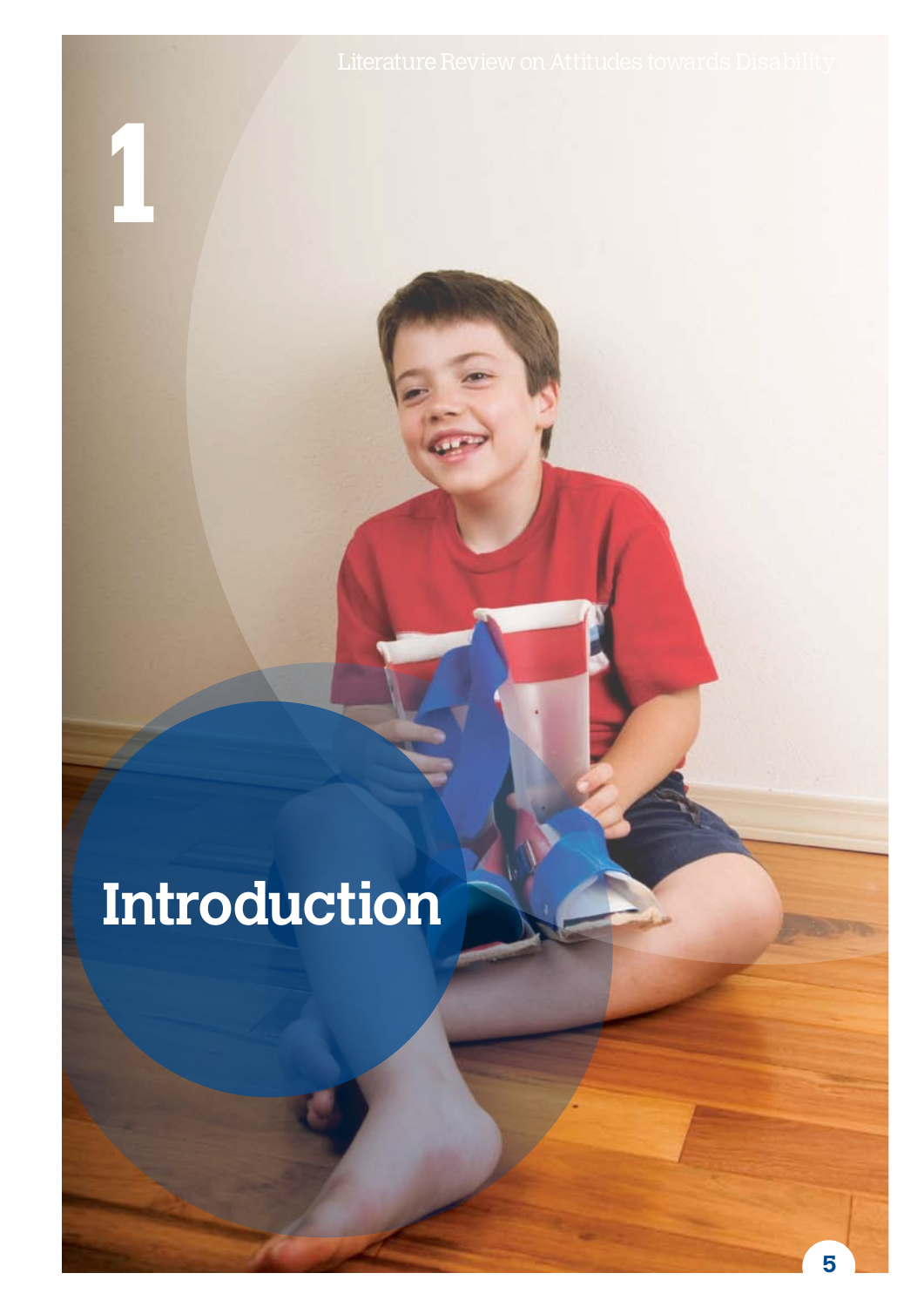# 1

# Introduction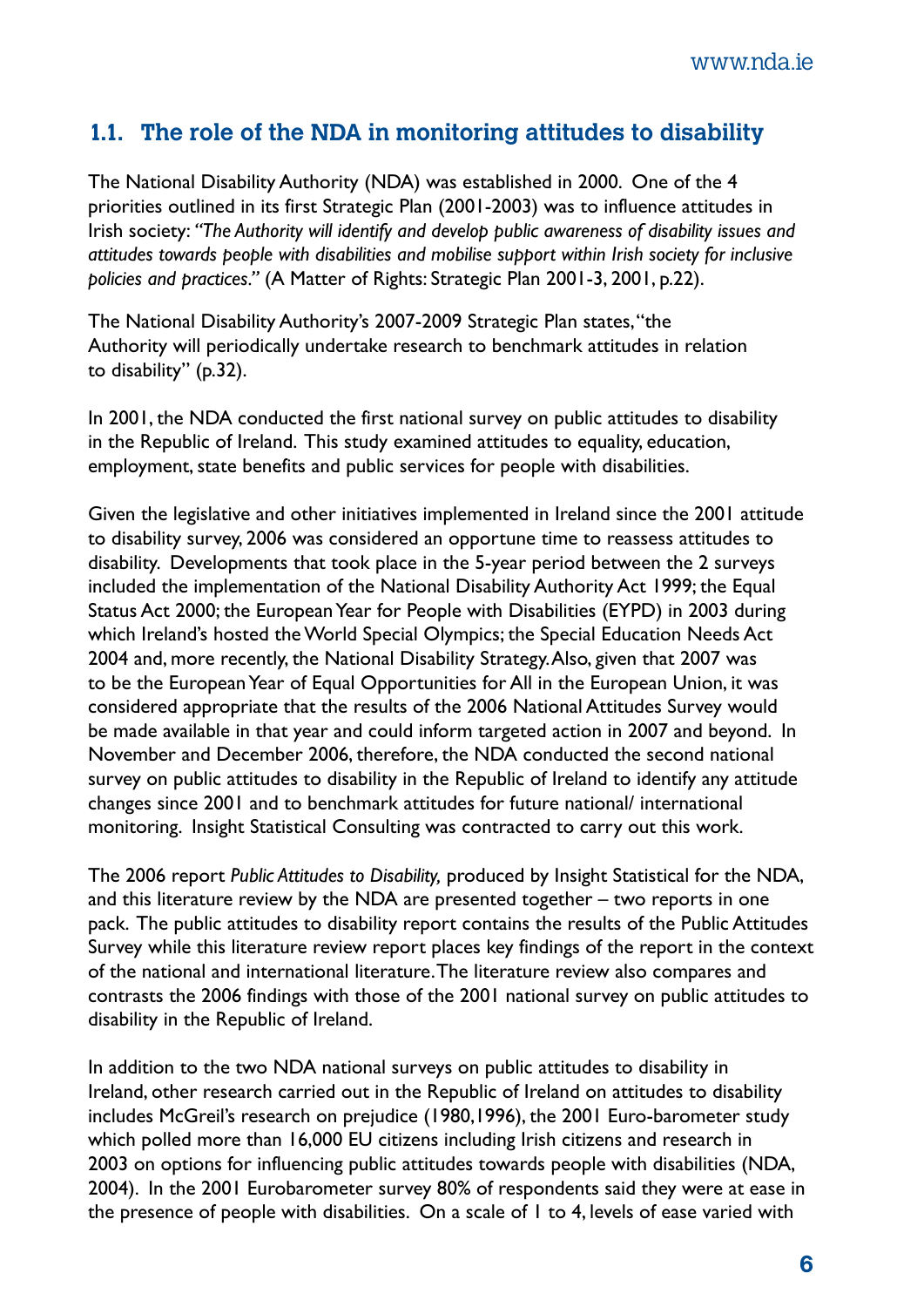## 1.1. The role of the NDA in monitoring attitudes to disability

The National Disability Authority (NDA) was established in 2000. One of the 4 priorities outlined in its first Strategic Plan (2001-2003) was to influence attitudes in Irish society: *"The Authority will identify and develop public awareness of disability issues and attitudes towards people with disabilities and mobilise support within Irish society for inclusive policies and practices."* (A Matter of Rights: Strategic Plan 2001-3, 2001, p.22).

The National Disability Authority's 2007-2009 Strategic Plan states, "the Authority will periodically undertake research to benchmark attitudes in relation to disability" (p.32).

In 2001, the NDA conducted the first national survey on public attitudes to disability in the Republic of Ireland. This study examined attitudes to equality, education, employment, state benefits and public services for people with disabilities.

Given the legislative and other initiatives implemented in Ireland since the 2001 attitude to disability survey, 2006 was considered an opportune time to reassess attitudes to disability. Developments that took place in the 5-year period between the 2 surveys included the implementation of the National Disability Authority Act 1999; the Equal Status Act 2000; the European Year for People with Disabilities (EYPD) in 2003 during which Ireland's hosted the World Special Olympics; the Special Education Needs Act 2004 and, more recently, the National Disability Strategy. Also, given that 2007 was to be the European Year of Equal Opportunities for All in the European Union, it was considered appropriate that the results of the 2006 National Attitudes Survey would be made available in that year and could inform targeted action in 2007 and beyond. In November and December 2006, therefore, the NDA conducted the second national survey on public attitudes to disability in the Republic of Ireland to identify any attitude changes since 2001 and to benchmark attitudes for future national/ international monitoring. Insight Statistical Consulting was contracted to carry out this work.

The 2006 report *Public Attitudes to Disability,* produced by Insight Statistical for the NDA, and this literature review by the NDA are presented together – two reports in one pack. The public attitudes to disability report contains the results of the Public Attitudes Survey while this literature review report places key findings of the report in the context of the national and international literature. The literature review also compares and contrasts the 2006 findings with those of the 2001 national survey on public attitudes to disability in the Republic of Ireland.

In addition to the two NDA national surveys on public attitudes to disability in Ireland, other research carried out in the Republic of Ireland on attitudes to disability includes McGreil's research on prejudice (1980,1996), the 2001 Euro-barometer study which polled more than 16,000 EU citizens including Irish citizens and research in 2003 on options for influencing public attitudes towards people with disabilities (NDA, 2004). In the 2001 Eurobarometer survey 80% of respondents said they were at ease in the presence of people with disabilities. On a scale of 1 to 4, levels of ease varied with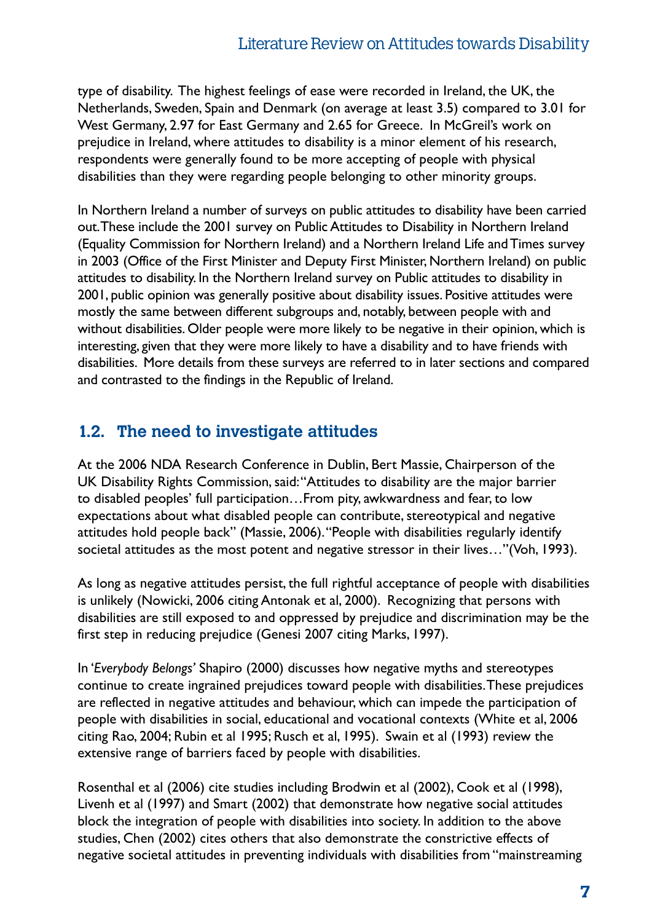type of disability. The highest feelings of ease were recorded in Ireland, the UK, the Netherlands, Sweden, Spain and Denmark (on average at least 3.5) compared to 3.01 for West Germany, 2.97 for East Germany and 2.65 for Greece. In McGreil's work on prejudice in Ireland, where attitudes to disability is a minor element of his research, respondents were generally found to be more accepting of people with physical disabilities than they were regarding people belonging to other minority groups.

In Northern Ireland a number of surveys on public attitudes to disability have been carried out. These include the 2001 survey on Public Attitudes to Disability in Northern Ireland (Equality Commission for Northern Ireland) and a Northern Ireland Life and Times survey in 2003 (Office of the First Minister and Deputy First Minister, Northern Ireland) on public attitudes to disability. In the Northern Ireland survey on Public attitudes to disability in 2001, public opinion was generally positive about disability issues. Positive attitudes were mostly the same between different subgroups and, notably, between people with and without disabilities. Older people were more likely to be negative in their opinion, which is interesting, given that they were more likely to have a disability and to have friends with disabilities. More details from these surveys are referred to in later sections and compared and contrasted to the findings in the Republic of Ireland.

## 1.2. The need to investigate attitudes

At the 2006 NDA Research Conference in Dublin, Bert Massie, Chairperson of the UK Disability Rights Commission, said: "Attitudes to disability are the major barrier to disabled peoples' full participation…From pity, awkwardness and fear, to low expectations about what disabled people can contribute, stereotypical and negative attitudes hold people back" (Massie, 2006). "People with disabilities regularly identify societal attitudes as the most potent and negative stressor in their lives…"(Voh, 1993).

As long as negative attitudes persist, the full rightful acceptance of people with disabilities is unlikely (Nowicki, 2006 citing Antonak et al, 2000). Recognizing that persons with disabilities are still exposed to and oppressed by prejudice and discrimination may be the first step in reducing prejudice (Genesi 2007 citing Marks, 1997).

In '*Everybody Belongs*' Shapiro (2000) discusses how negative myths and stereotypes continue to create ingrained prejudices toward people with disabilities. These prejudices are reflected in negative attitudes and behaviour, which can impede the participation of people with disabilities in social, educational and vocational contexts (White et al, 2006 citing Rao, 2004; Rubin et al 1995; Rusch et al, 1995). Swain et al (1993) review the extensive range of barriers faced by people with disabilities.

Rosenthal et al (2006) cite studies including Brodwin et al (2002), Cook et al (1998), Livenh et al (1997) and Smart (2002) that demonstrate how negative social attitudes block the integration of people with disabilities into society. In addition to the above studies, Chen (2002) cites others that also demonstrate the constrictive effects of negative societal attitudes in preventing individuals with disabilities from "mainstreaming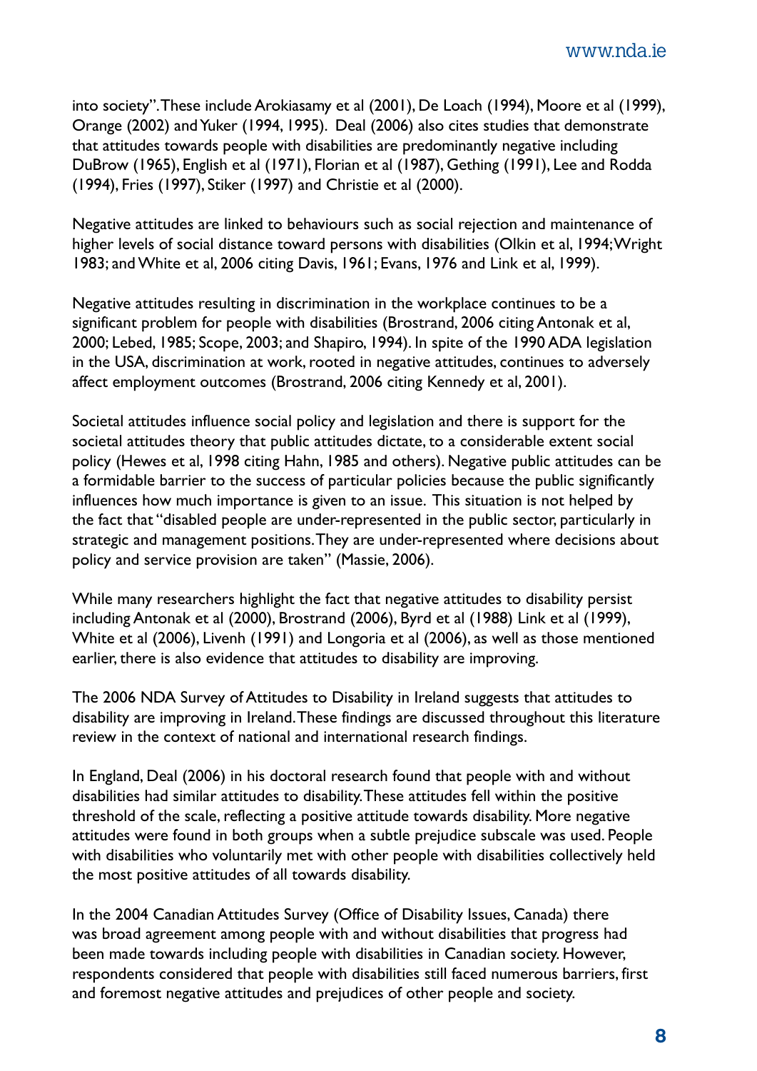into society". These include Arokiasamy et al (2001), De Loach (1994), Moore et al (1999), Orange (2002) and Yuker (1994, 1995). Deal (2006) also cites studies that demonstrate that attitudes towards people with disabilities are predominantly negative including DuBrow (1965), English et al (1971), Florian et al (1987), Gething (1991), Lee and Rodda (1994), Fries (1997), Stiker (1997) and Christie et al (2000).

Negative attitudes are linked to behaviours such as social rejection and maintenance of higher levels of social distance toward persons with disabilities (Olkin et al, 1994; Wright 1983; and White et al, 2006 citing Davis, 1961; Evans, 1976 and Link et al, 1999).

Negative attitudes resulting in discrimination in the workplace continues to be a significant problem for people with disabilities (Brostrand, 2006 citing Antonak et al, 2000; Lebed, 1985; Scope, 2003; and Shapiro, 1994). In spite of the 1990 ADA legislation in the USA, discrimination at work, rooted in negative attitudes, continues to adversely affect employment outcomes (Brostrand, 2006 citing Kennedy et al, 2001).

Societal attitudes influence social policy and legislation and there is support for the societal attitudes theory that public attitudes dictate, to a considerable extent social policy (Hewes et al, 1998 citing Hahn, 1985 and others). Negative public attitudes can be a formidable barrier to the success of particular policies because the public significantly influences how much importance is given to an issue. This situation is not helped by the fact that "disabled people are under-represented in the public sector, particularly in strategic and management positions. They are under-represented where decisions about policy and service provision are taken" (Massie, 2006).

While many researchers highlight the fact that negative attitudes to disability persist including Antonak et al (2000), Brostrand (2006), Byrd et al (1988) Link et al (1999), White et al (2006), Livenh (1991) and Longoria et al (2006), as well as those mentioned earlier, there is also evidence that attitudes to disability are improving.

The 2006 NDA Survey of Attitudes to Disability in Ireland suggests that attitudes to disability are improving in Ireland. These findings are discussed throughout this literature review in the context of national and international research findings.

In England, Deal (2006) in his doctoral research found that people with and without disabilities had similar attitudes to disability. These attitudes fell within the positive threshold of the scale, reflecting a positive attitude towards disability. More negative attitudes were found in both groups when a subtle prejudice subscale was used. People with disabilities who voluntarily met with other people with disabilities collectively held the most positive attitudes of all towards disability.

In the 2004 Canadian Attitudes Survey (Office of Disability Issues, Canada) there was broad agreement among people with and without disabilities that progress had been made towards including people with disabilities in Canadian society. However, respondents considered that people with disabilities still faced numerous barriers, first and foremost negative attitudes and prejudices of other people and society.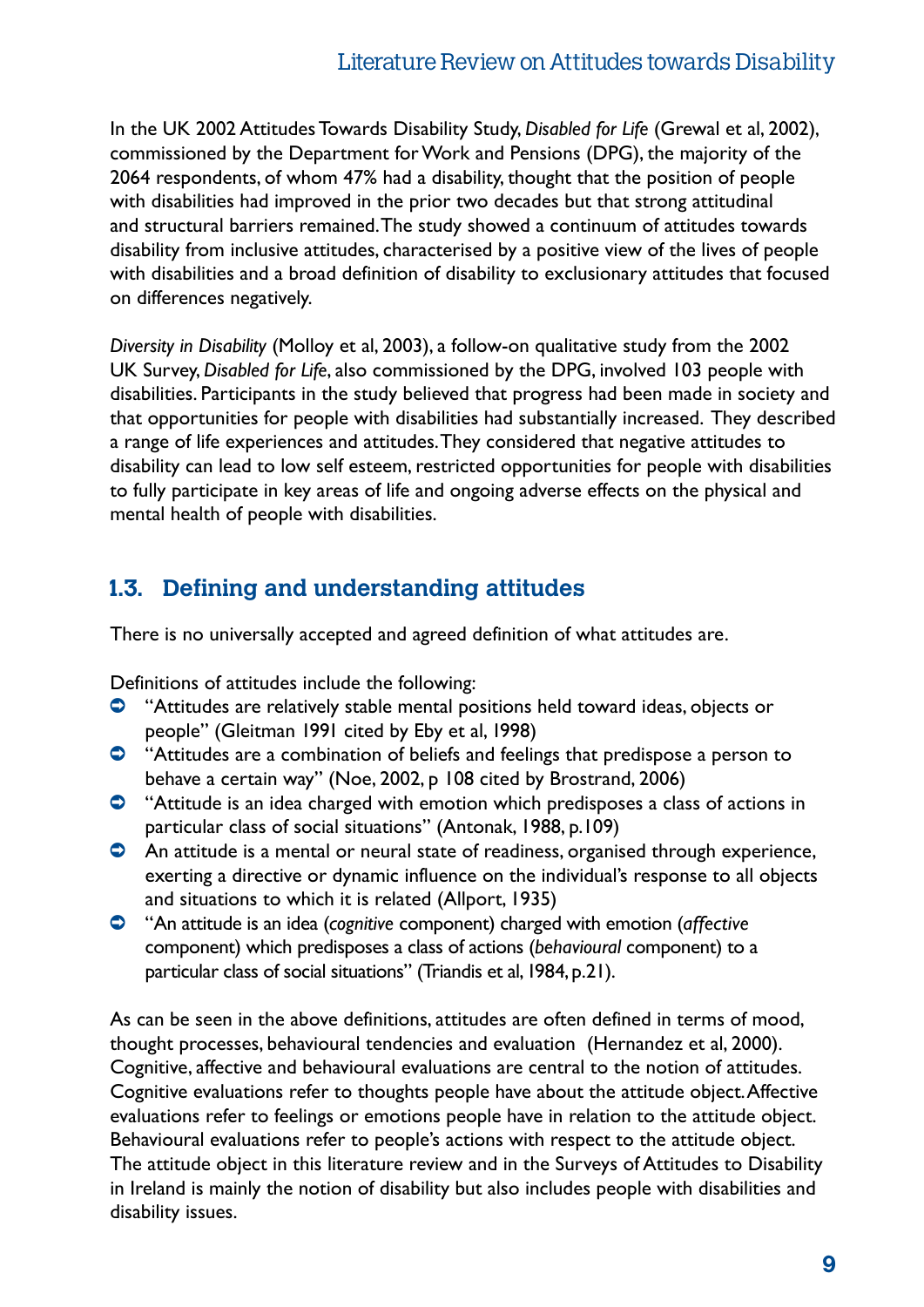In the UK 2002 Attitudes Towards Disability Study, *Disabled for Life* (Grewal et al, 2002), commissioned by the Department for Work and Pensions (DPG), the majority of the 2064 respondents, of whom 47% had a disability, thought that the position of people with disabilities had improved in the prior two decades but that strong attitudinal and structural barriers remained. The study showed a continuum of attitudes towards disability from inclusive attitudes, characterised by a positive view of the lives of people with disabilities and a broad definition of disability to exclusionary attitudes that focused on differences negatively.

*Diversity in Disability* (Molloy et al, 2003), a follow-on qualitative study from the 2002 UK Survey, *Disabled for Life*, also commissioned by the DPG, involved 103 people with disabilities. Participants in the study believed that progress had been made in society and that opportunities for people with disabilities had substantially increased. They described a range of life experiences and attitudes. They considered that negative attitudes to disability can lead to low self esteem, restricted opportunities for people with disabilities to fully participate in key areas of life and ongoing adverse effects on the physical and mental health of people with disabilities.

## 1.3. Defining and understanding attitudes

There is no universally accepted and agreed definition of what attitudes are.

Definitions of attitudes include the following:

- "Attitudes are relatively stable mental positions held toward ideas, objects or people" (Gleitman 1991 cited by Eby et al, 1998)
- "Attitudes are a combination of beliefs and feelings that predispose a person to behave a certain way" (Noe, 2002, p 108 cited by Brostrand, 2006)
- "Attitude is an idea charged with emotion which predisposes a class of actions in particular class of social situations" (Antonak, 1988, p.109)
- An attitude is a mental or neural state of readiness, organised through experience, exerting a directive or dynamic influence on the individual's response to all objects and situations to which it is related (Allport, 1935)
- "An attitude is an idea (*cognitive* component) charged with emotion (*affective* component) which predisposes a class of actions (*behavioural* component) to a particular class of social situations" (Triandis et al, 1984, p.21).

As can be seen in the above definitions, attitudes are often defined in terms of mood, thought processes, behavioural tendencies and evaluation (Hernandez et al, 2000). Cognitive, affective and behavioural evaluations are central to the notion of attitudes. Cognitive evaluations refer to thoughts people have about the attitude object. Affective evaluations refer to feelings or emotions people have in relation to the attitude object. Behavioural evaluations refer to people's actions with respect to the attitude object. The attitude object in this literature review and in the Surveys of Attitudes to Disability in Ireland is mainly the notion of disability but also includes people with disabilities and disability issues.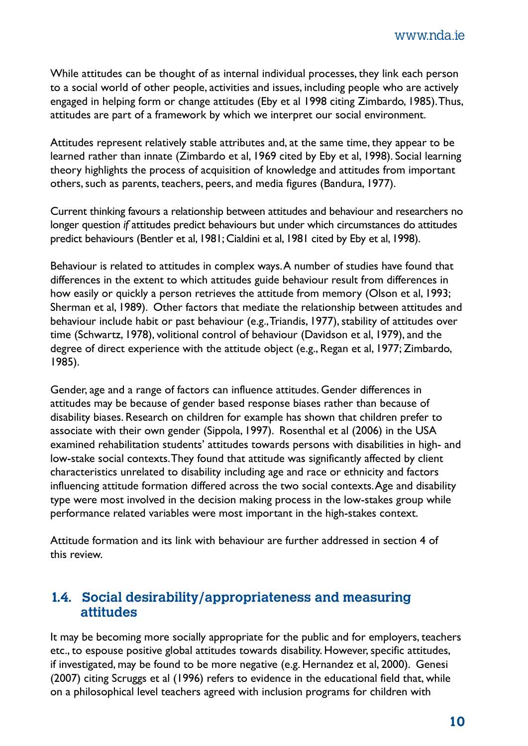While attitudes can be thought of as internal individual processes, they link each person to a social world of other people, activities and issues, including people who are actively engaged in helping form or change attitudes (Eby et al 1998 citing Zimbardo, 1985). Thus, attitudes are part of a framework by which we interpret our social environment.

Attitudes represent relatively stable attributes and, at the same time, they appear to be learned rather than innate (Zimbardo et al, 1969 cited by Eby et al, 1998). Social learning theory highlights the process of acquisition of knowledge and attitudes from important others, such as parents, teachers, peers, and media figures (Bandura, 1977).

Current thinking favours a relationship between attitudes and behaviour and researchers no longer question *if* attitudes predict behaviours but under which circumstances do attitudes predict behaviours (Bentler et al, 1981; Cialdini et al, 1981 cited by Eby et al, 1998).

Behaviour is related to attitudes in complex ways. A number of studies have found that differences in the extent to which attitudes guide behaviour result from differences in how easily or quickly a person retrieves the attitude from memory (Olson et al, 1993; Sherman et al, 1989). Other factors that mediate the relationship between attitudes and behaviour include habit or past behaviour (e.g., Triandis, 1977), stability of attitudes over time (Schwartz, 1978), volitional control of behaviour (Davidson et al, 1979), and the degree of direct experience with the attitude object (e.g., Regan et al, 1977; Zimbardo, 1985).

Gender, age and a range of factors can influence attitudes. Gender differences in attitudes may be because of gender based response biases rather than because of disability biases. Research on children for example has shown that children prefer to associate with their own gender (Sippola, 1997). Rosenthal et al (2006) in the USA examined rehabilitation students' attitudes towards persons with disabilities in high- and low-stake social contexts. They found that attitude was significantly affected by client characteristics unrelated to disability including age and race or ethnicity and factors influencing attitude formation differed across the two social contexts. Age and disability type were most involved in the decision making process in the low-stakes group while performance related variables were most important in the high-stakes context.

Attitude formation and its link with behaviour are further addressed in section 4 of this review.

## 1.4. Social desirability/appropriateness and measuring attitudes

It may be becoming more socially appropriate for the public and for employers, teachers etc., to espouse positive global attitudes towards disability. However, specific attitudes, if investigated, may be found to be more negative (e.g. Hernandez et al, 2000). Genesi (2007) citing Scruggs et al (1996) refers to evidence in the educational field that, while on a philosophical level teachers agreed with inclusion programs for children with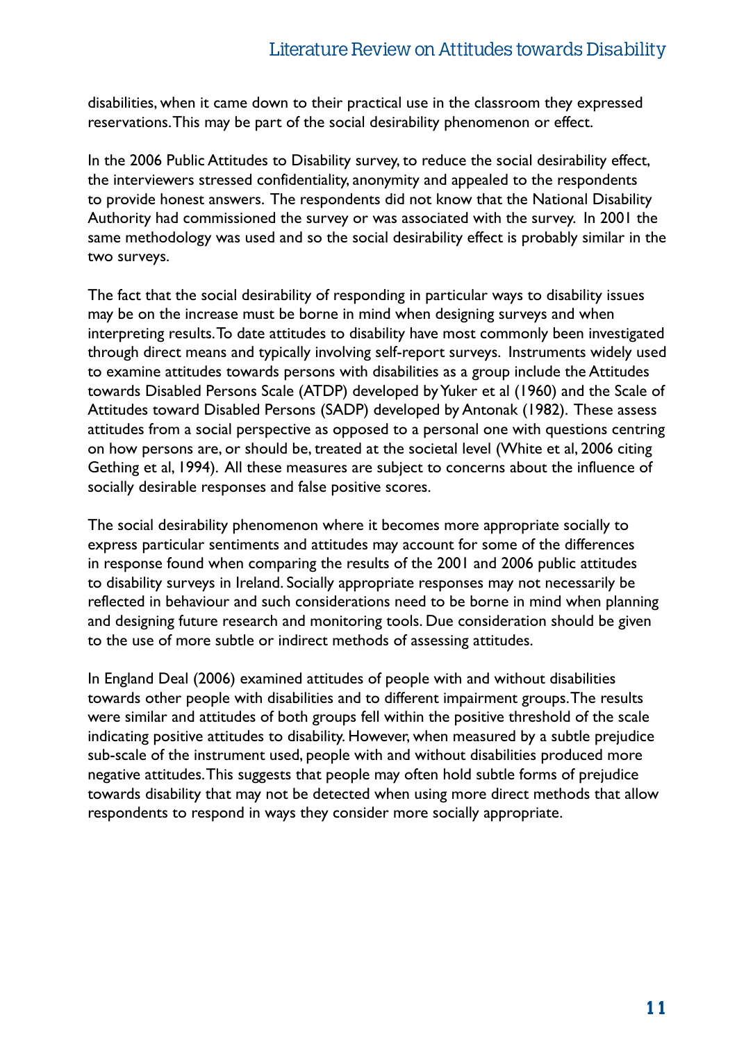disabilities, when it came down to their practical use in the classroom they expressed reservations. This may be part of the social desirability phenomenon or effect.

In the 2006 Public Attitudes to Disability survey, to reduce the social desirability effect, the interviewers stressed confidentiality, anonymity and appealed to the respondents to provide honest answers. The respondents did not know that the National Disability Authority had commissioned the survey or was associated with the survey. In 2001 the same methodology was used and so the social desirability effect is probably similar in the two surveys.

The fact that the social desirability of responding in particular ways to disability issues may be on the increase must be borne in mind when designing surveys and when interpreting results. To date attitudes to disability have most commonly been investigated through direct means and typically involving self-report surveys. Instruments widely used to examine attitudes towards persons with disabilities as a group include the Attitudes towards Disabled Persons Scale (ATDP) developed by Yuker et al (1960) and the Scale of Attitudes toward Disabled Persons (SADP) developed by Antonak (1982). These assess attitudes from a social perspective as opposed to a personal one with questions centring on how persons are, or should be, treated at the societal level (White et al, 2006 citing Gething et al, 1994). All these measures are subject to concerns about the influence of socially desirable responses and false positive scores.

The social desirability phenomenon where it becomes more appropriate socially to express particular sentiments and attitudes may account for some of the differences in response found when comparing the results of the 2001 and 2006 public attitudes to disability surveys in Ireland. Socially appropriate responses may not necessarily be reflected in behaviour and such considerations need to be borne in mind when planning and designing future research and monitoring tools. Due consideration should be given to the use of more subtle or indirect methods of assessing attitudes.

In England Deal (2006) examined attitudes of people with and without disabilities towards other people with disabilities and to different impairment groups. The results were similar and attitudes of both groups fell within the positive threshold of the scale indicating positive attitudes to disability. However, when measured by a subtle prejudice sub-scale of the instrument used, people with and without disabilities produced more negative attitudes. This suggests that people may often hold subtle forms of prejudice towards disability that may not be detected when using more direct methods that allow respondents to respond in ways they consider more socially appropriate.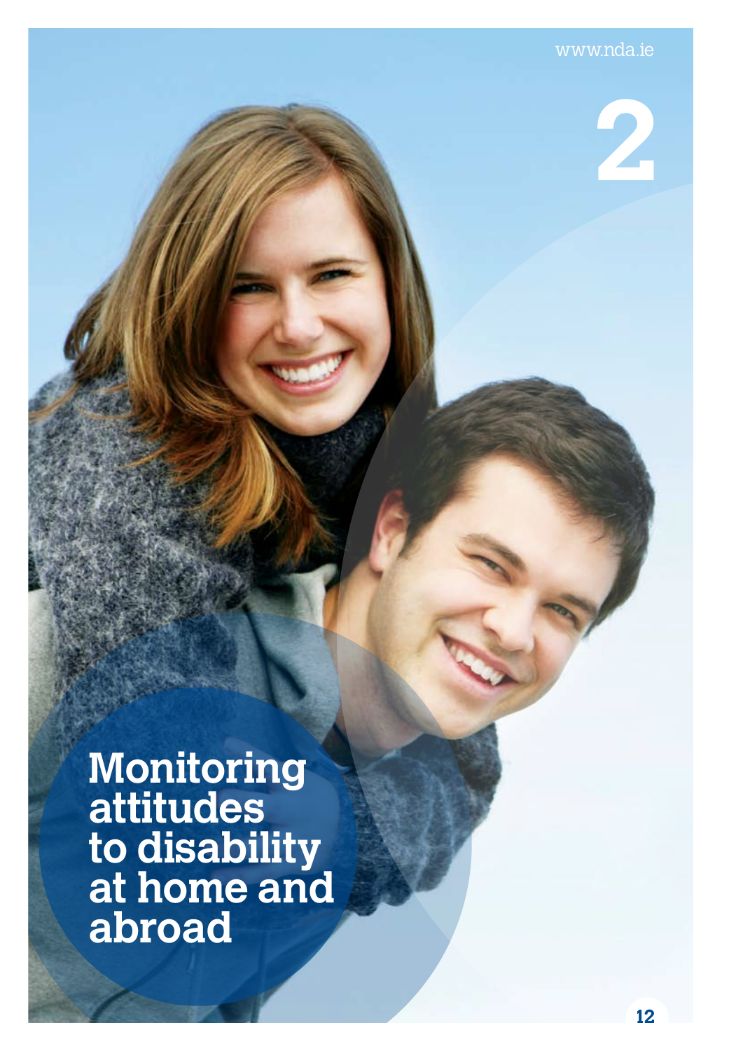# 2

# Monitoring attitudes to disability at home and abroad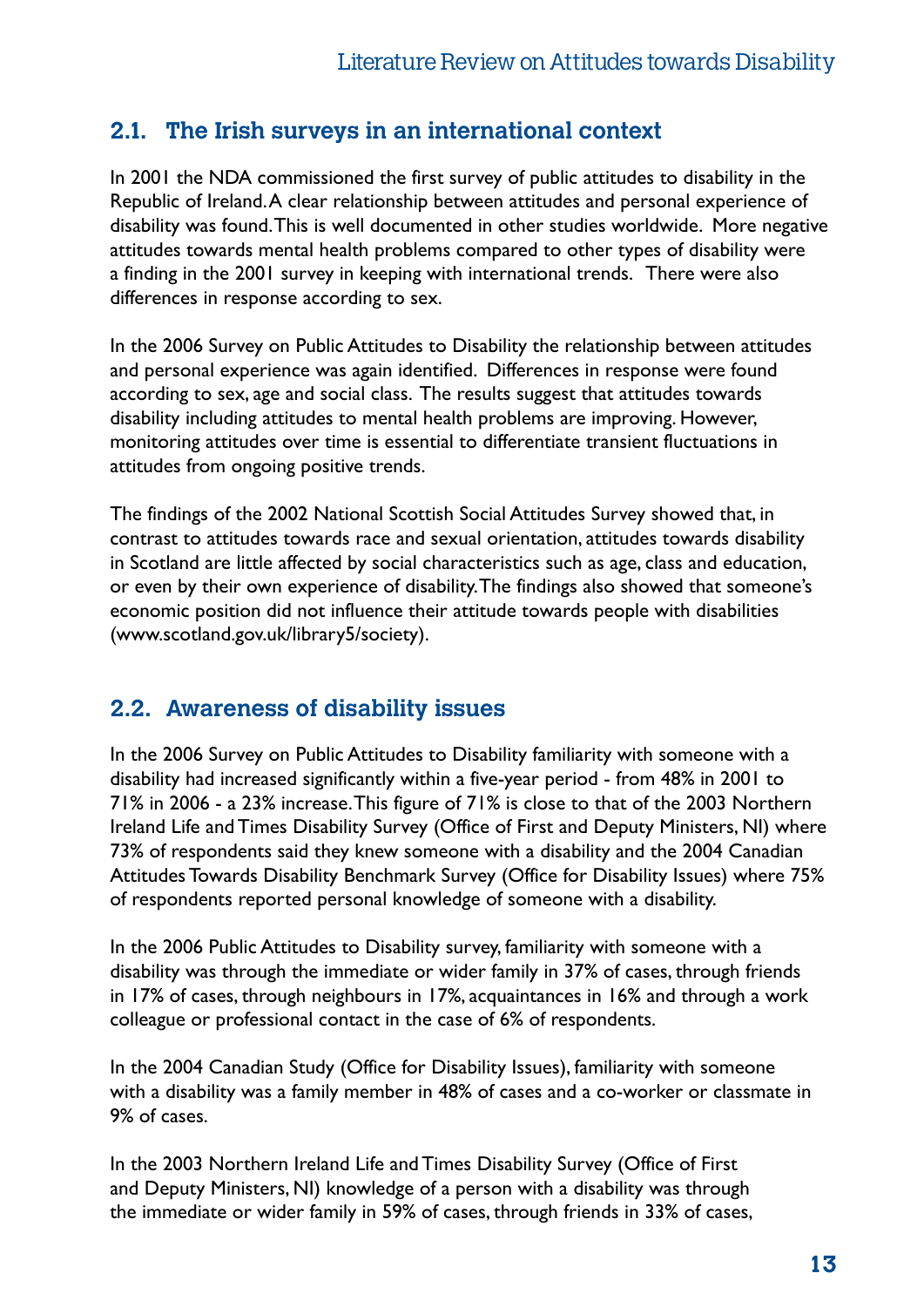## 2.1. The Irish surveys in an international context

In 2001 the NDA commissioned the first survey of public attitudes to disability in the Republic of Ireland. A clear relationship between attitudes and personal experience of disability was found. This is well documented in other studies worldwide. More negative attitudes towards mental health problems compared to other types of disability were a finding in the 2001 survey in keeping with international trends. There were also differences in response according to sex.

In the 2006 Survey on Public Attitudes to Disability the relationship between attitudes and personal experience was again identified. Differences in response were found according to sex, age and social class. The results suggest that attitudes towards disability including attitudes to mental health problems are improving. However, monitoring attitudes over time is essential to differentiate transient fluctuations in attitudes from ongoing positive trends.

The findings of the 2002 National Scottish Social Attitudes Survey showed that, in contrast to attitudes towards race and sexual orientation, attitudes towards disability in Scotland are little affected by social characteristics such as age, class and education, or even by their own experience of disability. The findings also showed that someone's economic position did not influence their attitude towards people with disabilities (www.scotland.gov.uk/library5/society).

## 2.2. Awareness of disability issues

In the 2006 Survey on Public Attitudes to Disability familiarity with someone with a disability had increased significantly within a five-year period - from 48% in 2001 to 71% in 2006 - a 23% increase. This figure of 71% is close to that of the 2003 Northern Ireland Life and Times Disability Survey (Office of First and Deputy Ministers, NI) where 73% of respondents said they knew someone with a disability and the 2004 Canadian Attitudes Towards Disability Benchmark Survey (Office for Disability Issues) where 75% of respondents reported personal knowledge of someone with a disability.

In the 2006 Public Attitudes to Disability survey, familiarity with someone with a disability was through the immediate or wider family in 37% of cases, through friends in 17% of cases, through neighbours in 17%, acquaintances in 16% and through a work colleague or professional contact in the case of 6% of respondents.

In the 2004 Canadian Study (Office for Disability Issues), familiarity with someone with a disability was a family member in 48% of cases and a co-worker or classmate in 9% of cases.

In the 2003 Northern Ireland Life and Times Disability Survey (Office of First and Deputy Ministers, NI) knowledge of a person with a disability was through the immediate or wider family in 59% of cases, through friends in 33% of cases,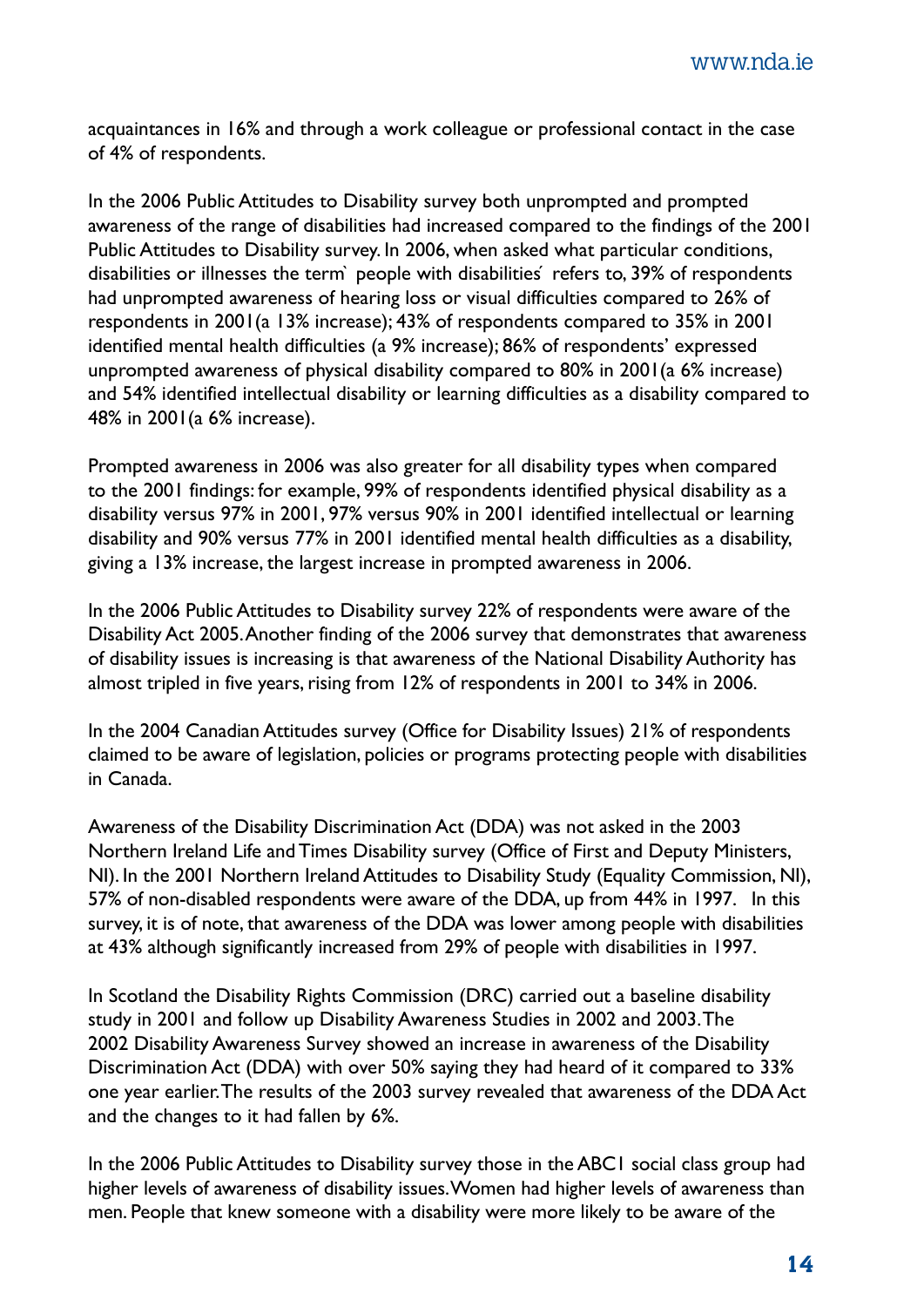acquaintances in 16% and through a work colleague or professional contact in the case of 4% of respondents.

In the 2006 Public Attitudes to Disability survey both unprompted and prompted awareness of the range of disabilities had increased compared to the findings of the 2001 Public Attitudes to Disability survey. In 2006, when asked what particular conditions, disabilities or illnesses the term` people with disabilities´ refers to, 39% of respondents had unprompted awareness of hearing loss or visual difficulties compared to 26% of respondents in 2001(a 13% increase); 43% of respondents compared to 35% in 2001 identified mental health difficulties (a 9% increase); 86% of respondents' expressed unprompted awareness of physical disability compared to 80% in 2001(a 6% increase) and 54% identified intellectual disability or learning difficulties as a disability compared to 48% in 2001(a 6% increase).

Prompted awareness in 2006 was also greater for all disability types when compared to the 2001 findings: for example, 99% of respondents identified physical disability as a disability versus 97% in 2001, 97% versus 90% in 2001 identified intellectual or learning disability and 90% versus 77% in 2001 identified mental health difficulties as a disability, giving a 13% increase, the largest increase in prompted awareness in 2006.

In the 2006 Public Attitudes to Disability survey 22% of respondents were aware of the Disability Act 2005. Another finding of the 2006 survey that demonstrates that awareness of disability issues is increasing is that awareness of the National Disability Authority has almost tripled in five years, rising from 12% of respondents in 2001 to 34% in 2006.

In the 2004 Canadian Attitudes survey (Office for Disability Issues) 21% of respondents claimed to be aware of legislation, policies or programs protecting people with disabilities in Canada.

Awareness of the Disability Discrimination Act (DDA) was not asked in the 2003 Northern Ireland Life and Times Disability survey (Office of First and Deputy Ministers, NI). In the 2001 Northern Ireland Attitudes to Disability Study (Equality Commission, NI), 57% of non-disabled respondents were aware of the DDA, up from 44% in 1997. In this survey, it is of note, that awareness of the DDA was lower among people with disabilities at 43% although significantly increased from 29% of people with disabilities in 1997.

In Scotland the Disability Rights Commission (DRC) carried out a baseline disability study in 2001 and follow up Disability Awareness Studies in 2002 and 2003. The 2002 Disability Awareness Survey showed an increase in awareness of the Disability Discrimination Act (DDA) with over 50% saying they had heard of it compared to 33% one year earlier. The results of the 2003 survey revealed that awareness of the DDA Act and the changes to it had fallen by 6%.

In the 2006 Public Attitudes to Disability survey those in the ABC1 social class group had higher levels of awareness of disability issues. Women had higher levels of awareness than men. People that knew someone with a disability were more likely to be aware of the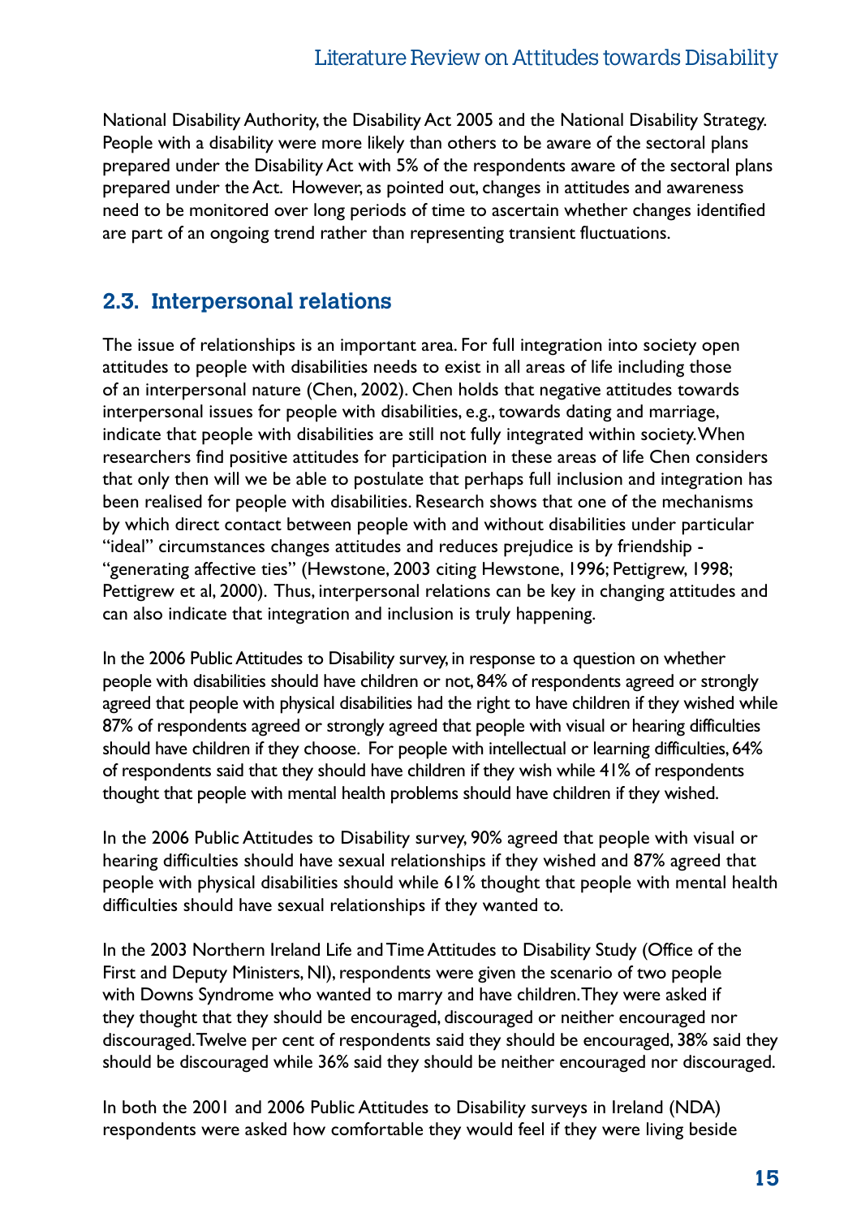National Disability Authority, the Disability Act 2005 and the National Disability Strategy. People with a disability were more likely than others to be aware of the sectoral plans prepared under the Disability Act with 5% of the respondents aware of the sectoral plans prepared under the Act. However, as pointed out, changes in attitudes and awareness need to be monitored over long periods of time to ascertain whether changes identified are part of an ongoing trend rather than representing transient fluctuations.

## 2.3. Interpersonal relations

The issue of relationships is an important area. For full integration into society open attitudes to people with disabilities needs to exist in all areas of life including those of an interpersonal nature (Chen, 2002). Chen holds that negative attitudes towards interpersonal issues for people with disabilities, e.g., towards dating and marriage, indicate that people with disabilities are still not fully integrated within society. When researchers find positive attitudes for participation in these areas of life Chen considers that only then will we be able to postulate that perhaps full inclusion and integration has been realised for people with disabilities. Research shows that one of the mechanisms by which direct contact between people with and without disabilities under particular "ideal" circumstances changes attitudes and reduces prejudice is by friendship - "generating affective ties" (Hewstone, 2003 citing Hewstone, 1996; Pettigrew, 1998; Pettigrew et al, 2000). Thus, interpersonal relations can be key in changing attitudes and can also indicate that integration and inclusion is truly happening.

In the 2006 Public Attitudes to Disability survey, in response to a question on whether people with disabilities should have children or not, 84% of respondents agreed or strongly agreed that people with physical disabilities had the right to have children if they wished while 87% of respondents agreed or strongly agreed that people with visual or hearing difficulties should have children if they choose. For people with intellectual or learning difficulties, 64% of respondents said that they should have children if they wish while 41% of respondents thought that people with mental health problems should have children if they wished.

In the 2006 Public Attitudes to Disability survey, 90% agreed that people with visual or hearing difficulties should have sexual relationships if they wished and 87% agreed that people with physical disabilities should while 61% thought that people with mental health difficulties should have sexual relationships if they wanted to.

In the 2003 Northern Ireland Life and Time Attitudes to Disability Study (Office of the First and Deputy Ministers, NI), respondents were given the scenario of two people with Downs Syndrome who wanted to marry and have children. They were asked if they thought that they should be encouraged, discouraged or neither encouraged nor discouraged. Twelve per cent of respondents said they should be encouraged, 38% said they should be discouraged while 36% said they should be neither encouraged nor discouraged.

In both the 2001 and 2006 Public Attitudes to Disability surveys in Ireland (NDA) respondents were asked how comfortable they would feel if they were living beside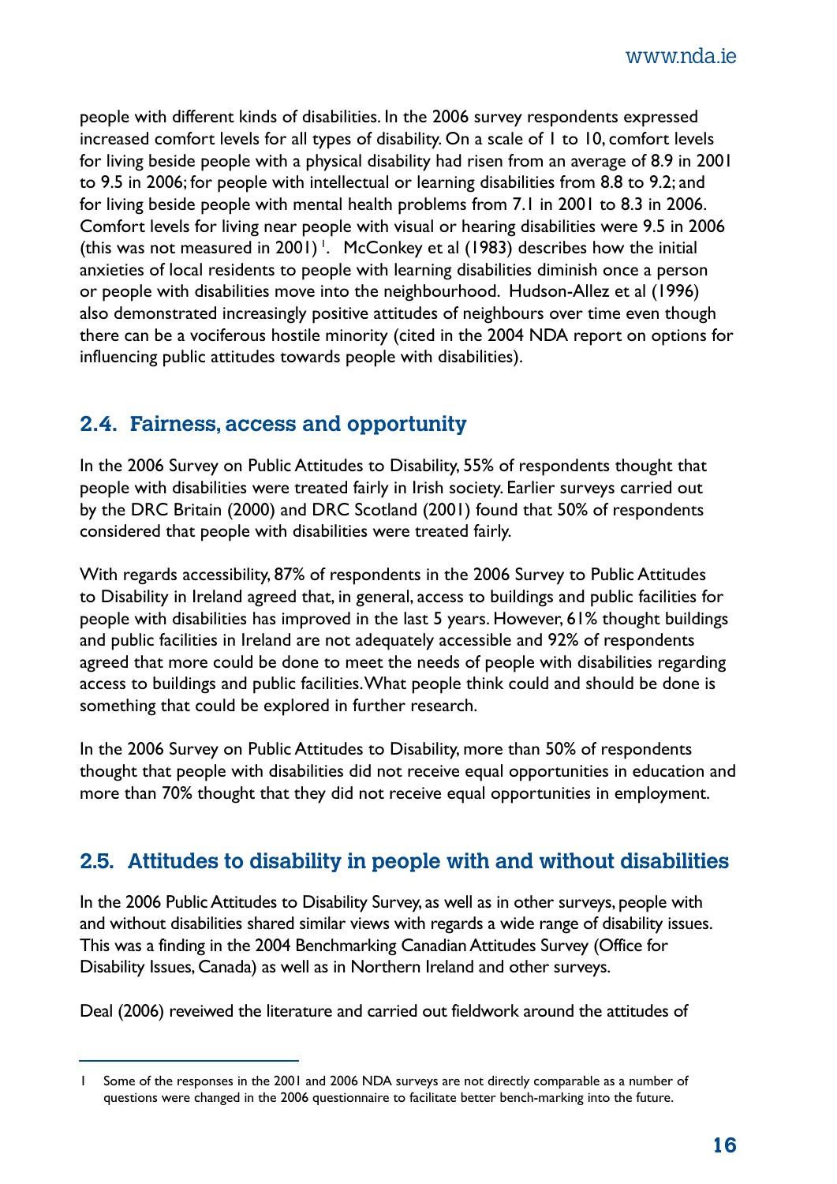people with different kinds of disabilities. In the 2006 survey respondents expressed increased comfort levels for all types of disability. On a scale of 1 to 10, comfort levels for living beside people with a physical disability had risen from an average of 8.9 in 2001 to 9.5 in 2006; for people with intellectual or learning disabilities from 8.8 to 9.2; and for living beside people with mental health problems from 7.1 in 2001 to 8.3 in 2006. Comfort levels for living near people with visual or hearing disabilities were 9.5 in 2006 (this was not measured in 2001) [1]. McConkey et al (1983) describes how the initial anxieties of local residents to people with learning disabilities diminish once a person or people with disabilities move into the neighbourhood. Hudson-Allez et al (1996) also demonstrated increasingly positive attitudes of neighbours over time even though there can be a vociferous hostile minority (cited in the 2004 NDA report on options for influencing public attitudes towards people with disabilities).

## 2.4. Fairness, access and opportunity

In the 2006 Survey on Public Attitudes to Disability, 55% of respondents thought that people with disabilities were treated fairly in Irish society. Earlier surveys carried out by the DRC Britain (2000) and DRC Scotland (2001) found that 50% of respondents considered that people with disabilities were treated fairly.

With regards accessibility, 87% of respondents in the 2006 Survey to Public Attitudes to Disability in Ireland agreed that, in general, access to buildings and public facilities for people with disabilities has improved in the last 5 years. However, 61% thought buildings and public facilities in Ireland are not adequately accessible and 92% of respondents agreed that more could be done to meet the needs of people with disabilities regarding access to buildings and public facilities. What people think could and should be done is something that could be explored in further research.

In the 2006 Survey on Public Attitudes to Disability, more than 50% of respondents thought that people with disabilities did not receive equal opportunities in education and more than 70% thought that they did not receive equal opportunities in employment.

## 2.5. Attitudes to disability in people with and without disabilities

In the 2006 Public Attitudes to Disability Survey, as well as in other surveys, people with and without disabilities shared similar views with regards a wide range of disability issues. This was a finding in the 2004 Benchmarking Canadian Attitudes Survey (Office for Disability Issues, Canada) as well as in Northern Ireland and other surveys.

Deal (2006) reveiwed the literature and carried out fieldwork around the attitudes of

---

1 Some of the responses in the 2001 and 2006 NDA surveys are not directly comparable as a number of questions were changed in the 2006 questionnaire to facilitate better bench-marking into the future.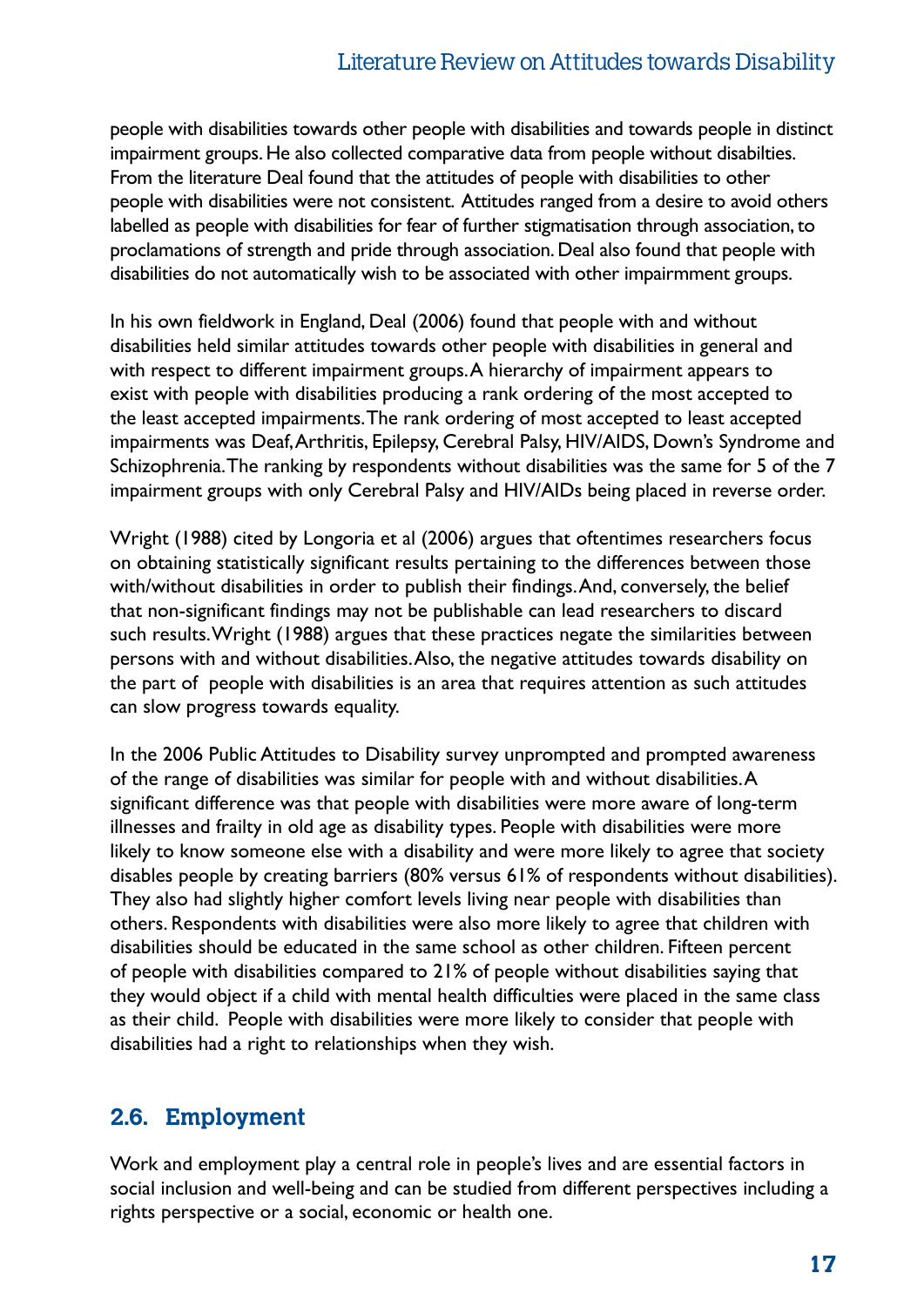people with disabilities towards other people with disabilities and towards people in distinct impairment groups. He also collected comparative data from people without disabilties. From the literature Deal found that the attitudes of people with disabilities to other people with disabilities were not consistent. Attitudes ranged from a desire to avoid others labelled as people with disabilities for fear of further stigmatisation through association, to proclamations of strength and pride through association. Deal also found that people with disabilities do not automatically wish to be associated with other impairmment groups.

In his own fieldwork in England, Deal (2006) found that people with and without disabilities held similar attitudes towards other people with disabilities in general and with respect to different impairment groups. A hierarchy of impairment appears to exist with people with disabilities producing a rank ordering of the most accepted to the least accepted impairments. The rank ordering of most accepted to least accepted impairments was Deaf, Arthritis, Epilepsy, Cerebral Palsy, HIV/AIDS, Down's Syndrome and Schizophrenia. The ranking by respondents without disabilities was the same for 5 of the 7 impairment groups with only Cerebral Palsy and HIV/AIDs being placed in reverse order.

Wright (1988) cited by Longoria et al (2006) argues that oftentimes researchers focus on obtaining statistically significant results pertaining to the differences between those with/without disabilities in order to publish their findings. And, conversely, the belief that non-significant findings may not be publishable can lead researchers to discard such results. Wright (1988) argues that these practices negate the similarities between persons with and without disabilities. Also, the negative attitudes towards disability on the part of people with disabilities is an area that requires attention as such attitudes can slow progress towards equality.

In the 2006 Public Attitudes to Disability survey unprompted and prompted awareness of the range of disabilities was similar for people with and without disabilities. A significant difference was that people with disabilities were more aware of long-term illnesses and frailty in old age as disability types. People with disabilities were more likely to know someone else with a disability and were more likely to agree that society disables people by creating barriers (80% versus 61% of respondents without disabilities). They also had slightly higher comfort levels living near people with disabilities than others. Respondents with disabilities were also more likely to agree that children with disabilities should be educated in the same school as other children. Fifteen percent of people with disabilities compared to 21% of people without disabilities saying that they would object if a child with mental health difficulties were placed in the same class as their child. People with disabilities were more likely to consider that people with disabilities had a right to relationships when they wish.

## 2.6. Employment

Work and employment play a central role in people's lives and are essential factors in social inclusion and well-being and can be studied from different perspectives including a rights perspective or a social, economic or health one.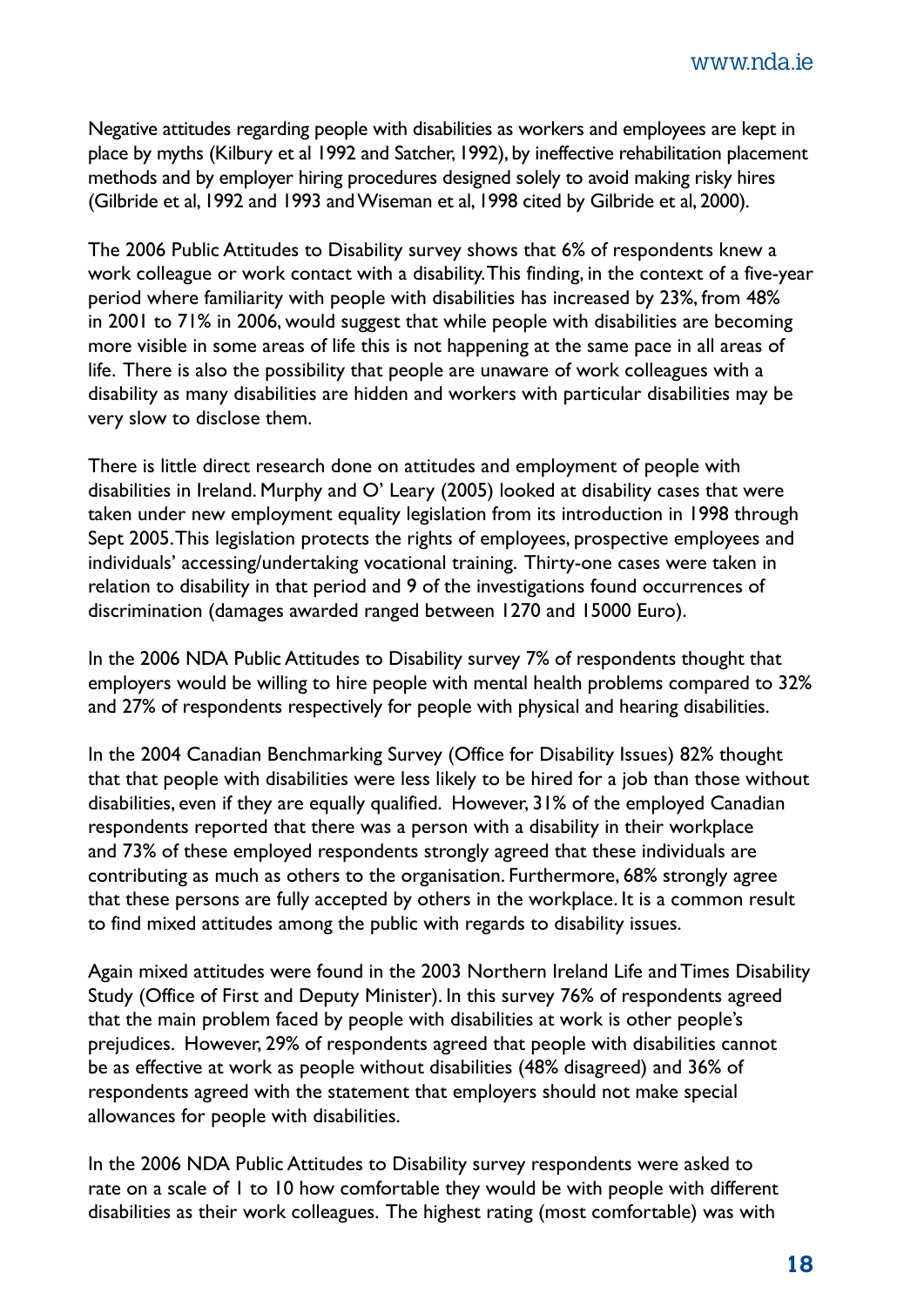Negative attitudes regarding people with disabilities as workers and employees are kept in place by myths (Kilbury et al 1992 and Satcher, 1992), by ineffective rehabilitation placement methods and by employer hiring procedures designed solely to avoid making risky hires (Gilbride et al, 1992 and 1993 and Wiseman et al, 1998 cited by Gilbride et al, 2000).

The 2006 Public Attitudes to Disability survey shows that 6% of respondents knew a work colleague or work contact with a disability. This finding, in the context of a five-year period where familiarity with people with disabilities has increased by 23%, from 48% in 2001 to 71% in 2006, would suggest that while people with disabilities are becoming more visible in some areas of life this is not happening at the same pace in all areas of life. There is also the possibility that people are unaware of work colleagues with a disability as many disabilities are hidden and workers with particular disabilities may be very slow to disclose them.

There is little direct research done on attitudes and employment of people with disabilities in Ireland. Murphy and O' Leary (2005) looked at disability cases that were taken under new employment equality legislation from its introduction in 1998 through Sept 2005. This legislation protects the rights of employees, prospective employees and individuals' accessing/undertaking vocational training. Thirty-one cases were taken in relation to disability in that period and 9 of the investigations found occurrences of discrimination (damages awarded ranged between 1270 and 15000 Euro).

In the 2006 NDA Public Attitudes to Disability survey 7% of respondents thought that employers would be willing to hire people with mental health problems compared to 32% and 27% of respondents respectively for people with physical and hearing disabilities.

In the 2004 Canadian Benchmarking Survey (Office for Disability Issues) 82% thought that that people with disabilities were less likely to be hired for a job than those without disabilities, even if they are equally qualified. However, 31% of the employed Canadian respondents reported that there was a person with a disability in their workplace and 73% of these employed respondents strongly agreed that these individuals are contributing as much as others to the organisation. Furthermore, 68% strongly agree that these persons are fully accepted by others in the workplace. It is a common result to find mixed attitudes among the public with regards to disability issues.

Again mixed attitudes were found in the 2003 Northern Ireland Life and Times Disability Study (Office of First and Deputy Minister). In this survey 76% of respondents agreed that the main problem faced by people with disabilities at work is other people's prejudices. However, 29% of respondents agreed that people with disabilities cannot be as effective at work as people without disabilities (48% disagreed) and 36% of respondents agreed with the statement that employers should not make special allowances for people with disabilities.

In the 2006 NDA Public Attitudes to Disability survey respondents were asked to rate on a scale of 1 to 10 how comfortable they would be with people with different disabilities as their work colleagues. The highest rating (most comfortable) was with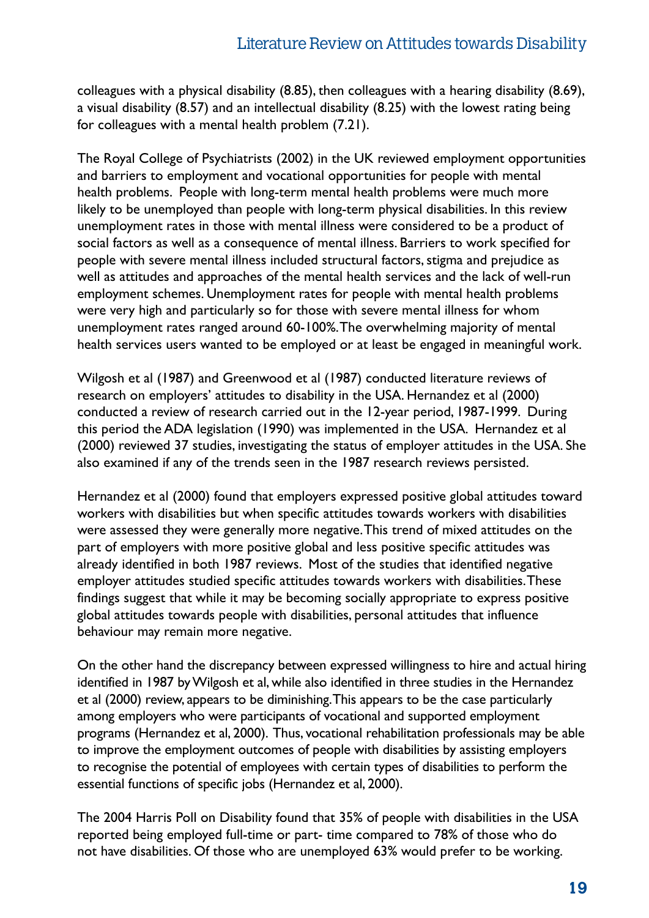colleagues with a physical disability (8.85), then colleagues with a hearing disability (8.69), a visual disability (8.57) and an intellectual disability (8.25) with the lowest rating being for colleagues with a mental health problem (7.21).

The Royal College of Psychiatrists (2002) in the UK reviewed employment opportunities and barriers to employment and vocational opportunities for people with mental health problems. People with long-term mental health problems were much more likely to be unemployed than people with long-term physical disabilities. In this review unemployment rates in those with mental illness were considered to be a product of social factors as well as a consequence of mental illness. Barriers to work specified for people with severe mental illness included structural factors, stigma and prejudice as well as attitudes and approaches of the mental health services and the lack of well-run employment schemes. Unemployment rates for people with mental health problems were very high and particularly so for those with severe mental illness for whom unemployment rates ranged around 60-100%. The overwhelming majority of mental health services users wanted to be employed or at least be engaged in meaningful work.

Wilgosh et al (1987) and Greenwood et al (1987) conducted literature reviews of research on employers' attitudes to disability in the USA. Hernandez et al (2000) conducted a review of research carried out in the 12-year period, 1987-1999. During this period the ADA legislation (1990) was implemented in the USA. Hernandez et al (2000) reviewed 37 studies, investigating the status of employer attitudes in the USA. She also examined if any of the trends seen in the 1987 research reviews persisted.

Hernandez et al (2000) found that employers expressed positive global attitudes toward workers with disabilities but when specific attitudes towards workers with disabilities were assessed they were generally more negative. This trend of mixed attitudes on the part of employers with more positive global and less positive specific attitudes was already identified in both 1987 reviews. Most of the studies that identified negative employer attitudes studied specific attitudes towards workers with disabilities. These findings suggest that while it may be becoming socially appropriate to express positive global attitudes towards people with disabilities, personal attitudes that influence behaviour may remain more negative.

On the other hand the discrepancy between expressed willingness to hire and actual hiring identified in 1987 by Wilgosh et al, while also identified in three studies in the Hernandez et al (2000) review, appears to be diminishing. This appears to be the case particularly among employers who were participants of vocational and supported employment programs (Hernandez et al, 2000). Thus, vocational rehabilitation professionals may be able to improve the employment outcomes of people with disabilities by assisting employers to recognise the potential of employees with certain types of disabilities to perform the essential functions of specific jobs (Hernandez et al, 2000).

The 2004 Harris Poll on Disability found that 35% of people with disabilities in the USA reported being employed full-time or part- time compared to 78% of those who do not have disabilities. Of those who are unemployed 63% would prefer to be working.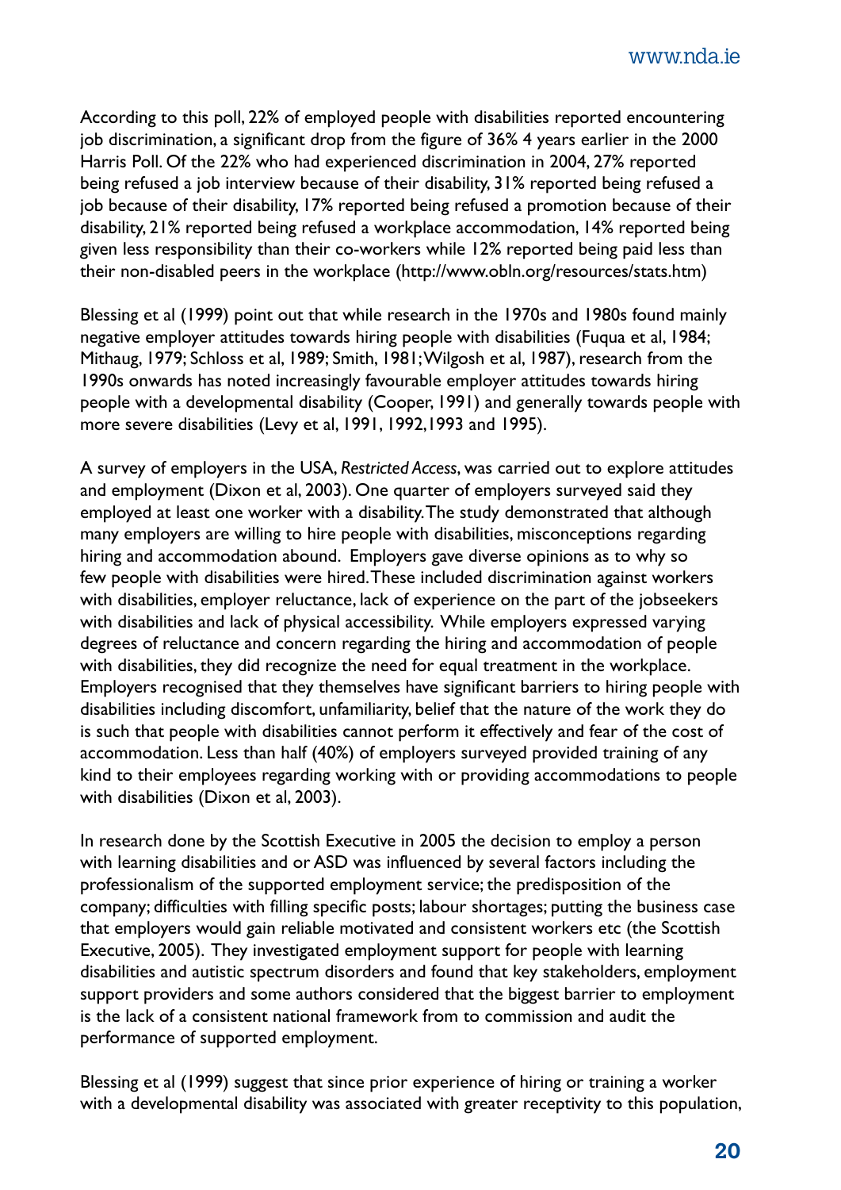According to this poll, 22% of employed people with disabilities reported encountering job discrimination, a significant drop from the figure of 36% 4 years earlier in the 2000 Harris Poll. Of the 22% who had experienced discrimination in 2004, 27% reported being refused a job interview because of their disability, 31% reported being refused a job because of their disability, 17% reported being refused a promotion because of their disability, 21% reported being refused a workplace accommodation, 14% reported being given less responsibility than their co-workers while 12% reported being paid less than their non-disabled peers in the workplace (http://www.obln.org/resources/stats.htm)

Blessing et al (1999) point out that while research in the 1970s and 1980s found mainly negative employer attitudes towards hiring people with disabilities (Fuqua et al, 1984; Mithaug, 1979; Schloss et al, 1989; Smith, 1981; Wilgosh et al, 1987), research from the 1990s onwards has noted increasingly favourable employer attitudes towards hiring people with a developmental disability (Cooper, 1991) and generally towards people with more severe disabilities (Levy et al, 1991, 1992, 1993 and 1995).

A survey of employers in the USA, *Restricted Access*, was carried out to explore attitudes and employment (Dixon et al, 2003). One quarter of employers surveyed said they employed at least one worker with a disability. The study demonstrated that although many employers are willing to hire people with disabilities, misconceptions regarding hiring and accommodation abound. Employers gave diverse opinions as to why so few people with disabilities were hired. These included discrimination against workers with disabilities, employer reluctance, lack of experience on the part of the jobseekers with disabilities and lack of physical accessibility. While employers expressed varying degrees of reluctance and concern regarding the hiring and accommodation of people with disabilities, they did recognize the need for equal treatment in the workplace. Employers recognised that they themselves have significant barriers to hiring people with disabilities including discomfort, unfamiliarity, belief that the nature of the work they do is such that people with disabilities cannot perform it effectively and fear of the cost of accommodation. Less than half (40%) of employers surveyed provided training of any kind to their employees regarding working with or providing accommodations to people with disabilities (Dixon et al, 2003).

In research done by the Scottish Executive in 2005 the decision to employ a person with learning disabilities and or ASD was influenced by several factors including the professionalism of the supported employment service; the predisposition of the company; difficulties with filling specific posts; labour shortages; putting the business case that employers would gain reliable motivated and consistent workers etc (the Scottish Executive, 2005). They investigated employment support for people with learning disabilities and autistic spectrum disorders and found that key stakeholders, employment support providers and some authors considered that the biggest barrier to employment is the lack of a consistent national framework from to commission and audit the performance of supported employment.

Blessing et al (1999) suggest that since prior experience of hiring or training a worker with a developmental disability was associated with greater receptivity to this population,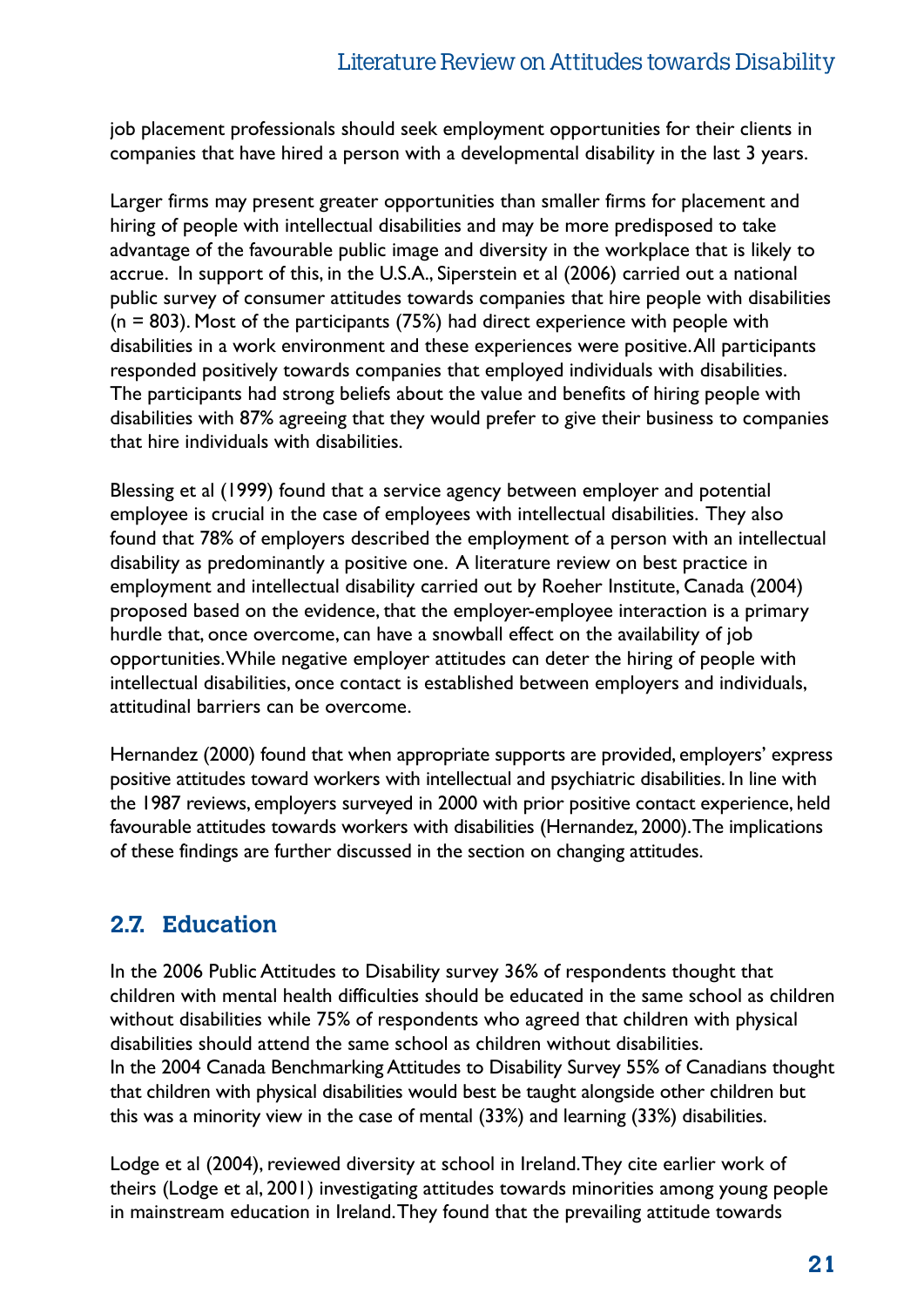job placement professionals should seek employment opportunities for their clients in companies that have hired a person with a developmental disability in the last 3 years.

Larger firms may present greater opportunities than smaller firms for placement and hiring of people with intellectual disabilities and may be more predisposed to take advantage of the favourable public image and diversity in the workplace that is likely to accrue. In support of this, in the U.S.A., Siperstein et al (2006) carried out a national public survey of consumer attitudes towards companies that hire people with disabilities (n = 803). Most of the participants (75%) had direct experience with people with disabilities in a work environment and these experiences were positive. All participants responded positively towards companies that employed individuals with disabilities. The participants had strong beliefs about the value and benefits of hiring people with disabilities with 87% agreeing that they would prefer to give their business to companies that hire individuals with disabilities.

Blessing et al (1999) found that a service agency between employer and potential employee is crucial in the case of employees with intellectual disabilities. They also found that 78% of employers described the employment of a person with an intellectual disability as predominantly a positive one. A literature review on best practice in employment and intellectual disability carried out by Roeher Institute, Canada (2004) proposed based on the evidence, that the employer-employee interaction is a primary hurdle that, once overcome, can have a snowball effect on the availability of job opportunities. While negative employer attitudes can deter the hiring of people with intellectual disabilities, once contact is established between employers and individuals, attitudinal barriers can be overcome.

Hernandez (2000) found that when appropriate supports are provided, employers' express positive attitudes toward workers with intellectual and psychiatric disabilities. In line with the 1987 reviews, employers surveyed in 2000 with prior positive contact experience, held favourable attitudes towards workers with disabilities (Hernandez, 2000). The implications of these findings are further discussed in the section on changing attitudes.

## 2.7. Education

In the 2006 Public Attitudes to Disability survey 36% of respondents thought that children with mental health difficulties should be educated in the same school as children without disabilities while 75% of respondents who agreed that children with physical disabilities should attend the same school as children without disabilities.
In the 2004 Canada Benchmarking Attitudes to Disability Survey 55% of Canadians thought that children with physical disabilities would best be taught alongside other children but this was a minority view in the case of mental (33%) and learning (33%) disabilities.

Lodge et al (2004), reviewed diversity at school in Ireland. They cite earlier work of theirs (Lodge et al, 2001) investigating attitudes towards minorities among young people in mainstream education in Ireland. They found that the prevailing attitude towards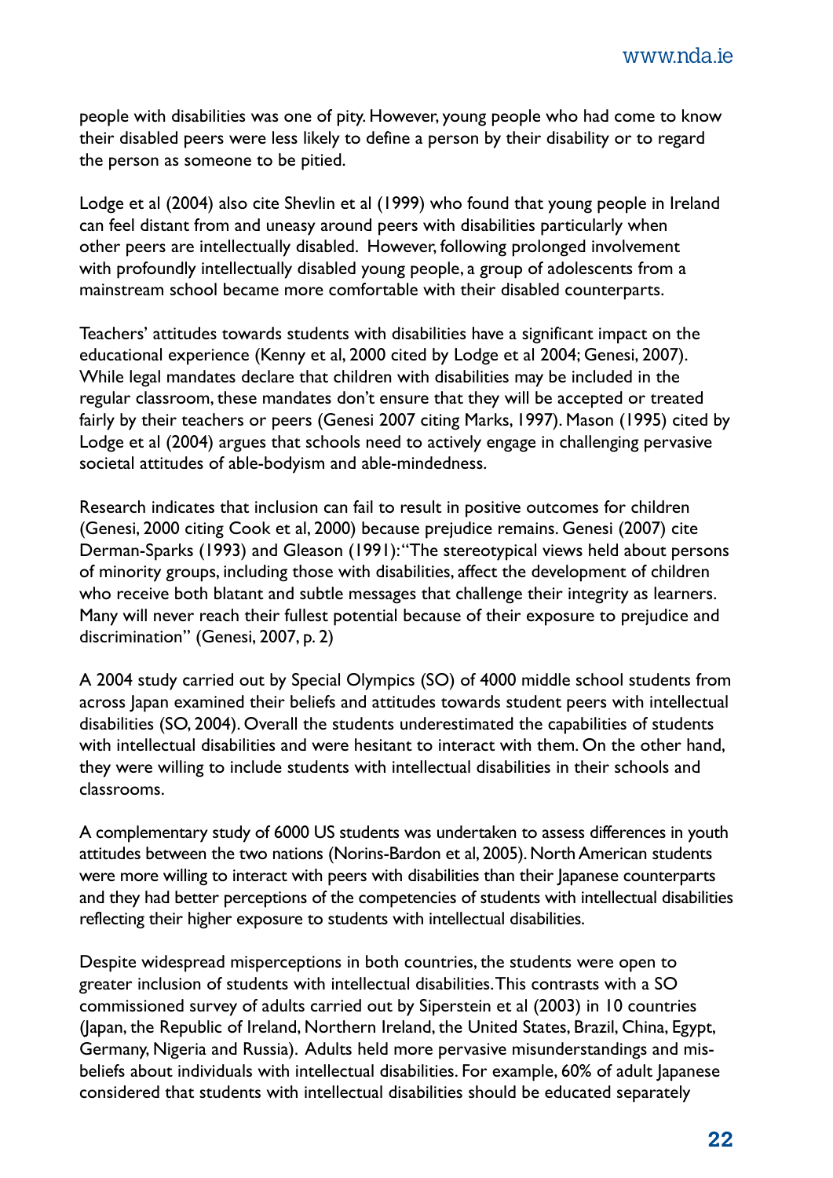people with disabilities was one of pity. However, young people who had come to know their disabled peers were less likely to define a person by their disability or to regard the person as someone to be pitied.

Lodge et al (2004) also cite Shevlin et al (1999) who found that young people in Ireland can feel distant from and uneasy around peers with disabilities particularly when other peers are intellectually disabled. However, following prolonged involvement with profoundly intellectually disabled young people, a group of adolescents from a mainstream school became more comfortable with their disabled counterparts.

Teachers' attitudes towards students with disabilities have a significant impact on the educational experience (Kenny et al, 2000 cited by Lodge et al 2004; Genesi, 2007). While legal mandates declare that children with disabilities may be included in the regular classroom, these mandates don't ensure that they will be accepted or treated fairly by their teachers or peers (Genesi 2007 citing Marks, 1997). Mason (1995) cited by Lodge et al (2004) argues that schools need to actively engage in challenging pervasive societal attitudes of able-bodyism and able-mindedness.

Research indicates that inclusion can fail to result in positive outcomes for children (Genesi, 2000 citing Cook et al, 2000) because prejudice remains. Genesi (2007) cite Derman-Sparks (1993) and Gleason (1991): "The stereotypical views held about persons of minority groups, including those with disabilities, affect the development of children who receive both blatant and subtle messages that challenge their integrity as learners. Many will never reach their fullest potential because of their exposure to prejudice and discrimination" (Genesi, 2007, p. 2)

A 2004 study carried out by Special Olympics (SO) of 4000 middle school students from across Japan examined their beliefs and attitudes towards student peers with intellectual disabilities (SO, 2004). Overall the students underestimated the capabilities of students with intellectual disabilities and were hesitant to interact with them. On the other hand, they were willing to include students with intellectual disabilities in their schools and classrooms.

A complementary study of 6000 US students was undertaken to assess differences in youth attitudes between the two nations (Norins-Bardon et al, 2005). North American students were more willing to interact with peers with disabilities than their Japanese counterparts and they had better perceptions of the competencies of students with intellectual disabilities reflecting their higher exposure to students with intellectual disabilities.

Despite widespread misperceptions in both countries, the students were open to greater inclusion of students with intellectual disabilities. This contrasts with a SO commissioned survey of adults carried out by Siperstein et al (2003) in 10 countries (Japan, the Republic of Ireland, Northern Ireland, the United States, Brazil, China, Egypt, Germany, Nigeria and Russia). Adults held more pervasive misunderstandings and mis-beliefs about individuals with intellectual disabilities. For example, 60% of adult Japanese considered that students with intellectual disabilities should be educated separately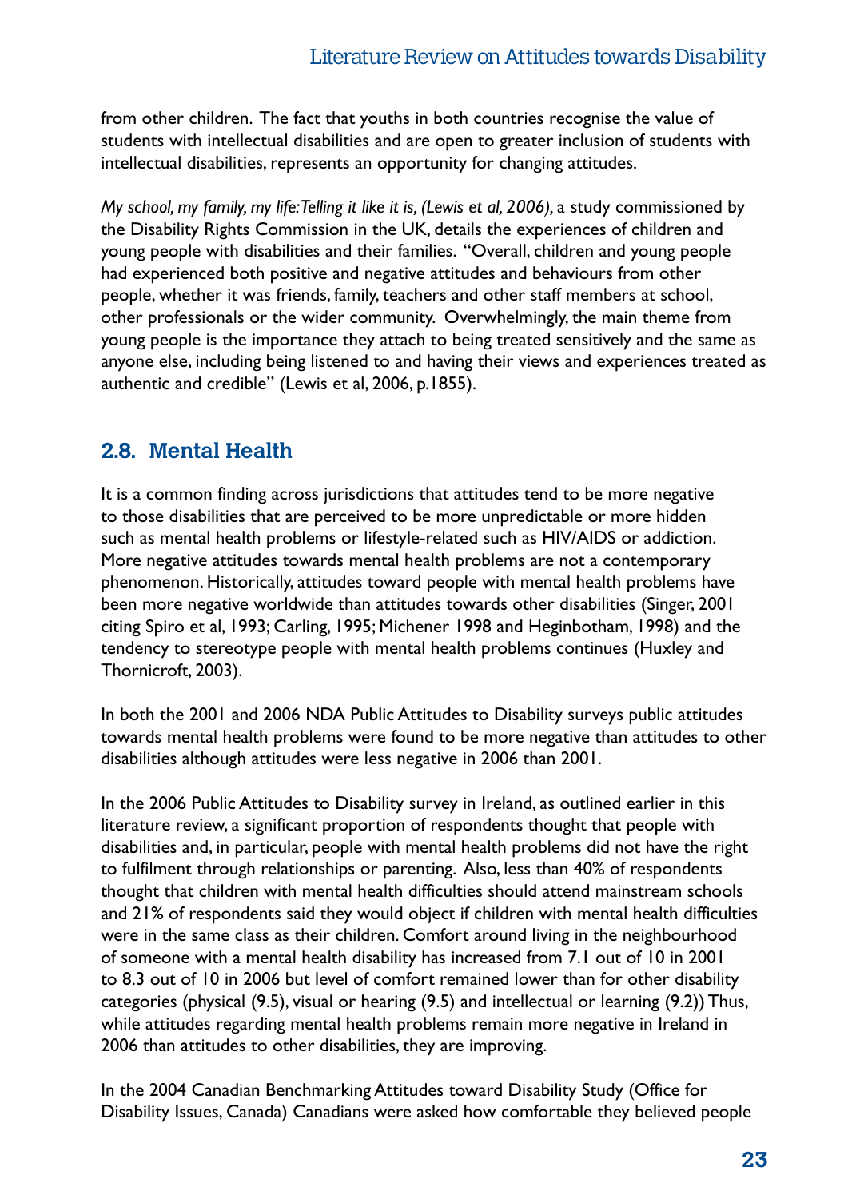from other children. The fact that youths in both countries recognise the value of students with intellectual disabilities and are open to greater inclusion of students with intellectual disabilities, represents an opportunity for changing attitudes.

*My school, my family, my life: Telling it like it is, (Lewis et al, 2006),* a study commissioned by the Disability Rights Commission in the UK, details the experiences of children and young people with disabilities and their families. "Overall, children and young people had experienced both positive and negative attitudes and behaviours from other people, whether it was friends, family, teachers and other staff members at school, other professionals or the wider community. Overwhelmingly, the main theme from young people is the importance they attach to being treated sensitively and the same as anyone else, including being listened to and having their views and experiences treated as authentic and credible" (Lewis et al, 2006, p.1855).

## 2.8. Mental Health

It is a common finding across jurisdictions that attitudes tend to be more negative to those disabilities that are perceived to be more unpredictable or more hidden such as mental health problems or lifestyle-related such as HIV/AIDS or addiction. More negative attitudes towards mental health problems are not a contemporary phenomenon. Historically, attitudes toward people with mental health problems have been more negative worldwide than attitudes towards other disabilities (Singer, 2001 citing Spiro et al, 1993; Carling, 1995; Michener 1998 and Heginbotham, 1998) and the tendency to stereotype people with mental health problems continues (Huxley and Thornicroft, 2003).

In both the 2001 and 2006 NDA Public Attitudes to Disability surveys public attitudes towards mental health problems were found to be more negative than attitudes to other disabilities although attitudes were less negative in 2006 than 2001.

In the 2006 Public Attitudes to Disability survey in Ireland, as outlined earlier in this literature review, a significant proportion of respondents thought that people with disabilities and, in particular, people with mental health problems did not have the right to fulfilment through relationships or parenting. Also, less than 40% of respondents thought that children with mental health difficulties should attend mainstream schools and 21% of respondents said they would object if children with mental health difficulties were in the same class as their children. Comfort around living in the neighbourhood of someone with a mental health disability has increased from 7.1 out of 10 in 2001 to 8.3 out of 10 in 2006 but level of comfort remained lower than for other disability categories (physical (9.5), visual or hearing (9.5) and intellectual or learning (9.2)) Thus, while attitudes regarding mental health problems remain more negative in Ireland in 2006 than attitudes to other disabilities, they are improving.

In the 2004 Canadian Benchmarking Attitudes toward Disability Study (Office for Disability Issues, Canada) Canadians were asked how comfortable they believed people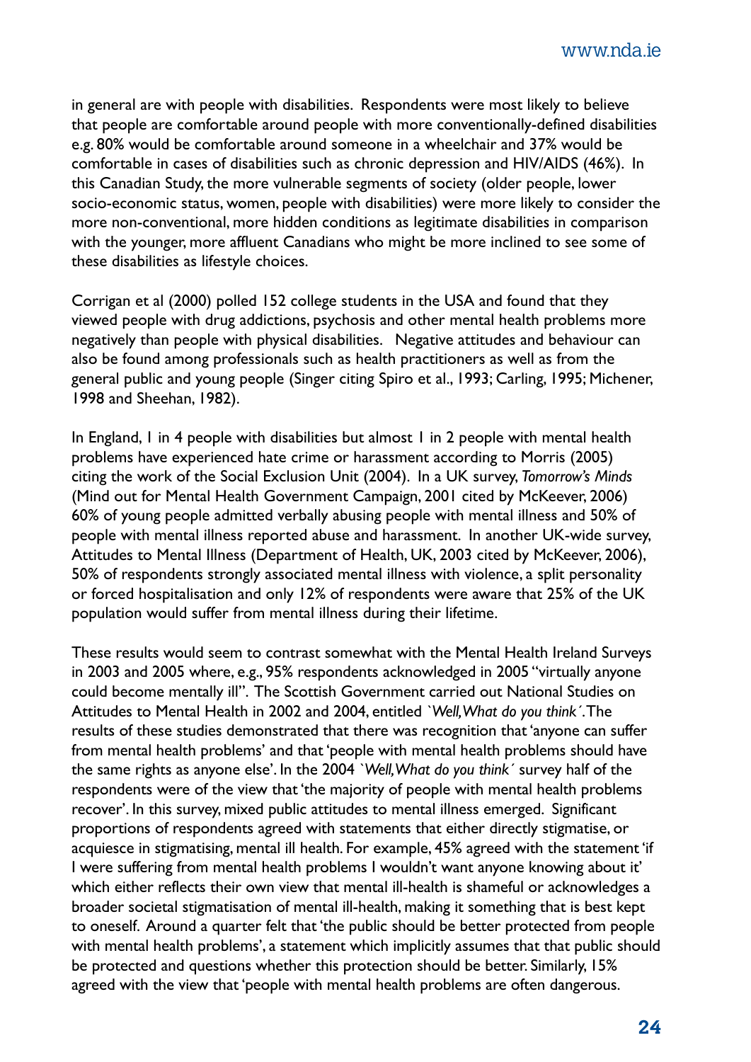in general are with people with disabilities. Respondents were most likely to believe that people are comfortable around people with more conventionally-defined disabilities e.g. 80% would be comfortable around someone in a wheelchair and 37% would be comfortable in cases of disabilities such as chronic depression and HIV/AIDS (46%). In this Canadian Study, the more vulnerable segments of society (older people, lower socio-economic status, women, people with disabilities) were more likely to consider the more non-conventional, more hidden conditions as legitimate disabilities in comparison with the younger, more affluent Canadians who might be more inclined to see some of these disabilities as lifestyle choices.

Corrigan et al (2000) polled 152 college students in the USA and found that they viewed people with drug addictions, psychosis and other mental health problems more negatively than people with physical disabilities. Negative attitudes and behaviour can also be found among professionals such as health practitioners as well as from the general public and young people (Singer citing Spiro et al., 1993; Carling, 1995; Michener, 1998 and Sheehan, 1982).

In England, 1 in 4 people with disabilities but almost 1 in 2 people with mental health problems have experienced hate crime or harassment according to Morris (2005) citing the work of the Social Exclusion Unit (2004). In a UK survey, *Tomorrow's Minds* (Mind out for Mental Health Government Campaign, 2001 cited by McKeever, 2006) 60% of young people admitted verbally abusing people with mental illness and 50% of people with mental illness reported abuse and harassment. In another UK-wide survey, Attitudes to Mental Illness (Department of Health, UK, 2003 cited by McKeever, 2006), 50% of respondents strongly associated mental illness with violence, a split personality or forced hospitalisation and only 12% of respondents were aware that 25% of the UK population would suffer from mental illness during their lifetime.

These results would seem to contrast somewhat with the Mental Health Ireland Surveys in 2003 and 2005 where, e.g., 95% respondents acknowledged in 2005 "virtually anyone could become mentally ill". The Scottish Government carried out National Studies on Attitudes to Mental Health in 2002 and 2004, entitled *`Well, What do you think´*. The results of these studies demonstrated that there was recognition that 'anyone can suffer from mental health problems' and that 'people with mental health problems should have the same rights as anyone else'. In the 2004 *`Well, What do you think´* survey half of the respondents were of the view that 'the majority of people with mental health problems recover'. In this survey, mixed public attitudes to mental illness emerged. Significant proportions of respondents agreed with statements that either directly stigmatise, or acquiesce in stigmatising, mental ill health. For example, 45% agreed with the statement 'if I were suffering from mental health problems I wouldn't want anyone knowing about it' which either reflects their own view that mental ill-health is shameful or acknowledges a broader societal stigmatisation of mental ill-health, making it something that is best kept to oneself. Around a quarter felt that 'the public should be better protected from people with mental health problems', a statement which implicitly assumes that that public should be protected and questions whether this protection should be better. Similarly, 15% agreed with the view that 'people with mental health problems are often dangerous.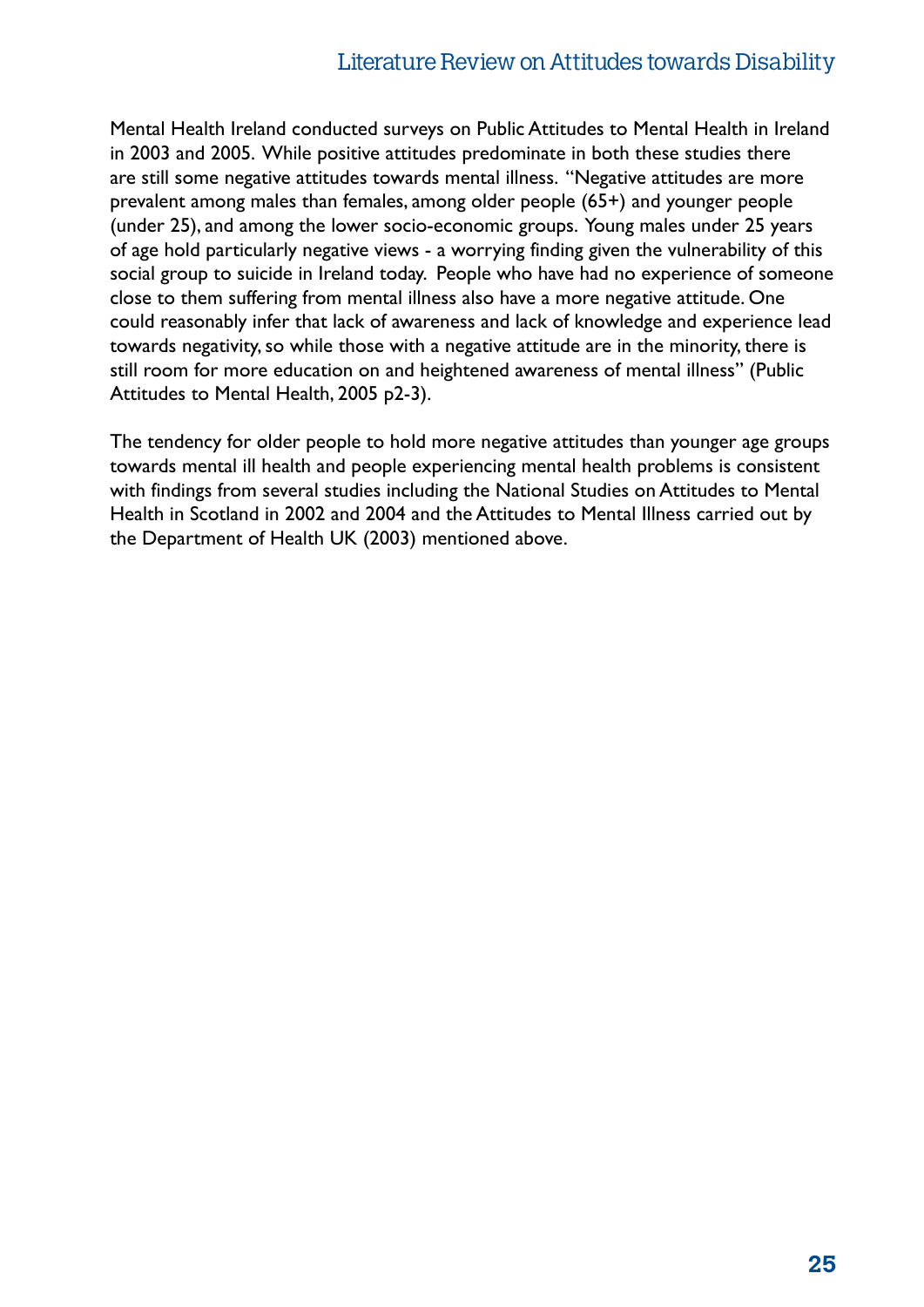Mental Health Ireland conducted surveys on Public Attitudes to Mental Health in Ireland in 2003 and 2005. While positive attitudes predominate in both these studies there are still some negative attitudes towards mental illness. "Negative attitudes are more prevalent among males than females, among older people (65+) and younger people (under 25), and among the lower socio-economic groups. Young males under 25 years of age hold particularly negative views - a worrying finding given the vulnerability of this social group to suicide in Ireland today. People who have had no experience of someone close to them suffering from mental illness also have a more negative attitude. One could reasonably infer that lack of awareness and lack of knowledge and experience lead towards negativity, so while those with a negative attitude are in the minority, there is still room for more education on and heightened awareness of mental illness" (Public Attitudes to Mental Health, 2005 p2-3).

The tendency for older people to hold more negative attitudes than younger age groups towards mental ill health and people experiencing mental health problems is consistent with findings from several studies including the National Studies on Attitudes to Mental Health in Scotland in 2002 and 2004 and the Attitudes to Mental Illness carried out by the Department of Health UK (2003) mentioned above.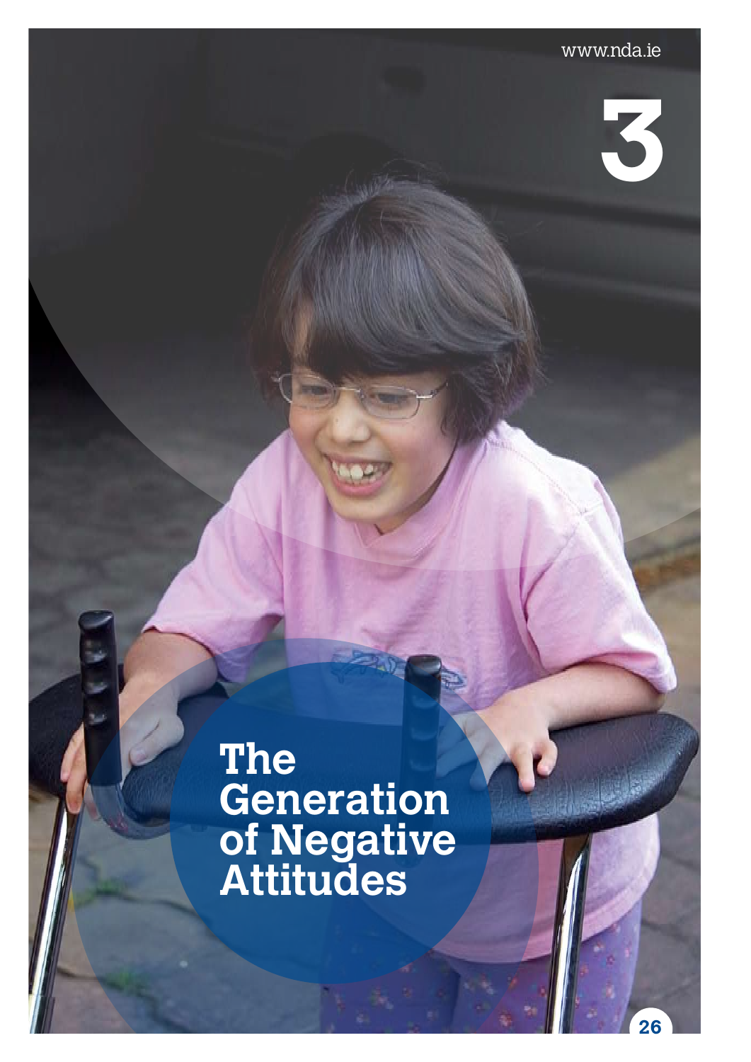# 3

# The Generation of Negative Attitudes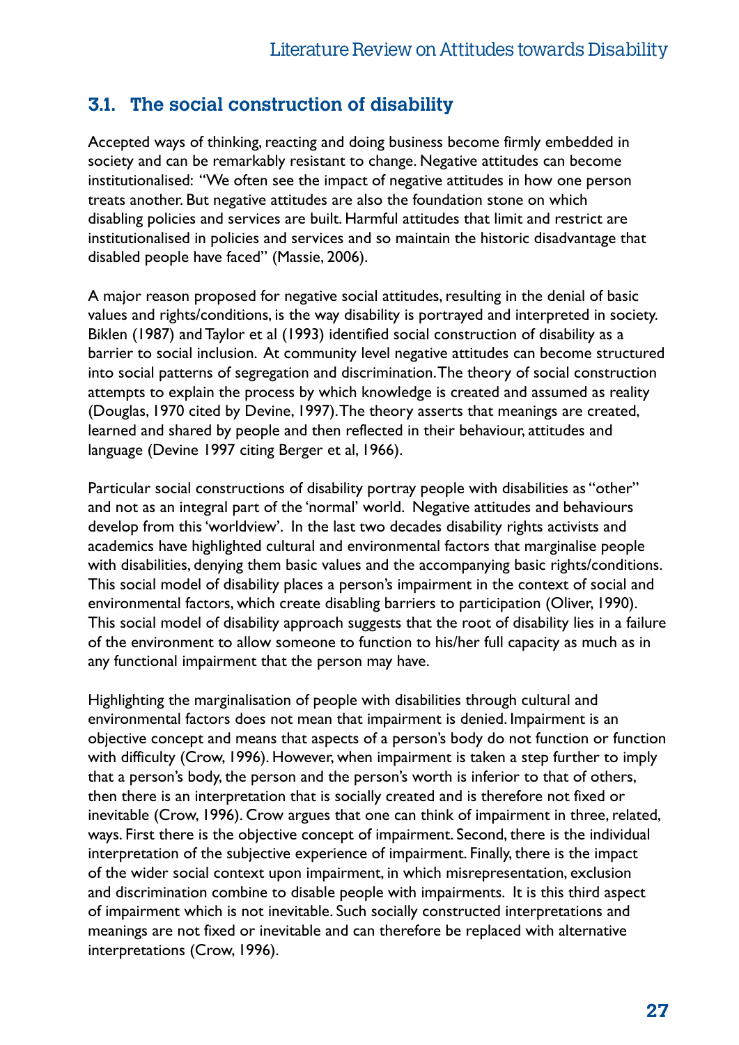## 3.1. The social construction of disability

Accepted ways of thinking, reacting and doing business become firmly embedded in society and can be remarkably resistant to change. Negative attitudes can become institutionalised: "We often see the impact of negative attitudes in how one person treats another. But negative attitudes are also the foundation stone on which disabling policies and services are built. Harmful attitudes that limit and restrict are institutionalised in policies and services and so maintain the historic disadvantage that disabled people have faced" (Massie, 2006).

A major reason proposed for negative social attitudes, resulting in the denial of basic values and rights/conditions, is the way disability is portrayed and interpreted in society. Biklen (1987) and Taylor et al (1993) identified social construction of disability as a barrier to social inclusion. At community level negative attitudes can become structured into social patterns of segregation and discrimination. The theory of social construction attempts to explain the process by which knowledge is created and assumed as reality (Douglas, 1970 cited by Devine, 1997). The theory asserts that meanings are created, learned and shared by people and then reflected in their behaviour, attitudes and language (Devine 1997 citing Berger et al, 1966).

Particular social constructions of disability portray people with disabilities as "other" and not as an integral part of the 'normal' world. Negative attitudes and behaviours develop from this 'worldview'. In the last two decades disability rights activists and academics have highlighted cultural and environmental factors that marginalise people with disabilities, denying them basic values and the accompanying basic rights/conditions. This social model of disability places a person's impairment in the context of social and environmental factors, which create disabling barriers to participation (Oliver, 1990). This social model of disability approach suggests that the root of disability lies in a failure of the environment to allow someone to function to his/her full capacity as much as in any functional impairment that the person may have.

Highlighting the marginalisation of people with disabilities through cultural and environmental factors does not mean that impairment is denied. Impairment is an objective concept and means that aspects of a person's body do not function or function with difficulty (Crow, 1996). However, when impairment is taken a step further to imply that a person's body, the person and the person's worth is inferior to that of others, then there is an interpretation that is socially created and is therefore not fixed or inevitable (Crow, 1996). Crow argues that one can think of impairment in three, related, ways. First there is the objective concept of impairment. Second, there is the individual interpretation of the subjective experience of impairment. Finally, there is the impact of the wider social context upon impairment, in which misrepresentation, exclusion and discrimination combine to disable people with impairments. It is this third aspect of impairment which is not inevitable. Such socially constructed interpretations and meanings are not fixed or inevitable and can therefore be replaced with alternative interpretations (Crow, 1996).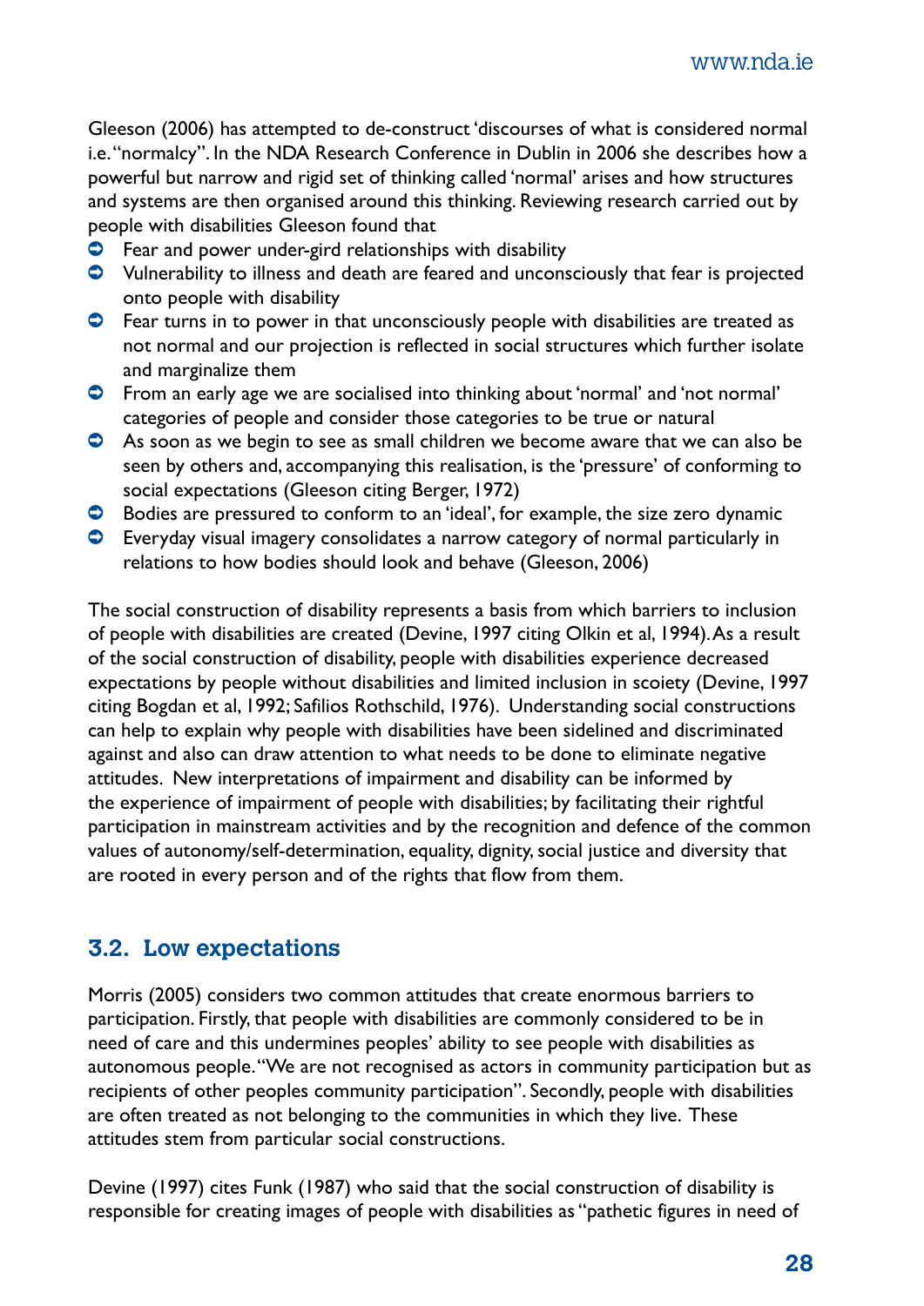Gleeson (2006) has attempted to de-construct 'discourses of what is considered normal i.e. "normalcy". In the NDA Research Conference in Dublin in 2006 she describes how a powerful but narrow and rigid set of thinking called 'normal' arises and how structures and systems are then organised around this thinking. Reviewing research carried out by people with disabilities Gleeson found that

- Fear and power under-gird relationships with disability
- Vulnerability to illness and death are feared and unconsciously that fear is projected onto people with disability
- Fear turns in to power in that unconsciously people with disabilities are treated as not normal and our projection is reflected in social structures which further isolate and marginalize them
- From an early age we are socialised into thinking about 'normal' and 'not normal' categories of people and consider those categories to be true or natural
- As soon as we begin to see as small children we become aware that we can also be seen by others and, accompanying this realisation, is the 'pressure' of conforming to social expectations (Gleeson citing Berger, 1972)
- Bodies are pressured to conform to an 'ideal', for example, the size zero dynamic
- Everyday visual imagery consolidates a narrow category of normal particularly in relations to how bodies should look and behave (Gleeson, 2006)

The social construction of disability represents a basis from which barriers to inclusion of people with disabilities are created (Devine, 1997 citing Olkin et al, 1994). As a result of the social construction of disability, people with disabilities experience decreased expectations by people without disabilities and limited inclusion in scoiety (Devine, 1997 citing Bogdan et al, 1992; Safilios Rothschild, 1976). Understanding social constructions can help to explain why people with disabilities have been sidelined and discriminated against and also can draw attention to what needs to be done to eliminate negative attitudes. New interpretations of impairment and disability can be informed by the experience of impairment of people with disabilities; by facilitating their rightful participation in mainstream activities and by the recognition and defence of the common values of autonomy/self-determination, equality, dignity, social justice and diversity that are rooted in every person and of the rights that flow from them.

## 3.2. Low expectations

Morris (2005) considers two common attitudes that create enormous barriers to participation. Firstly, that people with disabilities are commonly considered to be in need of care and this undermines peoples' ability to see people with disabilities as autonomous people. "We are not recognised as actors in community participation but as recipients of other peoples community participation". Secondly, people with disabilities are often treated as not belonging to the communities in which they live. These attitudes stem from particular social constructions.

Devine (1997) cites Funk (1987) who said that the social construction of disability is responsible for creating images of people with disabilities as "pathetic figures in need of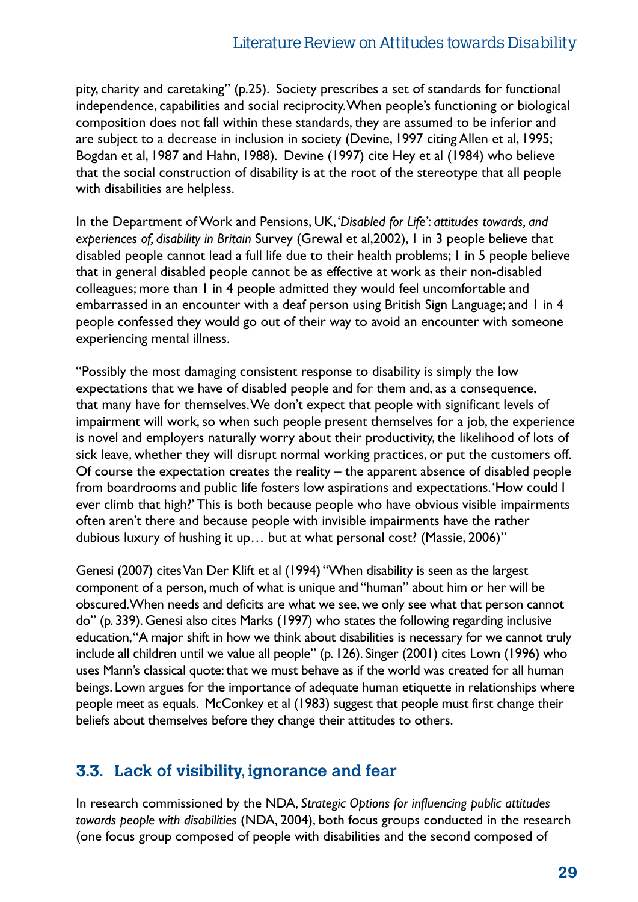pity, charity and caretaking" (p.25). Society prescribes a set of standards for functional independence, capabilities and social reciprocity. When people's functioning or biological composition does not fall within these standards, they are assumed to be inferior and are subject to a decrease in inclusion in society (Devine, 1997 citing Allen et al, 1995; Bogdan et al, 1987 and Hahn, 1988). Devine (1997) cite Hey et al (1984) who believe that the social construction of disability is at the root of the stereotype that all people with disabilities are helpless.

In the Department of Work and Pensions, UK, *'Disabled for Life': attitudes towards, and experiences of, disability in Britain* Survey (Grewal et al,2002), 1 in 3 people believe that disabled people cannot lead a full life due to their health problems; 1 in 5 people believe that in general disabled people cannot be as effective at work as their non-disabled colleagues; more than 1 in 4 people admitted they would feel uncomfortable and embarrassed in an encounter with a deaf person using British Sign Language; and 1 in 4 people confessed they would go out of their way to avoid an encounter with someone experiencing mental illness.

"Possibly the most damaging consistent response to disability is simply the low expectations that we have of disabled people and for them and, as a consequence, that many have for themselves. We don't expect that people with significant levels of impairment will work, so when such people present themselves for a job, the experience is novel and employers naturally worry about their productivity, the likelihood of lots of sick leave, whether they will disrupt normal working practices, or put the customers off. Of course the expectation creates the reality – the apparent absence of disabled people from boardrooms and public life fosters low aspirations and expectations. 'How could I ever climb that high?' This is both because people who have obvious visible impairments often aren't there and because people with invisible impairments have the rather dubious luxury of hushing it up… but at what personal cost? (Massie, 2006)"

Genesi (2007) cites Van Der Klift et al (1994) "When disability is seen as the largest component of a person, much of what is unique and "human" about him or her will be obscured. When needs and deficits are what we see, we only see what that person cannot do" (p. 339). Genesi also cites Marks (1997) who states the following regarding inclusive education, "A major shift in how we think about disabilities is necessary for we cannot truly include all children until we value all people" (p. 126). Singer (2001) cites Lown (1996) who uses Mann's classical quote: that we must behave as if the world was created for all human beings. Lown argues for the importance of adequate human etiquette in relationships where people meet as equals. McConkey et al (1983) suggest that people must first change their beliefs about themselves before they change their attitudes to others.

## 3.3. Lack of visibility, ignorance and fear

In research commissioned by the NDA, *Strategic Options for influencing public attitudes towards people with disabilities* (NDA, 2004), both focus groups conducted in the research (one focus group composed of people with disabilities and the second composed of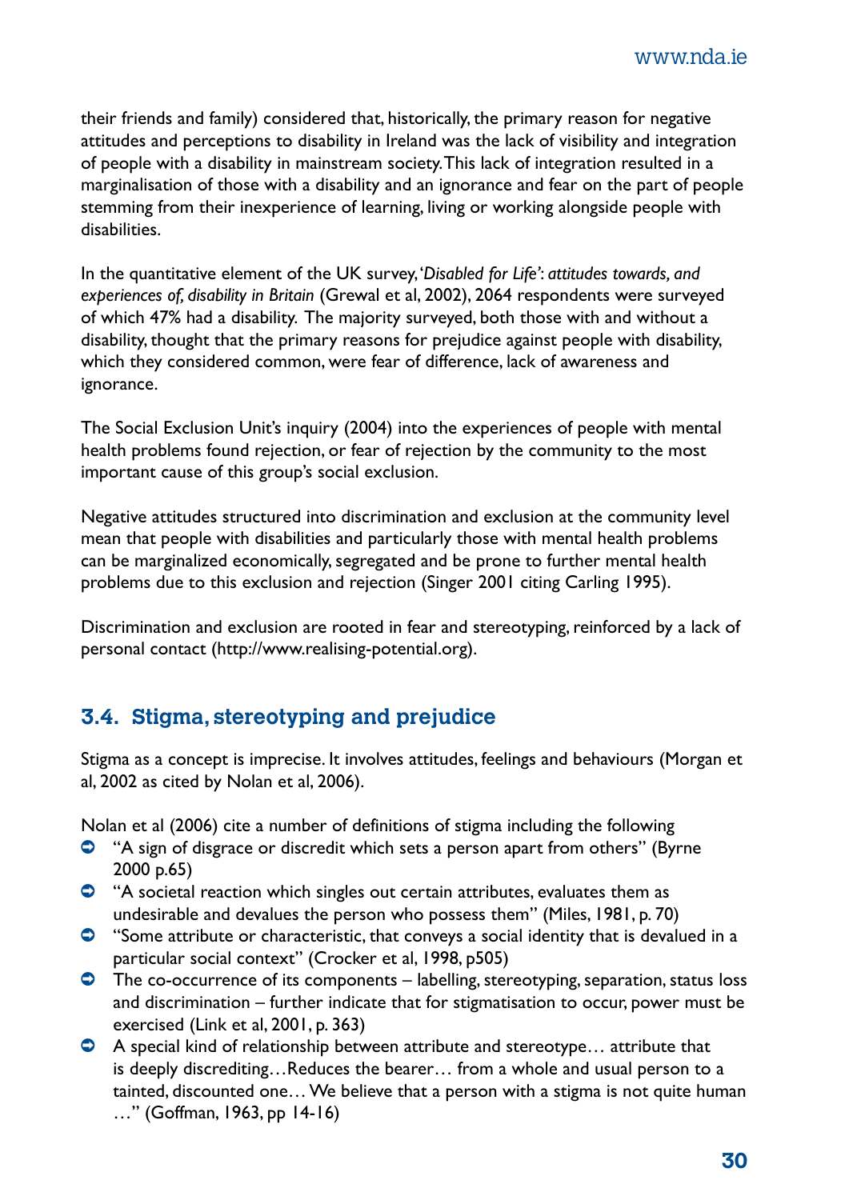their friends and family) considered that, historically, the primary reason for negative attitudes and perceptions to disability in Ireland was the lack of visibility and integration of people with a disability in mainstream society. This lack of integration resulted in a marginalisation of those with a disability and an ignorance and fear on the part of people stemming from their inexperience of learning, living or working alongside people with disabilities.

In the quantitative element of the UK survey, '*Disabled for Life': attitudes towards, and experiences of, disability in Britain* (Grewal et al, 2002), 2064 respondents were surveyed of which 47% had a disability. The majority surveyed, both those with and without a disability, thought that the primary reasons for prejudice against people with disability, which they considered common, were fear of difference, lack of awareness and ignorance.

The Social Exclusion Unit's inquiry (2004) into the experiences of people with mental health problems found rejection, or fear of rejection by the community to the most important cause of this group's social exclusion.

Negative attitudes structured into discrimination and exclusion at the community level mean that people with disabilities and particularly those with mental health problems can be marginalized economically, segregated and be prone to further mental health problems due to this exclusion and rejection (Singer 2001 citing Carling 1995).

Discrimination and exclusion are rooted in fear and stereotyping, reinforced by a lack of personal contact (http://www.realising-potential.org).

## 3.4. Stigma, stereotyping and prejudice

Stigma as a concept is imprecise. It involves attitudes, feelings and behaviours (Morgan et al, 2002 as cited by Nolan et al, 2006).

Nolan et al (2006) cite a number of definitions of stigma including the following

- "A sign of disgrace or discredit which sets a person apart from others" (Byrne 2000 p.65)
- "A societal reaction which singles out certain attributes, evaluates them as undesirable and devalues the person who possess them" (Miles, 1981, p. 70)
- "Some attribute or characteristic, that conveys a social identity that is devalued in a particular social context" (Crocker et al, 1998, p505)
- The co-occurrence of its components – labelling, stereotyping, separation, status loss and discrimination – further indicate that for stigmatisation to occur, power must be exercised (Link et al, 2001, p. 363)
- A special kind of relationship between attribute and stereotype… attribute that is deeply discrediting…Reduces the bearer… from a whole and usual person to a tainted, discounted one… We believe that a person with a stigma is not quite human …" (Goffman, 1963, pp 14-16)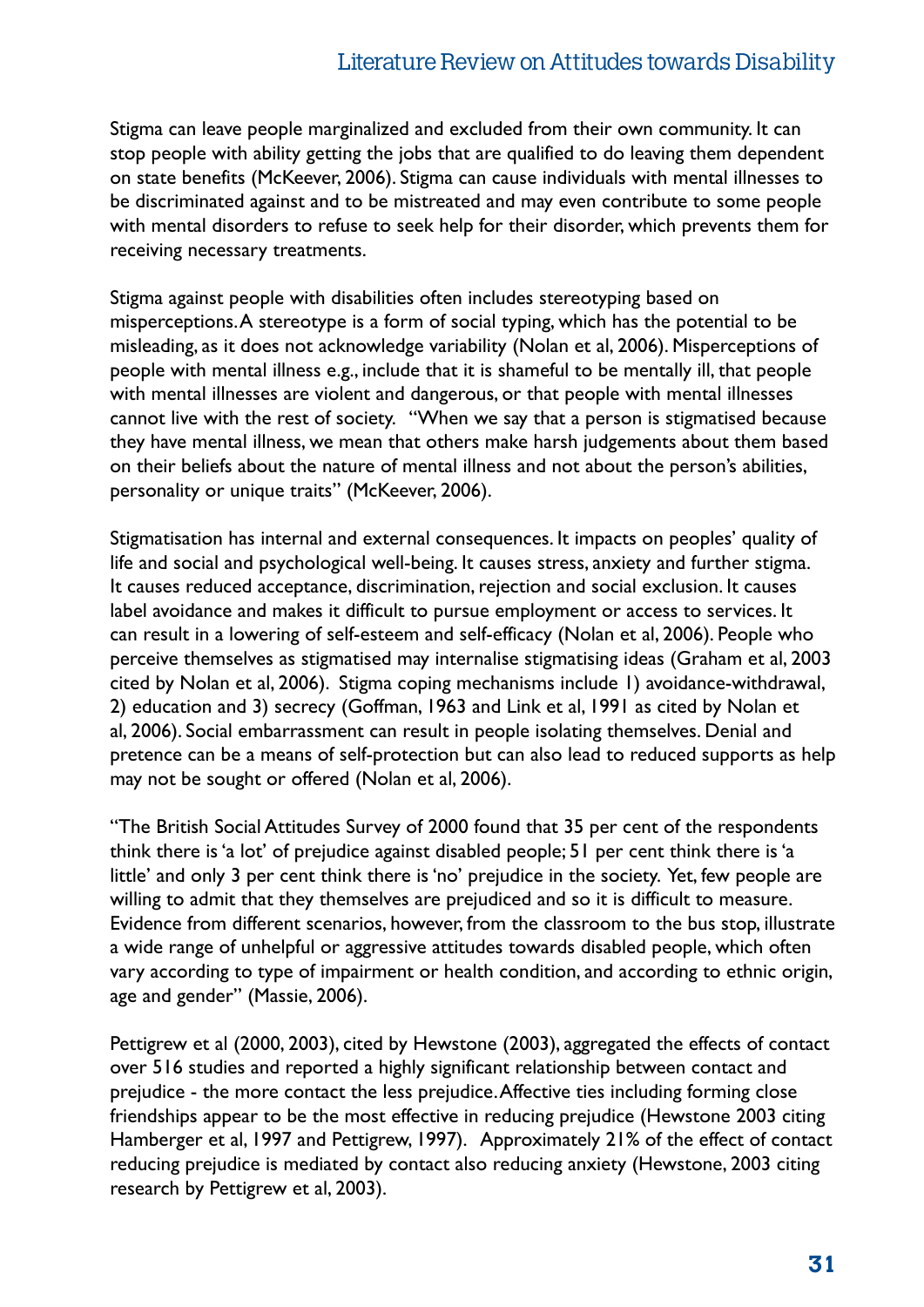Stigma can leave people marginalized and excluded from their own community. It can stop people with ability getting the jobs that are qualified to do leaving them dependent on state benefits (McKeever, 2006). Stigma can cause individuals with mental illnesses to be discriminated against and to be mistreated and may even contribute to some people with mental disorders to refuse to seek help for their disorder, which prevents them for receiving necessary treatments.

Stigma against people with disabilities often includes stereotyping based on misperceptions. A stereotype is a form of social typing, which has the potential to be misleading, as it does not acknowledge variability (Nolan et al, 2006). Misperceptions of people with mental illness e.g., include that it is shameful to be mentally ill, that people with mental illnesses are violent and dangerous, or that people with mental illnesses cannot live with the rest of society. "When we say that a person is stigmatised because they have mental illness, we mean that others make harsh judgements about them based on their beliefs about the nature of mental illness and not about the person's abilities, personality or unique traits" (McKeever, 2006).

Stigmatisation has internal and external consequences. It impacts on peoples' quality of life and social and psychological well-being. It causes stress, anxiety and further stigma. It causes reduced acceptance, discrimination, rejection and social exclusion. It causes label avoidance and makes it difficult to pursue employment or access to services. It can result in a lowering of self-esteem and self-efficacy (Nolan et al, 2006). People who perceive themselves as stigmatised may internalise stigmatising ideas (Graham et al, 2003 cited by Nolan et al, 2006). Stigma coping mechanisms include 1) avoidance-withdrawal, 2) education and 3) secrecy (Goffman, 1963 and Link et al, 1991 as cited by Nolan et al, 2006). Social embarrassment can result in people isolating themselves. Denial and pretence can be a means of self-protection but can also lead to reduced supports as help may not be sought or offered (Nolan et al, 2006).

"The British Social Attitudes Survey of 2000 found that 35 per cent of the respondents think there is 'a lot' of prejudice against disabled people; 51 per cent think there is 'a little' and only 3 per cent think there is 'no' prejudice in the society. Yet, few people are willing to admit that they themselves are prejudiced and so it is difficult to measure. Evidence from different scenarios, however, from the classroom to the bus stop, illustrate a wide range of unhelpful or aggressive attitudes towards disabled people, which often vary according to type of impairment or health condition, and according to ethnic origin, age and gender" (Massie, 2006).

Pettigrew et al (2000, 2003), cited by Hewstone (2003), aggregated the effects of contact over 516 studies and reported a highly significant relationship between contact and prejudice - the more contact the less prejudice. Affective ties including forming close friendships appear to be the most effective in reducing prejudice (Hewstone 2003 citing Hamberger et al, 1997 and Pettigrew, 1997). Approximately 21% of the effect of contact reducing prejudice is mediated by contact also reducing anxiety (Hewstone, 2003 citing research by Pettigrew et al, 2003).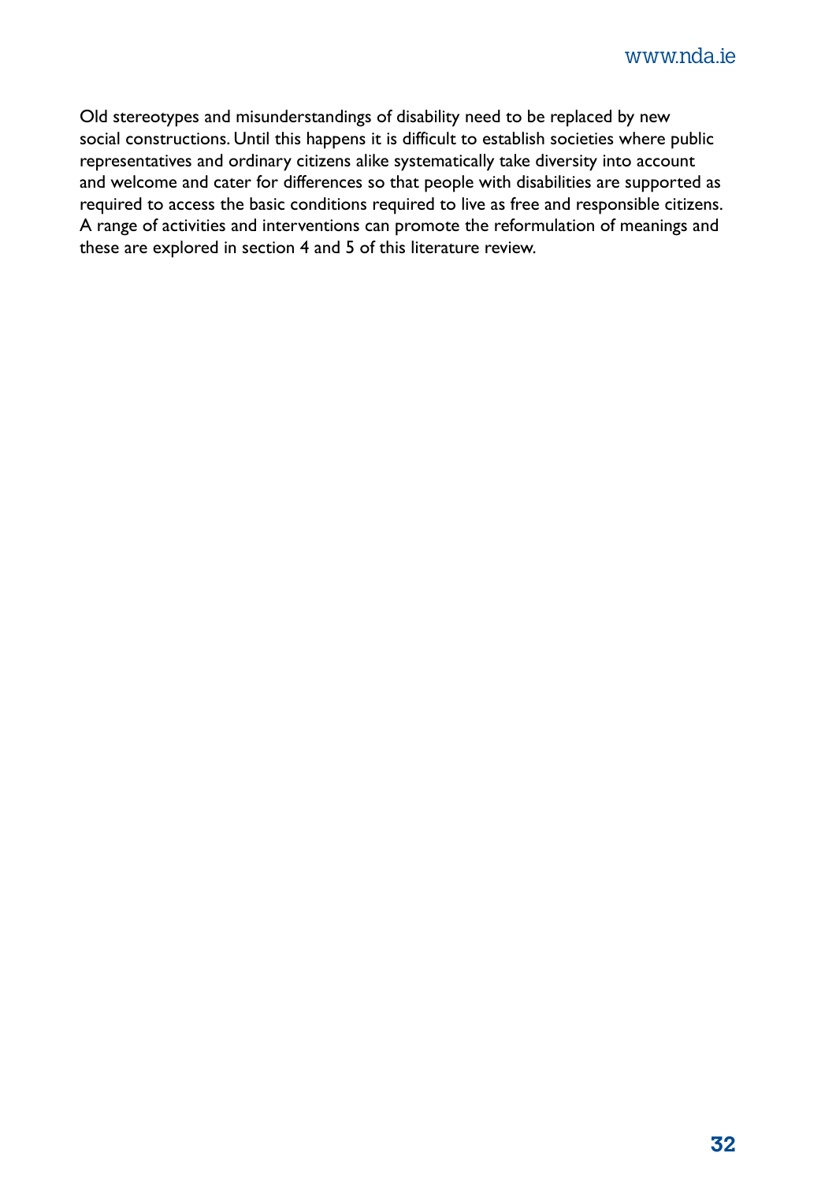Old stereotypes and misunderstandings of disability need to be replaced by new social constructions. Until this happens it is difficult to establish societies where public representatives and ordinary citizens alike systematically take diversity into account and welcome and cater for differences so that people with disabilities are supported as required to access the basic conditions required to live as free and responsible citizens. A range of activities and interventions can promote the reformulation of meanings and these are explored in section 4 and 5 of this literature review.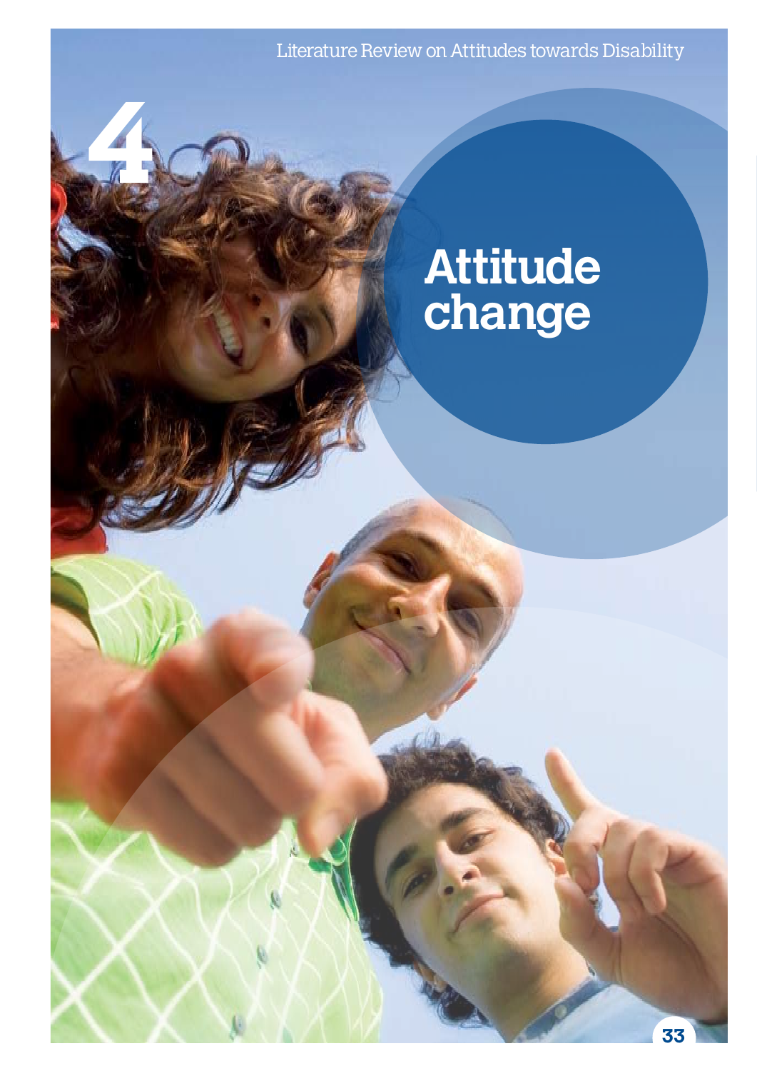# 4 Attitude change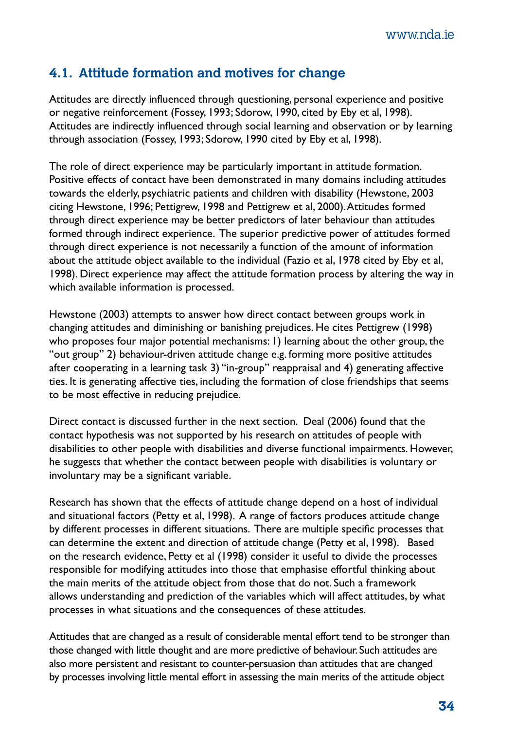## 4.1. Attitude formation and motives for change

Attitudes are directly influenced through questioning, personal experience and positive or negative reinforcement (Fossey, 1993; Sdorow, 1990, cited by Eby et al, 1998). Attitudes are indirectly influenced through social learning and observation or by learning through association (Fossey, 1993; Sdorow, 1990 cited by Eby et al, 1998).

The role of direct experience may be particularly important in attitude formation. Positive effects of contact have been demonstrated in many domains including attitudes towards the elderly, psychiatric patients and children with disability (Hewstone, 2003 citing Hewstone, 1996; Pettigrew, 1998 and Pettigrew et al, 2000). Attitudes formed through direct experience may be better predictors of later behaviour than attitudes formed through indirect experience. The superior predictive power of attitudes formed through direct experience is not necessarily a function of the amount of information about the attitude object available to the individual (Fazio et al, 1978 cited by Eby et al, 1998). Direct experience may affect the attitude formation process by altering the way in which available information is processed.

Hewstone (2003) attempts to answer how direct contact between groups work in changing attitudes and diminishing or banishing prejudices. He cites Pettigrew (1998) who proposes four major potential mechanisms: 1) learning about the other group, the "out group" 2) behaviour-driven attitude change e.g. forming more positive attitudes after cooperating in a learning task 3) "in-group" reappraisal and 4) generating affective ties. It is generating affective ties, including the formation of close friendships that seems to be most effective in reducing prejudice.

Direct contact is discussed further in the next section. Deal (2006) found that the contact hypothesis was not supported by his research on attitudes of people with disabilities to other people with disabilities and diverse functional impairments. However, he suggests that whether the contact between people with disabilities is voluntary or involuntary may be a significant variable.

Research has shown that the effects of attitude change depend on a host of individual and situational factors (Petty et al, 1998). A range of factors produces attitude change by different processes in different situations. There are multiple specific processes that can determine the extent and direction of attitude change (Petty et al, 1998). Based on the research evidence, Petty et al (1998) consider it useful to divide the processes responsible for modifying attitudes into those that emphasise effortful thinking about the main merits of the attitude object from those that do not. Such a framework allows understanding and prediction of the variables which will affect attitudes, by what processes in what situations and the consequences of these attitudes.

Attitudes that are changed as a result of considerable mental effort tend to be stronger than those changed with little thought and are more predictive of behaviour. Such attitudes are also more persistent and resistant to counter-persuasion than attitudes that are changed by processes involving little mental effort in assessing the main merits of the attitude object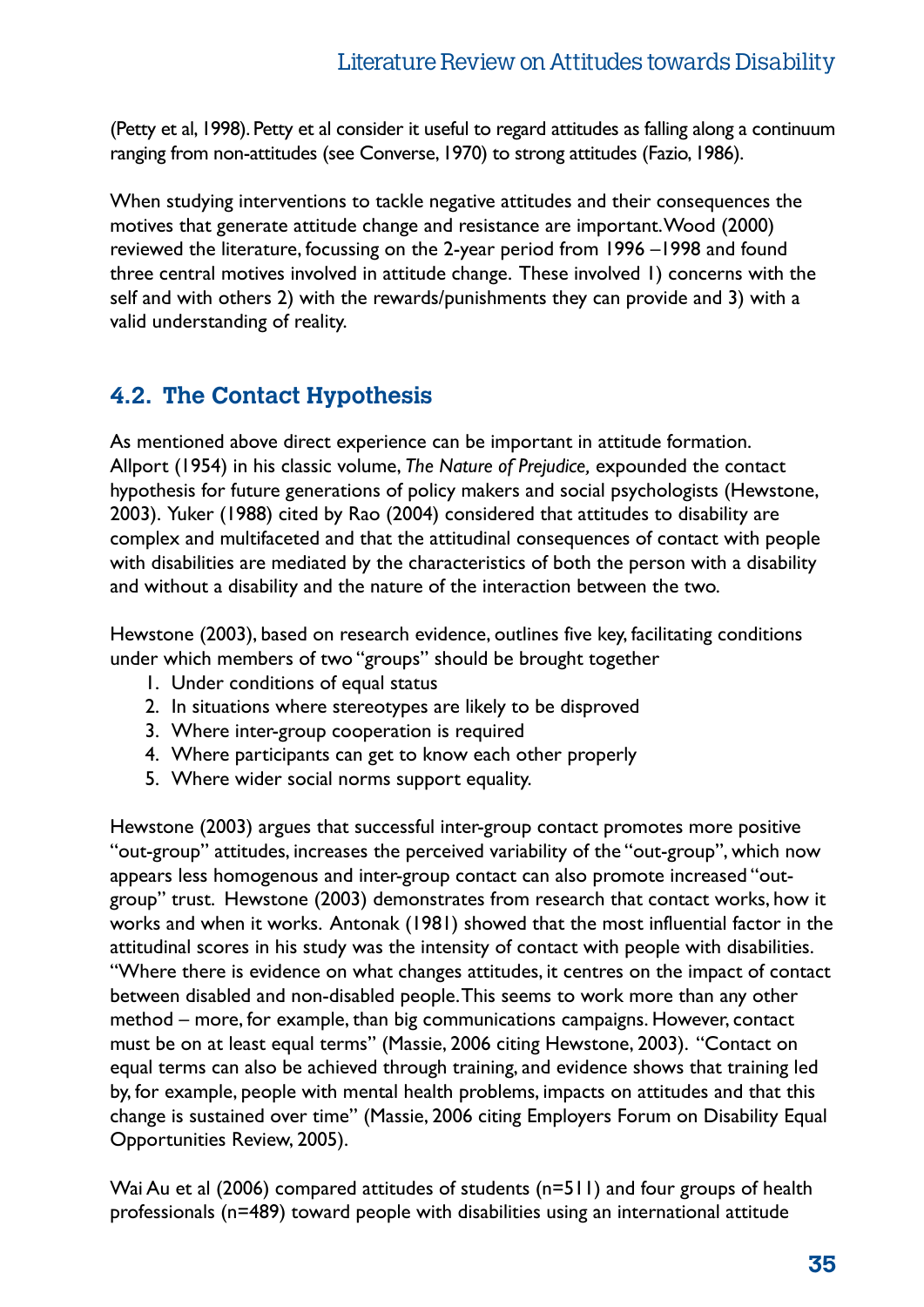(Petty et al, 1998). Petty et al consider it useful to regard attitudes as falling along a continuum ranging from non-attitudes (see Converse, 1970) to strong attitudes (Fazio, 1986).

When studying interventions to tackle negative attitudes and their consequences the motives that generate attitude change and resistance are important. Wood (2000) reviewed the literature, focussing on the 2-year period from 1996 –1998 and found three central motives involved in attitude change. These involved 1) concerns with the self and with others 2) with the rewards/punishments they can provide and 3) with a valid understanding of reality.

## 4.2. The Contact Hypothesis

As mentioned above direct experience can be important in attitude formation. Allport (1954) in his classic volume, *The Nature of Prejudice,* expounded the contact hypothesis for future generations of policy makers and social psychologists (Hewstone, 2003). Yuker (1988) cited by Rao (2004) considered that attitudes to disability are complex and multifaceted and that the attitudinal consequences of contact with people with disabilities are mediated by the characteristics of both the person with a disability and without a disability and the nature of the interaction between the two.

Hewstone (2003), based on research evidence, outlines five key, facilitating conditions under which members of two "groups" should be brought together

1. Under conditions of equal status
2. In situations where stereotypes are likely to be disproved
3. Where inter-group cooperation is required
4. Where participants can get to know each other properly
5. Where wider social norms support equality.

Hewstone (2003) argues that successful inter-group contact promotes more positive "out-group" attitudes, increases the perceived variability of the "out-group", which now appears less homogenous and inter-group contact can also promote increased "out-group" trust. Hewstone (2003) demonstrates from research that contact works, how it works and when it works. Antonak (1981) showed that the most influential factor in the attitudinal scores in his study was the intensity of contact with people with disabilities. "Where there is evidence on what changes attitudes, it centres on the impact of contact between disabled and non-disabled people. This seems to work more than any other method – more, for example, than big communications campaigns. However, contact must be on at least equal terms" (Massie, 2006 citing Hewstone, 2003). "Contact on equal terms can also be achieved through training, and evidence shows that training led by, for example, people with mental health problems, impacts on attitudes and that this change is sustained over time" (Massie, 2006 citing Employers Forum on Disability Equal Opportunities Review, 2005).

Wai Au et al (2006) compared attitudes of students (n=511) and four groups of health professionals (n=489) toward people with disabilities using an international attitude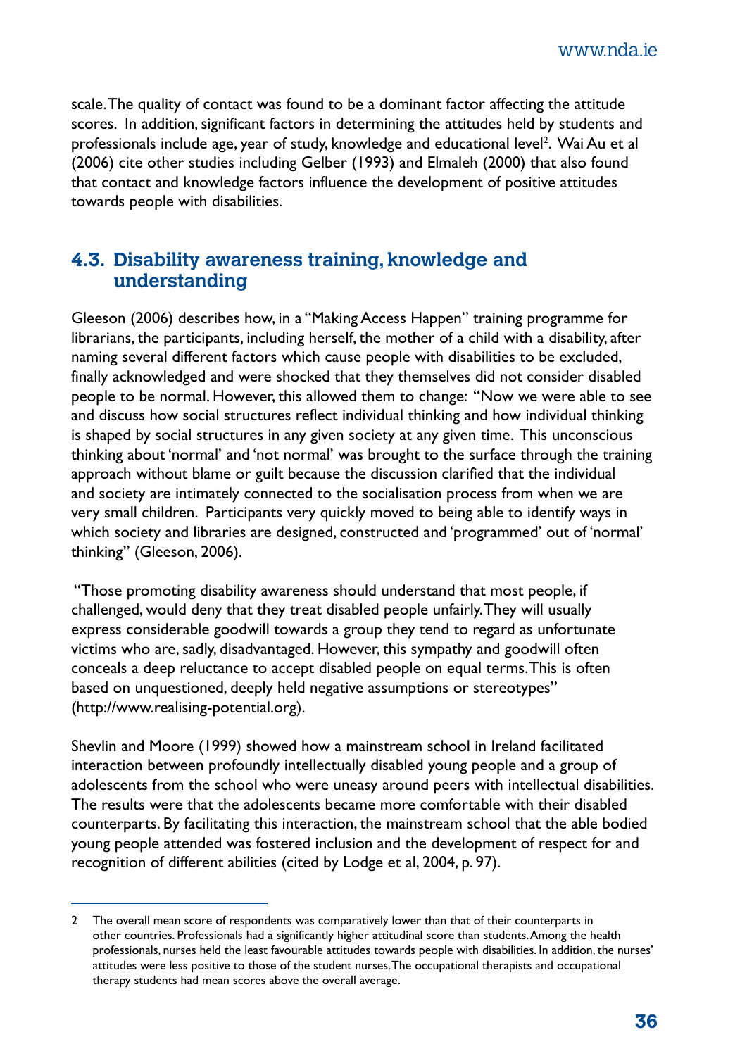scale. The quality of contact was found to be a dominant factor affecting the attitude scores. In addition, significant factors in determining the attitudes held by students and professionals include age, year of study, knowledge and educational level[2]. Wai Au et al (2006) cite other studies including Gelber (1993) and Elmaleh (2000) that also found that contact and knowledge factors influence the development of positive attitudes towards people with disabilities.

## 4.3. Disability awareness training, knowledge and understanding

Gleeson (2006) describes how, in a "Making Access Happen" training programme for librarians, the participants, including herself, the mother of a child with a disability, after naming several different factors which cause people with disabilities to be excluded, finally acknowledged and were shocked that they themselves did not consider disabled people to be normal. However, this allowed them to change: "Now we were able to see and discuss how social structures reflect individual thinking and how individual thinking is shaped by social structures in any given society at any given time. This unconscious thinking about 'normal' and 'not normal' was brought to the surface through the training approach without blame or guilt because the discussion clarified that the individual and society are intimately connected to the socialisation process from when we are very small children. Participants very quickly moved to being able to identify ways in which society and libraries are designed, constructed and 'programmed' out of 'normal' thinking" (Gleeson, 2006).

"Those promoting disability awareness should understand that most people, if challenged, would deny that they treat disabled people unfairly. They will usually express considerable goodwill towards a group they tend to regard as unfortunate victims who are, sadly, disadvantaged. However, this sympathy and goodwill often conceals a deep reluctance to accept disabled people on equal terms. This is often based on unquestioned, deeply held negative assumptions or stereotypes" (http://www.realising-potential.org).

Shevlin and Moore (1999) showed how a mainstream school in Ireland facilitated interaction between profoundly intellectually disabled young people and a group of adolescents from the school who were uneasy around peers with intellectual disabilities. The results were that the adolescents became more comfortable with their disabled counterparts. By facilitating this interaction, the mainstream school that the able bodied young people attended was fostered inclusion and the development of respect for and recognition of different abilities (cited by Lodge et al, 2004, p. 97).

---

2 The overall mean score of respondents was comparatively lower than that of their counterparts in other countries. Professionals had a significantly higher attitudinal score than students. Among the health professionals, nurses held the least favourable attitudes towards people with disabilities. In addition, the nurses' attitudes were less positive to those of the student nurses. The occupational therapists and occupational therapy students had mean scores above the overall average.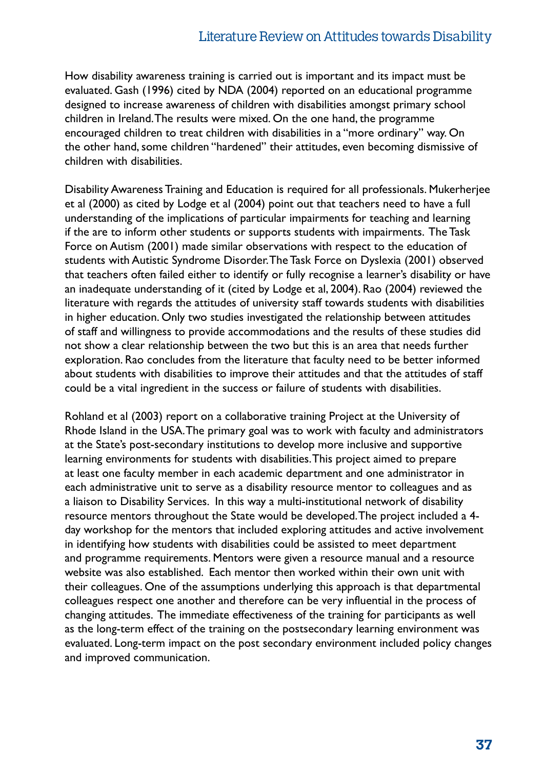How disability awareness training is carried out is important and its impact must be evaluated. Gash (1996) cited by NDA (2004) reported on an educational programme designed to increase awareness of children with disabilities amongst primary school children in Ireland. The results were mixed. On the one hand, the programme encouraged children to treat children with disabilities in a "more ordinary" way. On the other hand, some children "hardened" their attitudes, even becoming dismissive of children with disabilities.

Disability Awareness Training and Education is required for all professionals. Mukerherjee et al (2000) as cited by Lodge et al (2004) point out that teachers need to have a full understanding of the implications of particular impairments for teaching and learning if the are to inform other students or supports students with impairments. The Task Force on Autism (2001) made similar observations with respect to the education of students with Autistic Syndrome Disorder. The Task Force on Dyslexia (2001) observed that teachers often failed either to identify or fully recognise a learner's disability or have an inadequate understanding of it (cited by Lodge et al, 2004). Rao (2004) reviewed the literature with regards the attitudes of university staff towards students with disabilities in higher education. Only two studies investigated the relationship between attitudes of staff and willingness to provide accommodations and the results of these studies did not show a clear relationship between the two but this is an area that needs further exploration. Rao concludes from the literature that faculty need to be better informed about students with disabilities to improve their attitudes and that the attitudes of staff could be a vital ingredient in the success or failure of students with disabilities.

Rohland et al (2003) report on a collaborative training Project at the University of Rhode Island in the USA. The primary goal was to work with faculty and administrators at the State's post-secondary institutions to develop more inclusive and supportive learning environments for students with disabilities. This project aimed to prepare at least one faculty member in each academic department and one administrator in each administrative unit to serve as a disability resource mentor to colleagues and as a liaison to Disability Services. In this way a multi-institutional network of disability resource mentors throughout the State would be developed. The project included a 4-day workshop for the mentors that included exploring attitudes and active involvement in identifying how students with disabilities could be assisted to meet department and programme requirements. Mentors were given a resource manual and a resource website was also established. Each mentor then worked within their own unit with their colleagues. One of the assumptions underlying this approach is that departmental colleagues respect one another and therefore can be very influential in the process of changing attitudes. The immediate effectiveness of the training for participants as well as the long-term effect of the training on the postsecondary learning environment was evaluated. Long-term impact on the post secondary environment included policy changes and improved communication.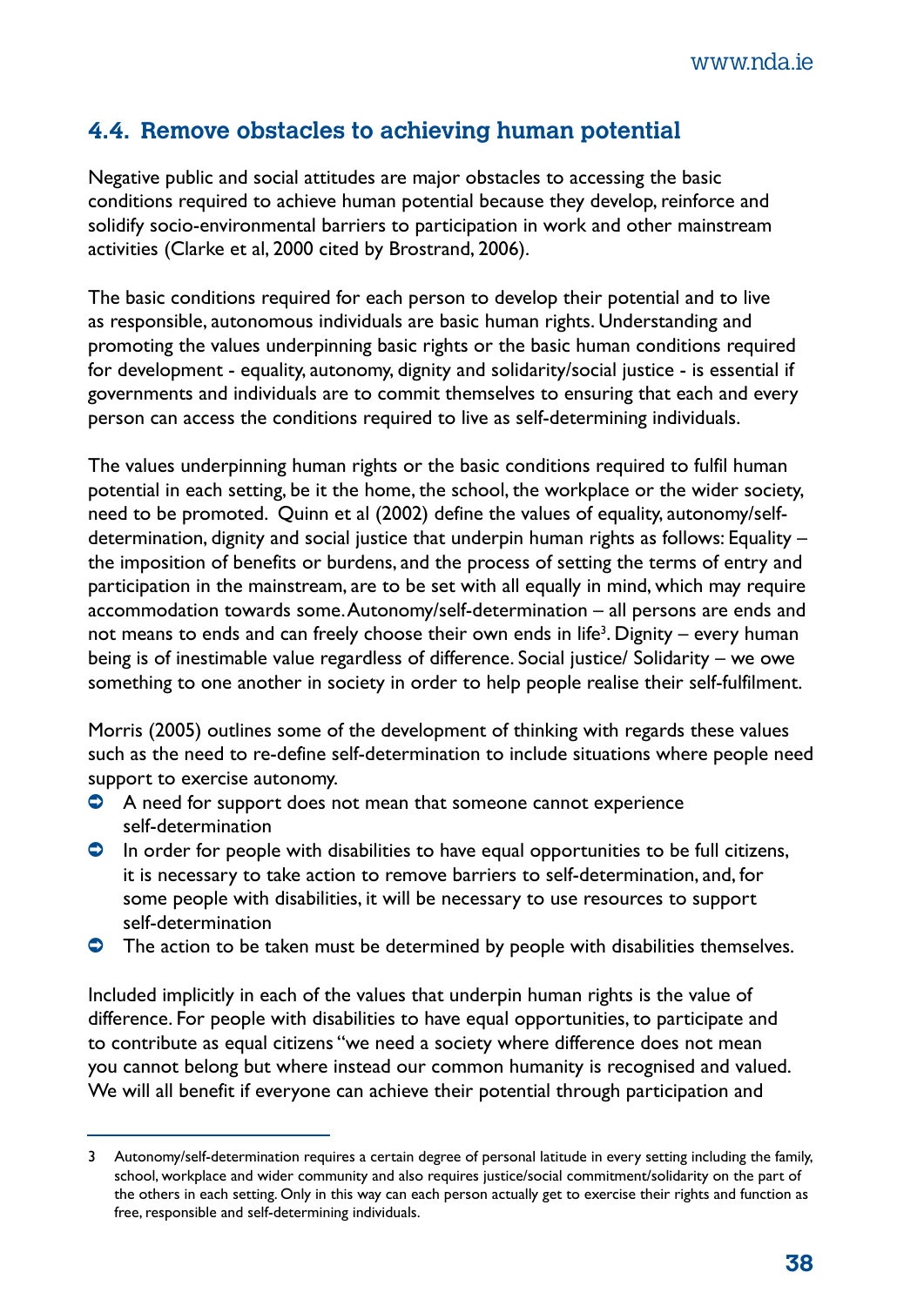## 4.4. Remove obstacles to achieving human potential

Negative public and social attitudes are major obstacles to accessing the basic conditions required to achieve human potential because they develop, reinforce and solidify socio-environmental barriers to participation in work and other mainstream activities (Clarke et al, 2000 cited by Brostrand, 2006).

The basic conditions required for each person to develop their potential and to live as responsible, autonomous individuals are basic human rights. Understanding and promoting the values underpinning basic rights or the basic human conditions required for development - equality, autonomy, dignity and solidarity/social justice - is essential if governments and individuals are to commit themselves to ensuring that each and every person can access the conditions required to live as self-determining individuals.

The values underpinning human rights or the basic conditions required to fulfil human potential in each setting, be it the home, the school, the workplace or the wider society, need to be promoted. Quinn et al (2002) define the values of equality, autonomy/self-determination, dignity and social justice that underpin human rights as follows: Equality – the imposition of benefits or burdens, and the process of setting the terms of entry and participation in the mainstream, are to be set with all equally in mind, which may require accommodation towards some. Autonomy/self-determination – all persons are ends and not means to ends and can freely choose their own ends in life[3]. Dignity – every human being is of inestimable value regardless of difference. Social justice/ Solidarity – we owe something to one another in society in order to help people realise their self-fulfilment.

Morris (2005) outlines some of the development of thinking with regards these values such as the need to re-define self-determination to include situations where people need support to exercise autonomy.

- A need for support does not mean that someone cannot experience self-determination
- In order for people with disabilities to have equal opportunities to be full citizens, it is necessary to take action to remove barriers to self-determination, and, for some people with disabilities, it will be necessary to use resources to support self-determination
- The action to be taken must be determined by people with disabilities themselves.

Included implicitly in each of the values that underpin human rights is the value of difference. For people with disabilities to have equal opportunities, to participate and to contribute as equal citizens "we need a society where difference does not mean you cannot belong but where instead our common humanity is recognised and valued. We will all benefit if everyone can achieve their potential through participation and

---

3 Autonomy/self-determination requires a certain degree of personal latitude in every setting including the family, school, workplace and wider community and also requires justice/social commitment/solidarity on the part of the others in each setting. Only in this way can each person actually get to exercise their rights and function as free, responsible and self-determining individuals.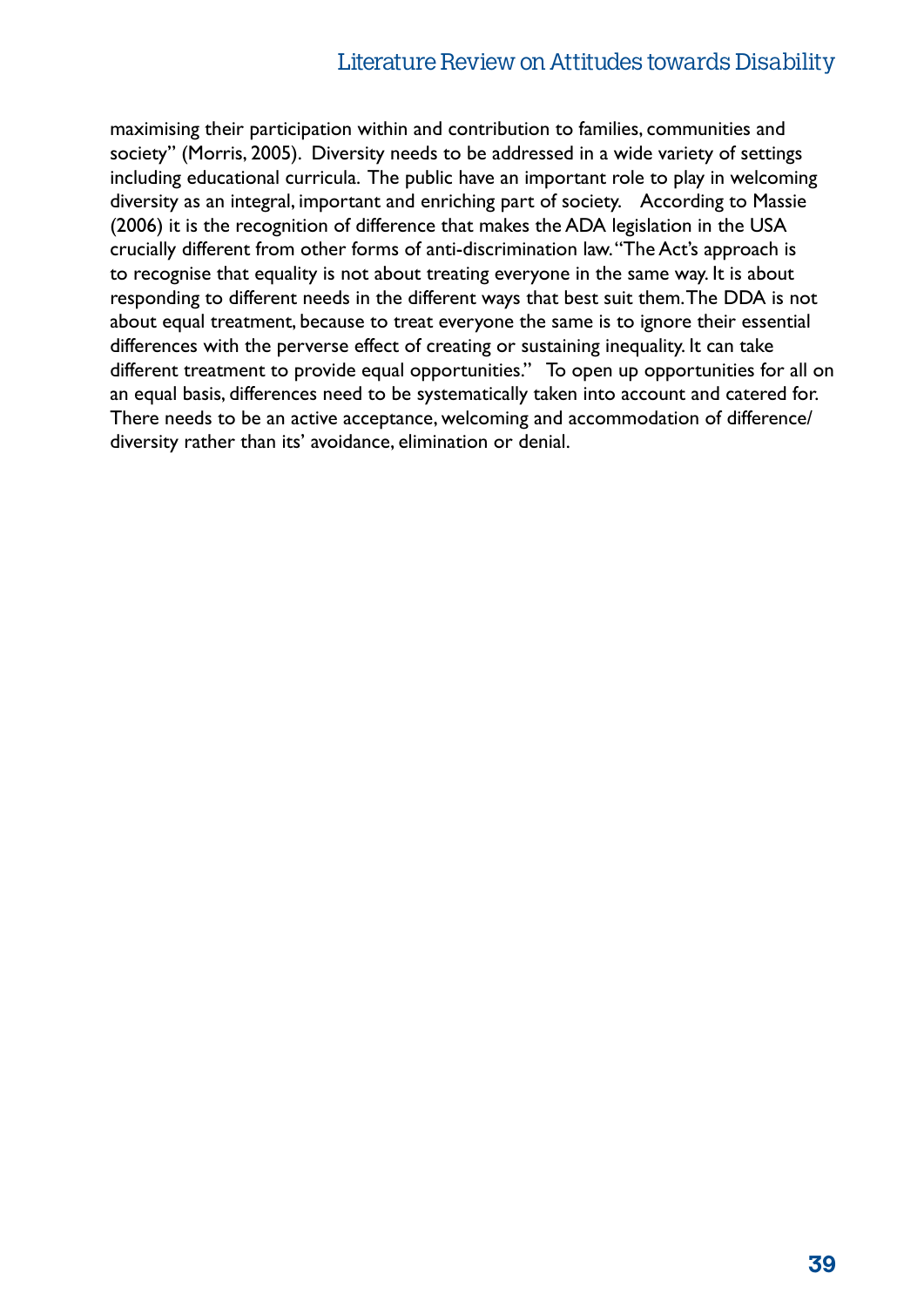maximising their participation within and contribution to families, communities and society" (Morris, 2005). Diversity needs to be addressed in a wide variety of settings including educational curricula. The public have an important role to play in welcoming diversity as an integral, important and enriching part of society. According to Massie (2006) it is the recognition of difference that makes the ADA legislation in the USA crucially different from other forms of anti-discrimination law. "The Act's approach is to recognise that equality is not about treating everyone in the same way. It is about responding to different needs in the different ways that best suit them. The DDA is not about equal treatment, because to treat everyone the same is to ignore their essential differences with the perverse effect of creating or sustaining inequality. It can take different treatment to provide equal opportunities." To open up opportunities for all on an equal basis, differences need to be systematically taken into account and catered for. There needs to be an active acceptance, welcoming and accommodation of difference/diversity rather than its' avoidance, elimination or denial.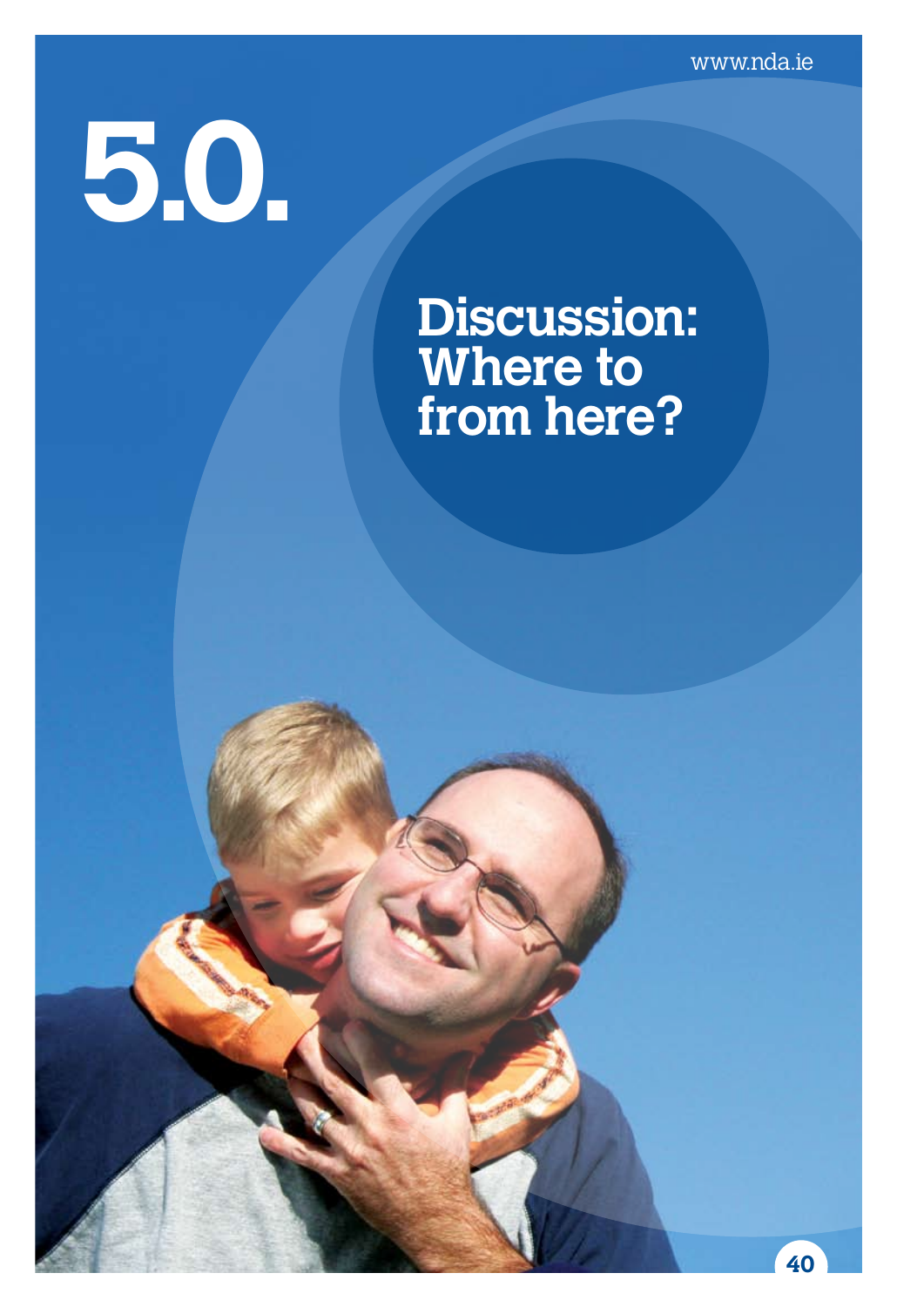# 5.0. Discussion: Where to from here?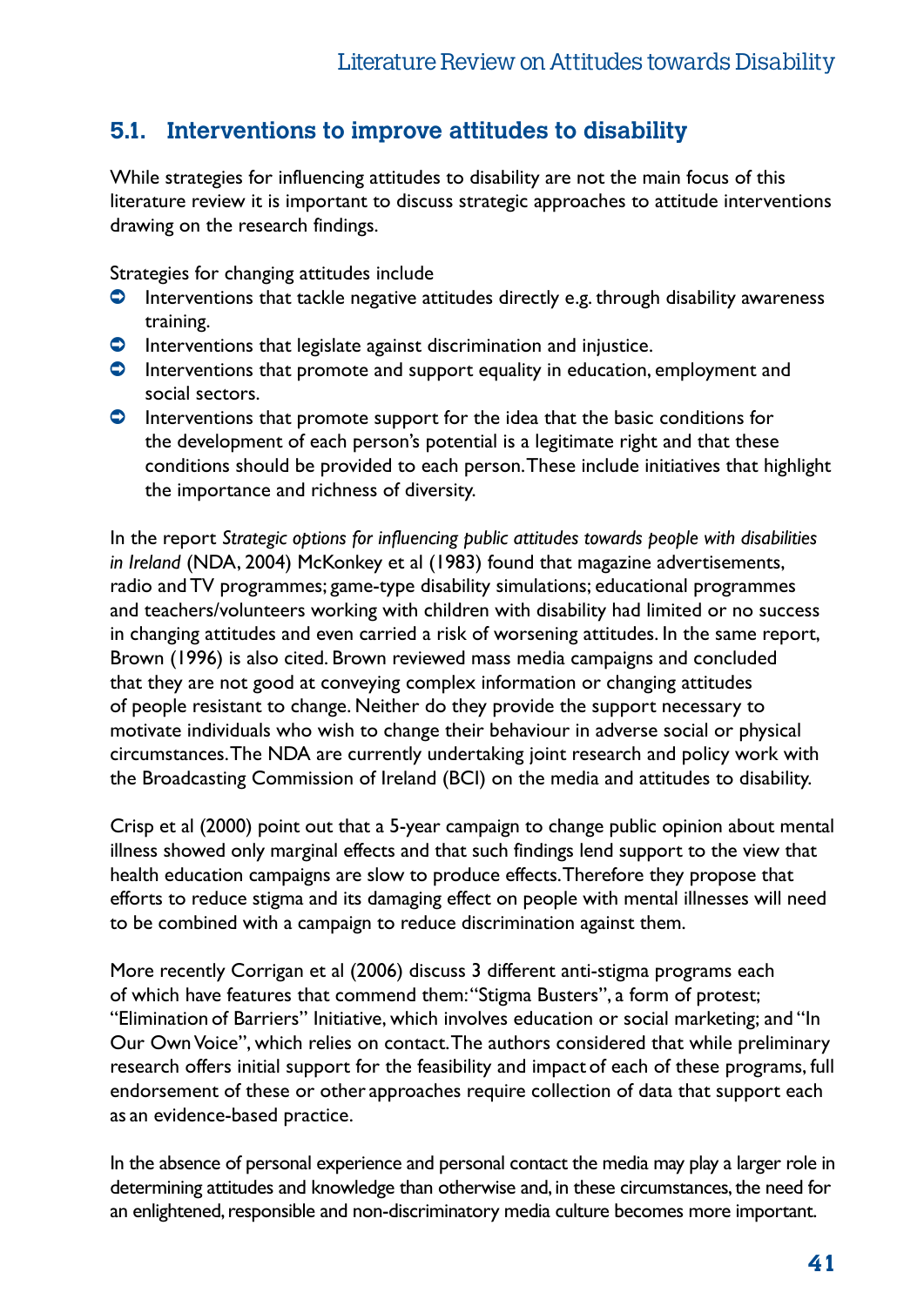## 5.1. Interventions to improve attitudes to disability

While strategies for influencing attitudes to disability are not the main focus of this literature review it is important to discuss strategic approaches to attitude interventions drawing on the research findings.

Strategies for changing attitudes include

- Interventions that tackle negative attitudes directly e.g. through disability awareness training.
- Interventions that legislate against discrimination and injustice.
- Interventions that promote and support equality in education, employment and social sectors.
- Interventions that promote support for the idea that the basic conditions for the development of each person's potential is a legitimate right and that these conditions should be provided to each person. These include initiatives that highlight the importance and richness of diversity.

In the report *Strategic options for influencing public attitudes towards people with disabilities in Ireland* (NDA, 2004) McKonkey et al (1983) found that magazine advertisements, radio and TV programmes; game-type disability simulations; educational programmes and teachers/volunteers working with children with disability had limited or no success in changing attitudes and even carried a risk of worsening attitudes. In the same report, Brown (1996) is also cited. Brown reviewed mass media campaigns and concluded that they are not good at conveying complex information or changing attitudes of people resistant to change. Neither do they provide the support necessary to motivate individuals who wish to change their behaviour in adverse social or physical circumstances. The NDA are currently undertaking joint research and policy work with the Broadcasting Commission of Ireland (BCI) on the media and attitudes to disability.

Crisp et al (2000) point out that a 5-year campaign to change public opinion about mental illness showed only marginal effects and that such findings lend support to the view that health education campaigns are slow to produce effects. Therefore they propose that efforts to reduce stigma and its damaging effect on people with mental illnesses will need to be combined with a campaign to reduce discrimination against them.

More recently Corrigan et al (2006) discuss 3 different anti-stigma programs each of which have features that commend them: "Stigma Busters", a form of protest; "Elimination of Barriers" Initiative, which involves education or social marketing; and "In Our Own Voice", which relies on contact. The authors considered that while preliminary research offers initial support for the feasibility and impact of each of these programs, full endorsement of these or other approaches require collection of data that support each as an evidence-based practice.

In the absence of personal experience and personal contact the media may play a larger role in determining attitudes and knowledge than otherwise and, in these circumstances, the need for an enlightened, responsible and non-discriminatory media culture becomes more important.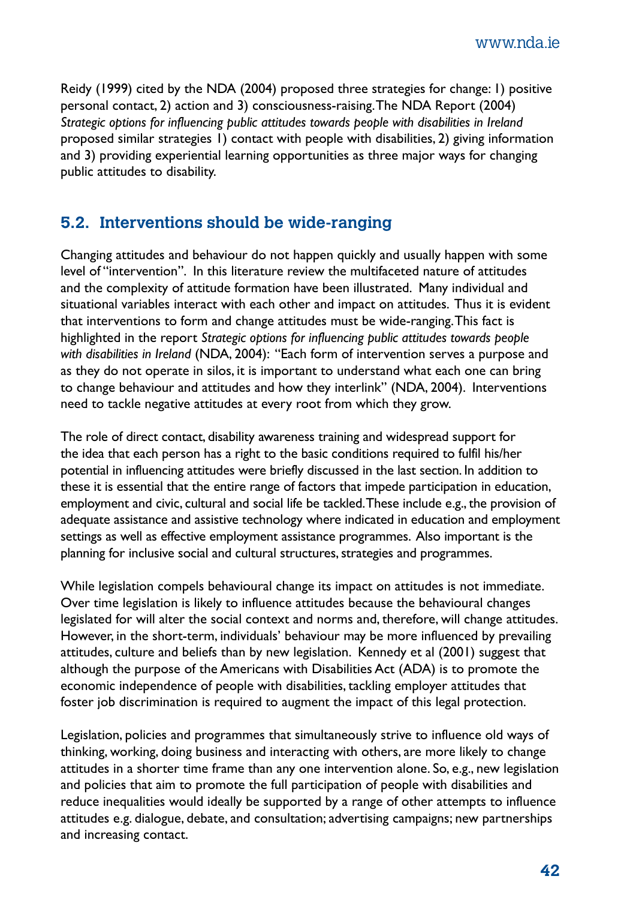Reidy (1999) cited by the NDA (2004) proposed three strategies for change: 1) positive personal contact, 2) action and 3) consciousness-raising. The NDA Report (2004) *Strategic options for influencing public attitudes towards people with disabilities in Ireland* proposed similar strategies 1) contact with people with disabilities, 2) giving information and 3) providing experiential learning opportunities as three major ways for changing public attitudes to disability.

## 5.2. Interventions should be wide-ranging

Changing attitudes and behaviour do not happen quickly and usually happen with some level of "intervention". In this literature review the multifaceted nature of attitudes and the complexity of attitude formation have been illustrated. Many individual and situational variables interact with each other and impact on attitudes. Thus it is evident that interventions to form and change attitudes must be wide-ranging. This fact is highlighted in the report *Strategic options for influencing public attitudes towards people with disabilities in Ireland* (NDA, 2004): "Each form of intervention serves a purpose and as they do not operate in silos, it is important to understand what each one can bring to change behaviour and attitudes and how they interlink" (NDA, 2004). Interventions need to tackle negative attitudes at every root from which they grow.

The role of direct contact, disability awareness training and widespread support for the idea that each person has a right to the basic conditions required to fulfil his/her potential in influencing attitudes were briefly discussed in the last section. In addition to these it is essential that the entire range of factors that impede participation in education, employment and civic, cultural and social life be tackled. These include e.g., the provision of adequate assistance and assistive technology where indicated in education and employment settings as well as effective employment assistance programmes. Also important is the planning for inclusive social and cultural structures, strategies and programmes.

While legislation compels behavioural change its impact on attitudes is not immediate. Over time legislation is likely to influence attitudes because the behavioural changes legislated for will alter the social context and norms and, therefore, will change attitudes. However, in the short-term, individuals' behaviour may be more influenced by prevailing attitudes, culture and beliefs than by new legislation. Kennedy et al (2001) suggest that although the purpose of the Americans with Disabilities Act (ADA) is to promote the economic independence of people with disabilities, tackling employer attitudes that foster job discrimination is required to augment the impact of this legal protection.

Legislation, policies and programmes that simultaneously strive to influence old ways of thinking, working, doing business and interacting with others, are more likely to change attitudes in a shorter time frame than any one intervention alone. So, e.g., new legislation and policies that aim to promote the full participation of people with disabilities and reduce inequalities would ideally be supported by a range of other attempts to influence attitudes e.g. dialogue, debate, and consultation; advertising campaigns; new partnerships and increasing contact.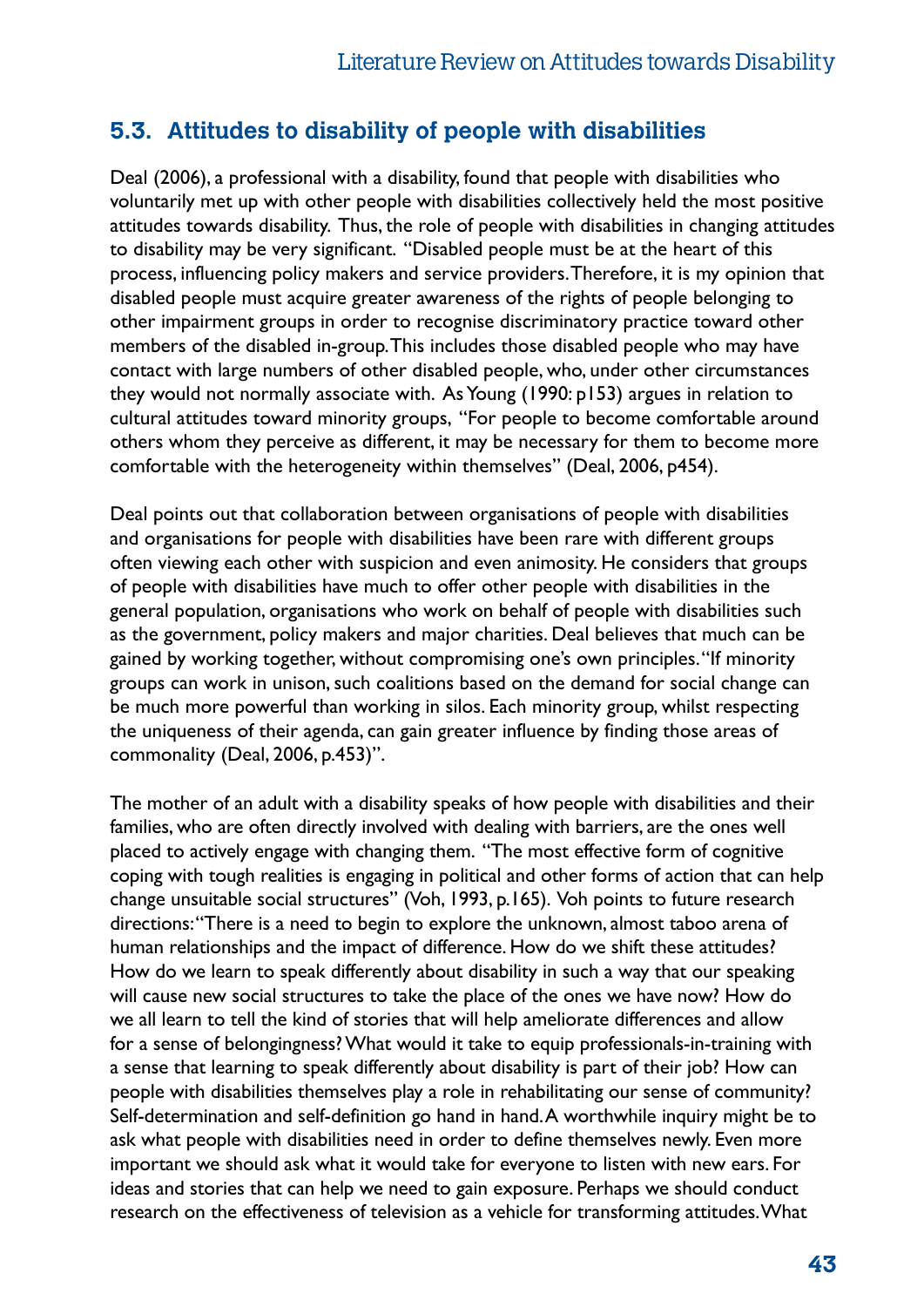## 5.3. Attitudes to disability of people with disabilities

Deal (2006), a professional with a disability, found that people with disabilities who voluntarily met up with other people with disabilities collectively held the most positive attitudes towards disability. Thus, the role of people with disabilities in changing attitudes to disability may be very significant. "Disabled people must be at the heart of this process, influencing policy makers and service providers. Therefore, it is my opinion that disabled people must acquire greater awareness of the rights of people belonging to other impairment groups in order to recognise discriminatory practice toward other members of the disabled in-group. This includes those disabled people who may have contact with large numbers of other disabled people, who, under other circumstances they would not normally associate with. As Young (1990: p153) argues in relation to cultural attitudes toward minority groups, "For people to become comfortable around others whom they perceive as different, it may be necessary for them to become more comfortable with the heterogeneity within themselves" (Deal, 2006, p454).

Deal points out that collaboration between organisations of people with disabilities and organisations for people with disabilities have been rare with different groups often viewing each other with suspicion and even animosity. He considers that groups of people with disabilities have much to offer other people with disabilities in the general population, organisations who work on behalf of people with disabilities such as the government, policy makers and major charities. Deal believes that much can be gained by working together, without compromising one's own principles. "If minority groups can work in unison, such coalitions based on the demand for social change can be much more powerful than working in silos. Each minority group, whilst respecting the uniqueness of their agenda, can gain greater influence by finding those areas of commonality (Deal, 2006, p.453)".

The mother of an adult with a disability speaks of how people with disabilities and their families, who are often directly involved with dealing with barriers, are the ones well placed to actively engage with changing them. "The most effective form of cognitive coping with tough realities is engaging in political and other forms of action that can help change unsuitable social structures" (Voh, 1993, p.165). Voh points to future research directions: "There is a need to begin to explore the unknown, almost taboo arena of human relationships and the impact of difference. How do we shift these attitudes? How do we learn to speak differently about disability in such a way that our speaking will cause new social structures to take the place of the ones we have now? How do we all learn to tell the kind of stories that will help ameliorate differences and allow for a sense of belongingness? What would it take to equip professionals-in-training with a sense that learning to speak differently about disability is part of their job? How can people with disabilities themselves play a role in rehabilitating our sense of community? Self-determination and self-definition go hand in hand. A worthwhile inquiry might be to ask what people with disabilities need in order to define themselves newly. Even more important we should ask what it would take for everyone to listen with new ears. For ideas and stories that can help we need to gain exposure. Perhaps we should conduct research on the effectiveness of television as a vehicle for transforming attitudes. What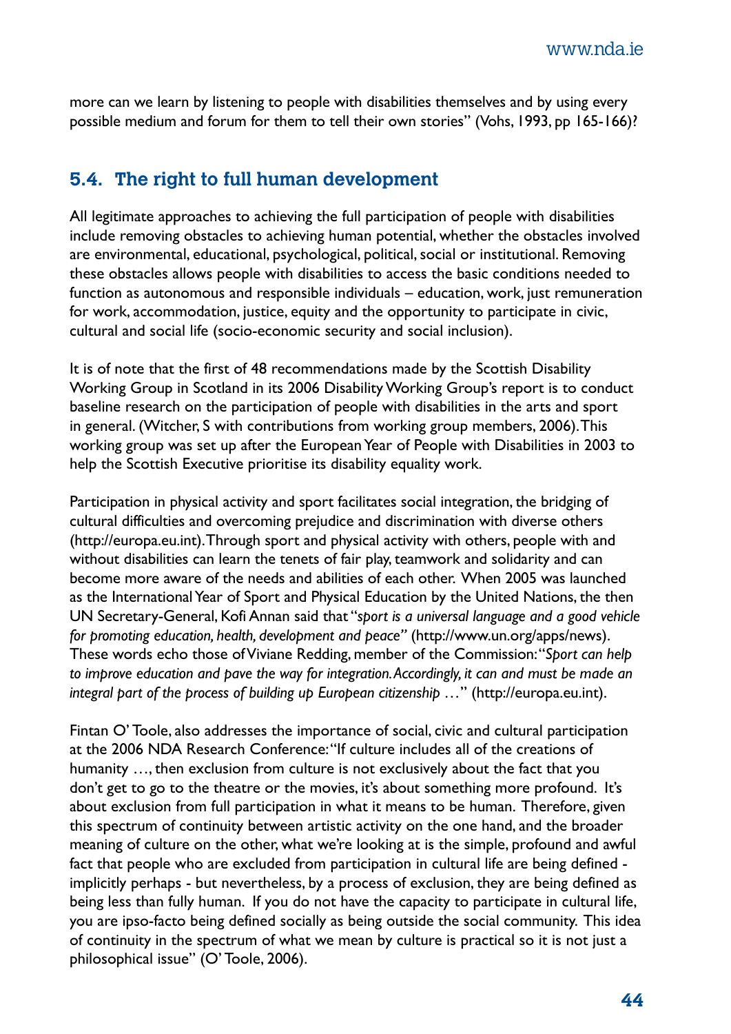more can we learn by listening to people with disabilities themselves and by using every possible medium and forum for them to tell their own stories" (Vohs, 1993, pp 165-166)?

## 5.4. The right to full human development

All legitimate approaches to achieving the full participation of people with disabilities include removing obstacles to achieving human potential, whether the obstacles involved are environmental, educational, psychological, political, social or institutional. Removing these obstacles allows people with disabilities to access the basic conditions needed to function as autonomous and responsible individuals – education, work, just remuneration for work, accommodation, justice, equity and the opportunity to participate in civic, cultural and social life (socio-economic security and social inclusion).

It is of note that the first of 48 recommendations made by the Scottish Disability Working Group in Scotland in its 2006 Disability Working Group's report is to conduct baseline research on the participation of people with disabilities in the arts and sport in general. (Witcher, S with contributions from working group members, 2006). This working group was set up after the European Year of People with Disabilities in 2003 to help the Scottish Executive prioritise its disability equality work.

Participation in physical activity and sport facilitates social integration, the bridging of cultural difficulties and overcoming prejudice and discrimination with diverse others (http://europa.eu.int). Through sport and physical activity with others, people with and without disabilities can learn the tenets of fair play, teamwork and solidarity and can become more aware of the needs and abilities of each other. When 2005 was launched as the International Year of Sport and Physical Education by the United Nations, the then UN Secretary-General, Kofi Annan said that "*sport is a universal language and a good vehicle for promoting education, health, development and peace*" (http://www.un.org/apps/news). These words echo those of Viviane Redding, member of the Commission: "*Sport can help to improve education and pave the way for integration. Accordingly, it can and must be made an integral part of the process of building up European citizenship* …" (http://europa.eu.int).

Fintan O' Toole, also addresses the importance of social, civic and cultural participation at the 2006 NDA Research Conference: "If culture includes all of the creations of humanity …, then exclusion from culture is not exclusively about the fact that you don't get to go to the theatre or the movies, it's about something more profound. It's about exclusion from full participation in what it means to be human. Therefore, given this spectrum of continuity between artistic activity on the one hand, and the broader meaning of culture on the other, what we're looking at is the simple, profound and awful fact that people who are excluded from participation in cultural life are being defined - implicitly perhaps - but nevertheless, by a process of exclusion, they are being defined as being less than fully human. If you do not have the capacity to participate in cultural life, you are ipso-facto being defined socially as being outside the social community. This idea of continuity in the spectrum of what we mean by culture is practical so it is not just a philosophical issue" (O' Toole, 2006).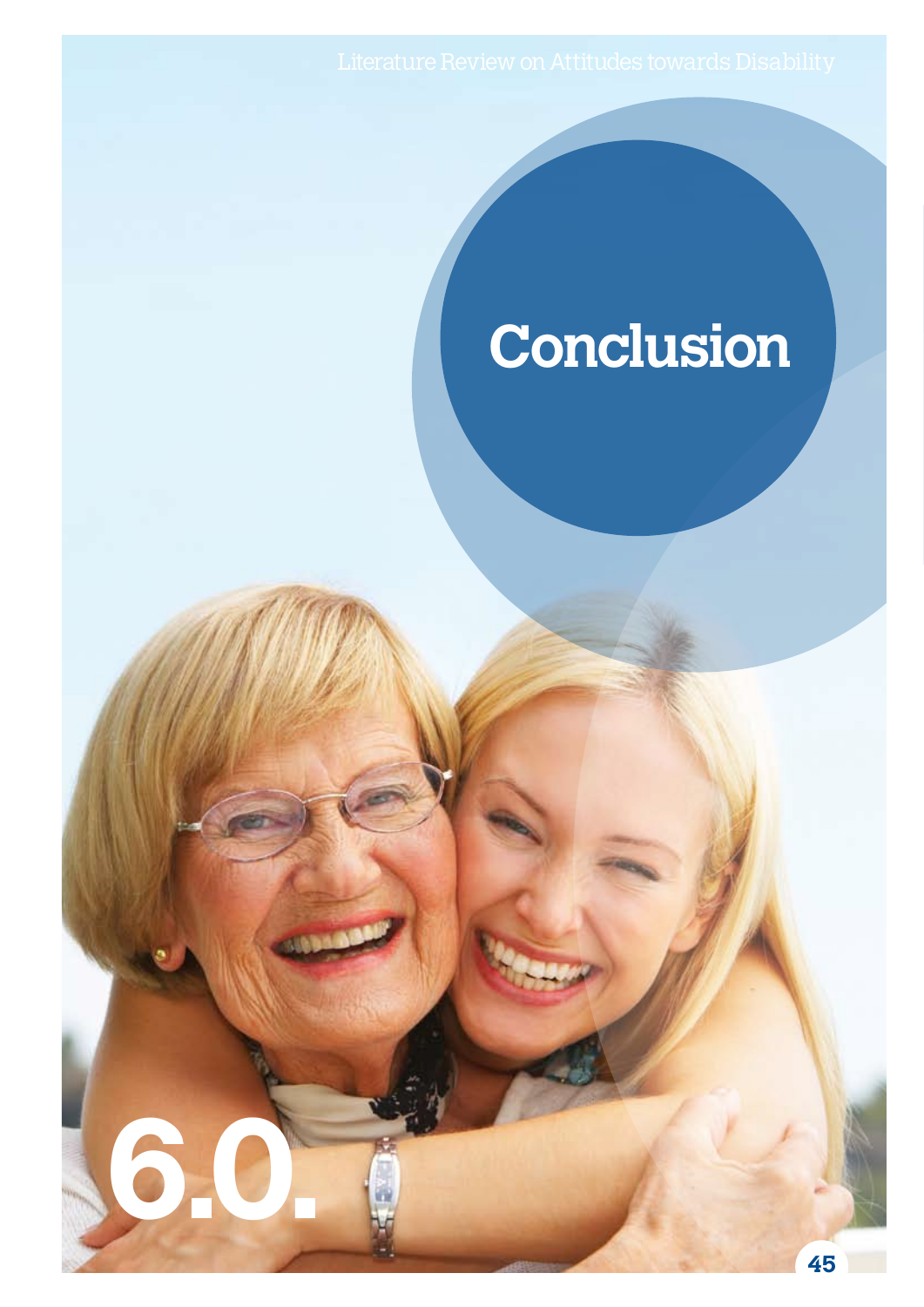# 6.0. Conclusion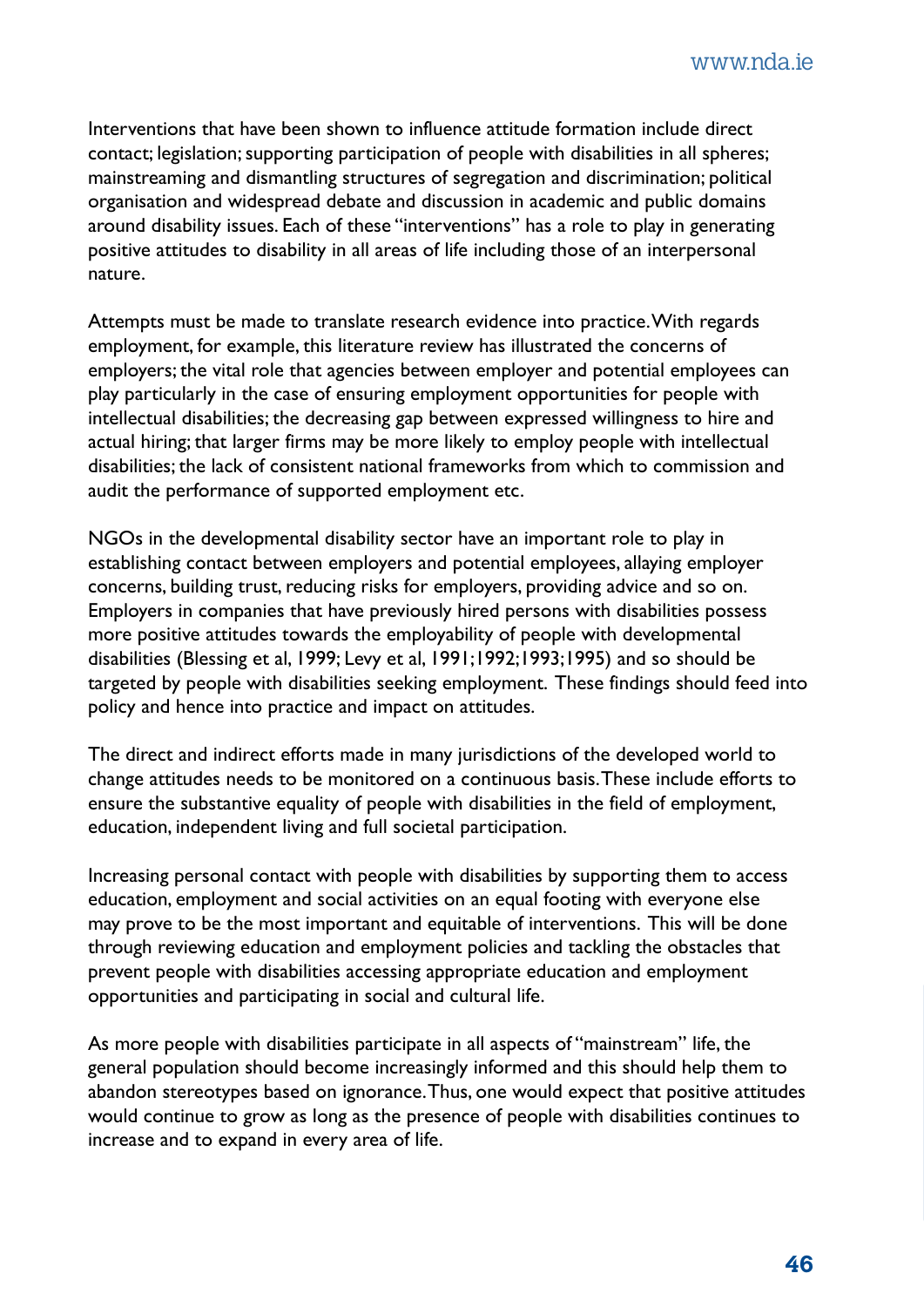Interventions that have been shown to influence attitude formation include direct contact; legislation; supporting participation of people with disabilities in all spheres; mainstreaming and dismantling structures of segregation and discrimination; political organisation and widespread debate and discussion in academic and public domains around disability issues. Each of these "interventions" has a role to play in generating positive attitudes to disability in all areas of life including those of an interpersonal nature.

Attempts must be made to translate research evidence into practice. With regards employment, for example, this literature review has illustrated the concerns of employers; the vital role that agencies between employer and potential employees can play particularly in the case of ensuring employment opportunities for people with intellectual disabilities; the decreasing gap between expressed willingness to hire and actual hiring; that larger firms may be more likely to employ people with intellectual disabilities; the lack of consistent national frameworks from which to commission and audit the performance of supported employment etc.

NGOs in the developmental disability sector have an important role to play in establishing contact between employers and potential employees, allaying employer concerns, building trust, reducing risks for employers, providing advice and so on. Employers in companies that have previously hired persons with disabilities possess more positive attitudes towards the employability of people with developmental disabilities (Blessing et al, 1999; Levy et al, 1991;1992;1993;1995) and so should be targeted by people with disabilities seeking employment. These findings should feed into policy and hence into practice and impact on attitudes.

The direct and indirect efforts made in many jurisdictions of the developed world to change attitudes needs to be monitored on a continuous basis. These include efforts to ensure the substantive equality of people with disabilities in the field of employment, education, independent living and full societal participation.

Increasing personal contact with people with disabilities by supporting them to access education, employment and social activities on an equal footing with everyone else may prove to be the most important and equitable of interventions. This will be done through reviewing education and employment policies and tackling the obstacles that prevent people with disabilities accessing appropriate education and employment opportunities and participating in social and cultural life.

As more people with disabilities participate in all aspects of "mainstream" life, the general population should become increasingly informed and this should help them to abandon stereotypes based on ignorance. Thus, one would expect that positive attitudes would continue to grow as long as the presence of people with disabilities continues to increase and to expand in every area of life.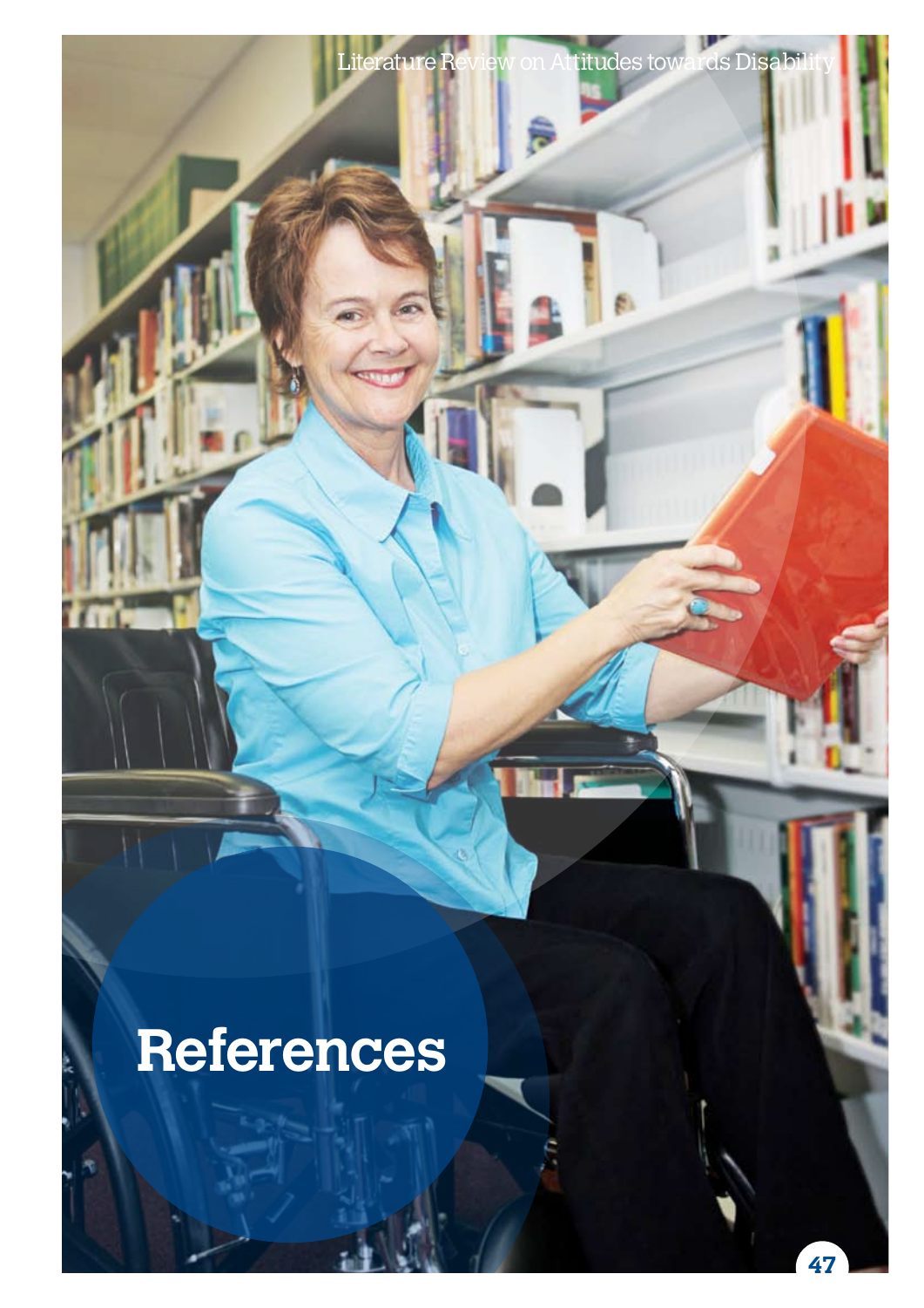# References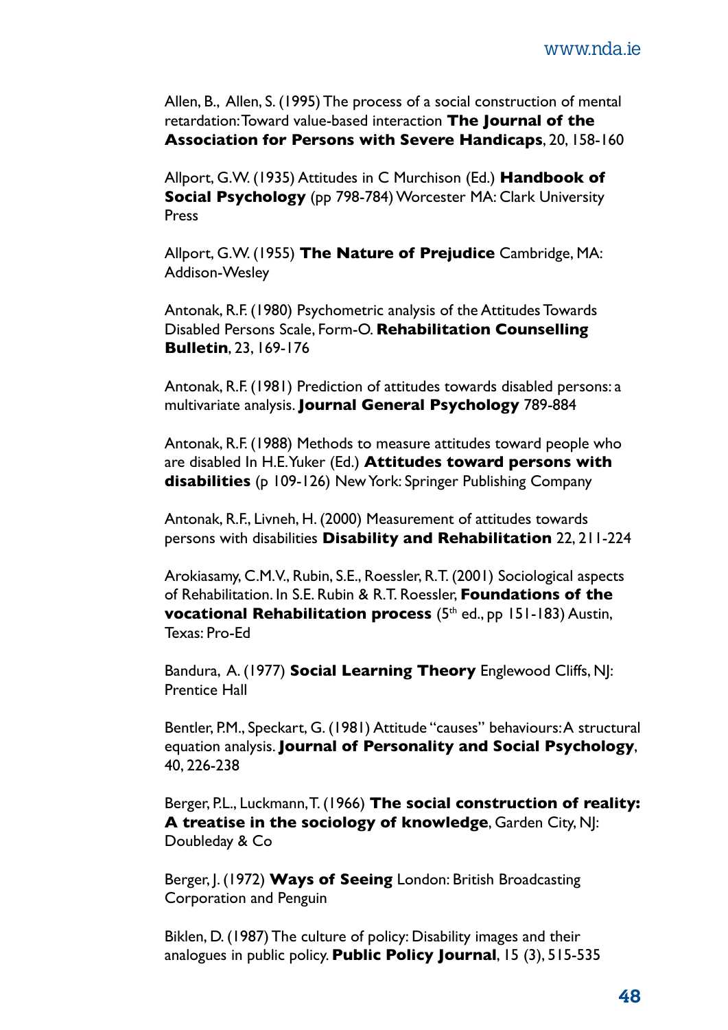Allen, B., Allen, S. (1995) The process of a social construction of mental retardation: Toward value-based interaction **The Journal of the Association for Persons with Severe Handicaps**, 20, 158-160

Allport, G.W. (1935) Attitudes in C Murchison (Ed.) **Handbook of Social Psychology** (pp 798-784) Worcester MA: Clark University Press

Allport, G.W. (1955) **The Nature of Prejudice** Cambridge, MA: Addison-Wesley

Antonak, R.F. (1980) Psychometric analysis of the Attitudes Towards Disabled Persons Scale, Form-O. **Rehabilitation Counselling Bulletin**, 23, 169-176

Antonak, R.F. (1981) Prediction of attitudes towards disabled persons: a multivariate analysis. **Journal General Psychology** 789-884

Antonak, R.F. (1988) Methods to measure attitudes toward people who are disabled In H.E. Yuker (Ed.) **Attitudes toward persons with disabilities** (p 109-126) New York: Springer Publishing Company

Antonak, R.F., Livneh, H. (2000) Measurement of attitudes towards persons with disabilities **Disability and Rehabilitation** 22, 211-224

Arokiasamy, C.M.V., Rubin, S.E., Roessler, R.T. (2001) Sociological aspects of Rehabilitation. In S.E. Rubin & R.T. Roessler, **Foundations of the vocational Rehabilitation process** (5th ed., pp 151-183) Austin, Texas: Pro-Ed

Bandura, A. (1977) **Social Learning Theory** Englewood Cliffs, NJ: Prentice Hall

Bentler, P.M., Speckart, G. (1981) Attitude "causes" behaviours: A structural equation analysis. **Journal of Personality and Social Psychology**, 40, 226-238

Berger, P.L., Luckmann, T. (1966) **The social construction of reality: A treatise in the sociology of knowledge**, Garden City, NJ: Doubleday & Co

Berger, J. (1972) **Ways of Seeing** London: British Broadcasting Corporation and Penguin

Biklen, D. (1987) The culture of policy: Disability images and their analogues in public policy. **Public Policy Journal**, 15 (3), 515-535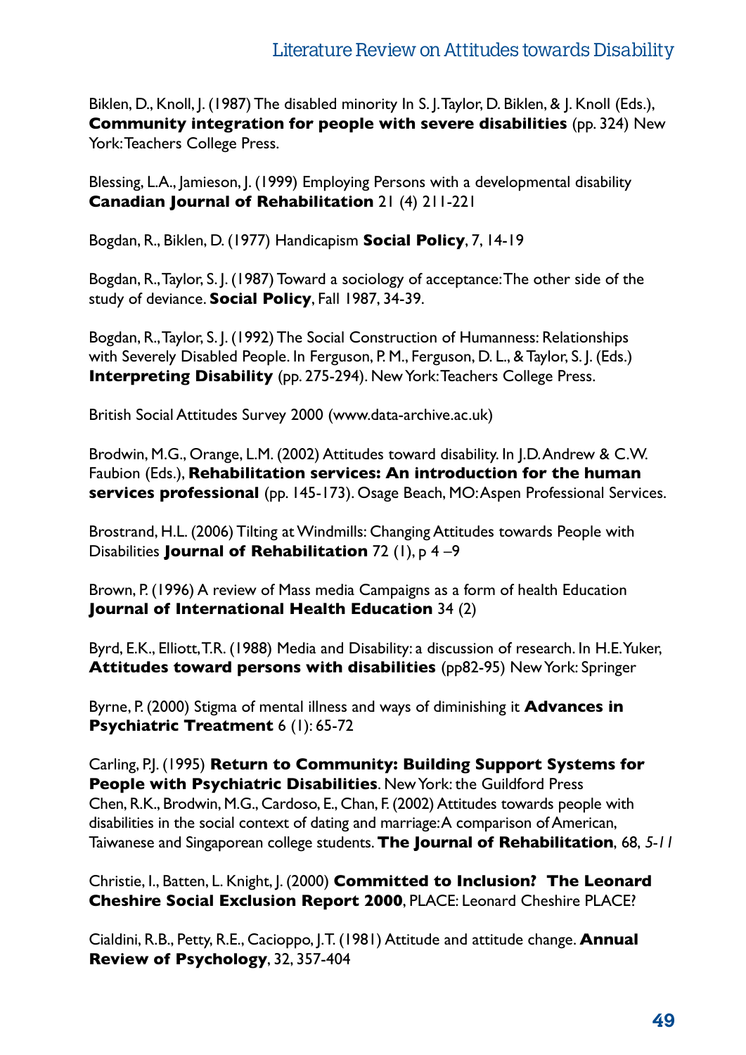Biklen, D., Knoll, J. (1987) The disabled minority In S. J. Taylor, D. Biklen, & J. Knoll (Eds.), **Community integration for people with severe disabilities** (pp. 324) New York: Teachers College Press.

Blessing, L.A., Jamieson, J. (1999) Employing Persons with a developmental disability **Canadian Journal of Rehabilitation** 21 (4) 211-221

Bogdan, R., Biklen, D. (1977) Handicapism **Social Policy**, 7, 14-19

Bogdan, R., Taylor, S. J. (1987) Toward a sociology of acceptance: The other side of the study of deviance. **Social Policy**, Fall 1987, 34-39.

Bogdan, R., Taylor, S. J. (1992) The Social Construction of Humanness: Relationships with Severely Disabled People. In Ferguson, P. M., Ferguson, D. L., & Taylor, S. J. (Eds.) **Interpreting Disability** (pp. 275-294). New York: Teachers College Press.

British Social Attitudes Survey 2000 (www.data-archive.ac.uk)

Brodwin, M.G., Orange, L.M. (2002) Attitudes toward disability. In J.D. Andrew & C.W. Faubion (Eds.), **Rehabilitation services: An introduction for the human services professional** (pp. 145-173). Osage Beach, MO: Aspen Professional Services.

Brostrand, H.L. (2006) Tilting at Windmills: Changing Attitudes towards People with Disabilities **Journal of Rehabilitation** 72 (1), p 4 –9

Brown, P. (1996) A review of Mass media Campaigns as a form of health Education **Journal of International Health Education** 34 (2)

Byrd, E.K., Elliott, T.R. (1988) Media and Disability: a discussion of research. In H.E. Yuker, **Attitudes toward persons with disabilities** (pp82-95) New York: Springer

Byrne, P. (2000) Stigma of mental illness and ways of diminishing it **Advances in Psychiatric Treatment** 6 (1): 65-72

Carling, P.J. (1995) **Return to Community: Building Support Systems for People with Psychiatric Disabilities**. New York: the Guildford Press

Chen, R.K., Brodwin, M.G., Cardoso, E., Chan, F. (2002) Attitudes towards people with disabilities in the social context of dating and marriage: A comparison of American, Taiwanese and Singaporean college students. **The Journal of Rehabilitation**, 68, *5-11*

Christie, I., Batten, L. Knight, J. (2000) **Committed to Inclusion? The Leonard Cheshire Social Exclusion Report 2000**, PLACE: Leonard Cheshire PLACE?

Cialdini, R.B., Petty, R.E., Cacioppo, J.T. (1981) Attitude and attitude change. **Annual Review of Psychology**, 32, 357-404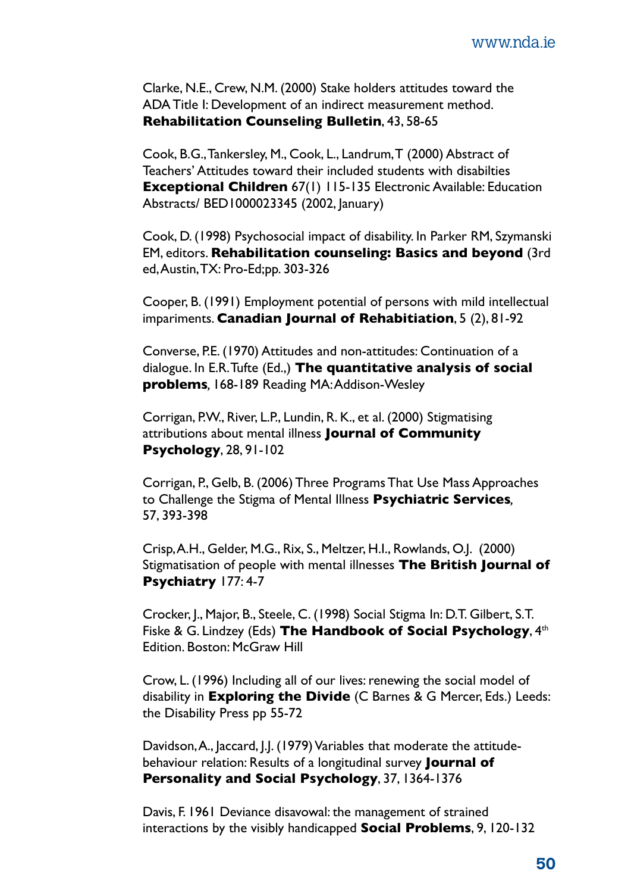Clarke, N.E., Crew, N.M. (2000) Stake holders attitudes toward the ADA Title I: Development of an indirect measurement method. **Rehabilitation Counseling Bulletin**, 43, 58-65

Cook, B.G., Tankersley, M., Cook, L., Landrum, T (2000) Abstract of Teachers' Attitudes toward their included students with disabilties **Exceptional Children** 67(1) 115-135 Electronic Available: Education Abstracts/ BED1000023345 (2002, January)

Cook, D. (1998) Psychosocial impact of disability. In Parker RM, Szymanski EM, editors. **Rehabilitation counseling: Basics and beyond** (3rd ed, Austin, TX: Pro-Ed;pp. 303-326

Cooper, B. (1991) Employment potential of persons with mild intellectual impariments. **Canadian Journal of Rehabitiation**, 5 (2), 81-92

Converse, P.E. (1970) Attitudes and non-attitudes: Continuation of a dialogue. In E.R. Tufte (Ed.,) **The quantitative analysis of social problems***,* 168-189 Reading MA: Addison-Wesley

Corrigan, P.W., River, L.P., Lundin, R. K., et al. (2000) Stigmatising attributions about mental illness **Journal of Community Psychology**, 28, 91-102

Corrigan, P., Gelb, B. (2006) Three Programs That Use Mass Approaches to Challenge the Stigma of Mental Illness **Psychiatric Services***,* 57, 393-398

Crisp, A.H., Gelder, M.G., Rix, S., Meltzer, H.I., Rowlands, O.J. (2000) Stigmatisation of people with mental illnesses **The British Journal of Psychiatry** 177: 4-7

Crocker, J., Major, B., Steele, C. (1998) Social Stigma In: D.T. Gilbert, S.T. Fiske & G. Lindzey (Eds) **The Handbook of Social Psychology**, 4th Edition. Boston: McGraw Hill

Crow, L. (1996) Including all of our lives: renewing the social model of disability in **Exploring the Divide** (C Barnes & G Mercer, Eds.) Leeds: the Disability Press pp 55-72

Davidson, A., Jaccard, J.J. (1979) Variables that moderate the attitude-behaviour relation: Results of a longitudinal survey **Journal of Personality and Social Psychology**, 37, 1364-1376

Davis, F. 1961 Deviance disavowal: the management of strained interactions by the visibly handicapped **Social Problems**, 9, 120-132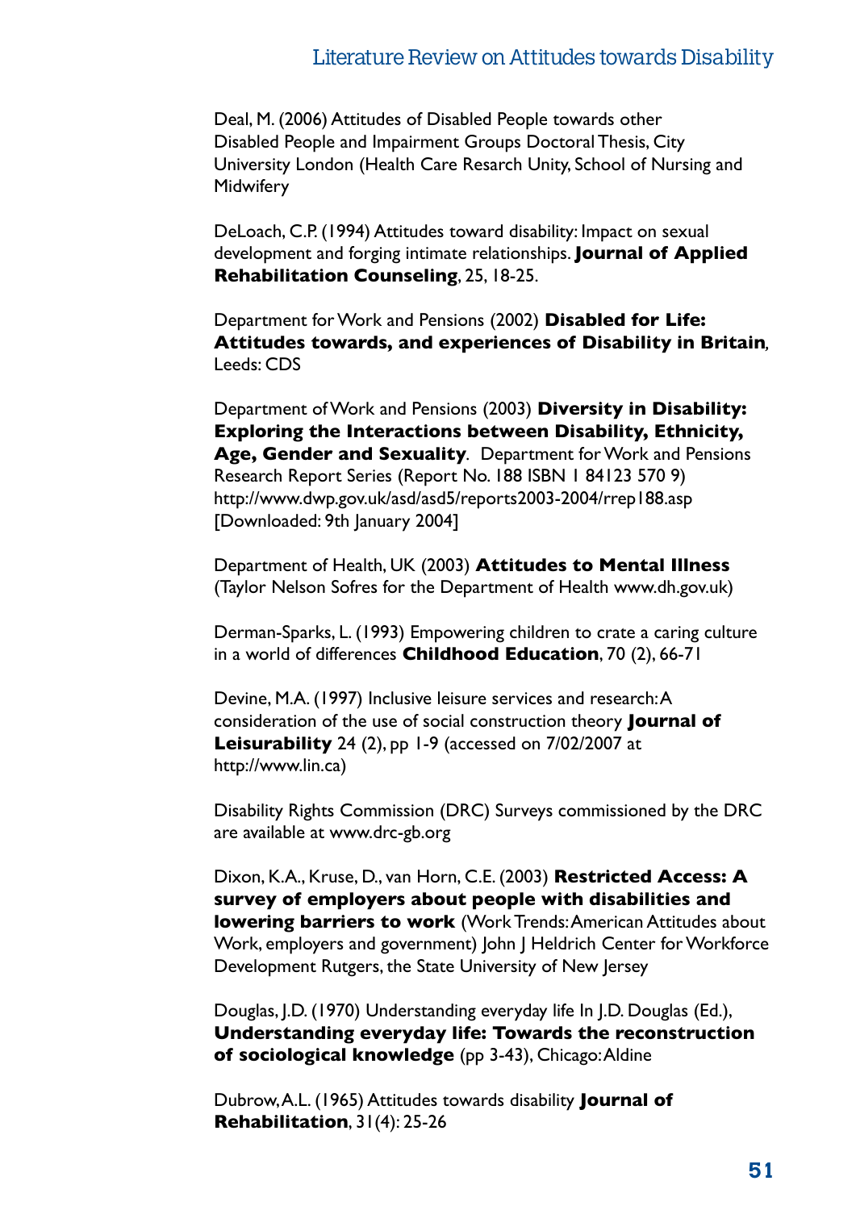Deal, M. (2006) Attitudes of Disabled People towards other Disabled People and Impairment Groups Doctoral Thesis, City University London (Health Care Resarch Unity, School of Nursing and Midwifery

DeLoach, C.P. (1994) Attitudes toward disability: Impact on sexual development and forging intimate relationships. **Journal of Applied Rehabilitation Counseling**, 25, 18-25.

Department for Work and Pensions (2002) **Disabled for Life: Attitudes towards, and experiences of Disability in Britain**, Leeds: CDS

Department of Work and Pensions (2003) **Diversity in Disability: Exploring the Interactions between Disability, Ethnicity, Age, Gender and Sexuality**. Department for Work and Pensions Research Report Series (Report No. 188 ISBN 1 84123 570 9) http://www.dwp.gov.uk/asd/asd5/reports2003-2004/rrep188.asp [Downloaded: 9th January 2004]

Department of Health, UK (2003) **Attitudes to Mental Illness** (Taylor Nelson Sofres for the Department of Health www.dh.gov.uk)

Derman-Sparks, L. (1993) Empowering children to crate a caring culture in a world of differences **Childhood Education**, 70 (2), 66-71

Devine, M.A. (1997) Inclusive leisure services and research: A consideration of the use of social construction theory **Journal of Leisurability** 24 (2), pp 1-9 (accessed on 7/02/2007 at http://www.lin.ca)

Disability Rights Commission (DRC) Surveys commissioned by the DRC are available at www.drc-gb.org

Dixon, K.A., Kruse, D., van Horn, C.E. (2003) **Restricted Access: A survey of employers about people with disabilities and lowering barriers to work** (Work Trends: American Attitudes about Work, employers and government) John J Heldrich Center for Workforce Development Rutgers, the State University of New Jersey

Douglas, J.D. (1970) Understanding everyday life In J.D. Douglas (Ed.), **Understanding everyday life: Towards the reconstruction of sociological knowledge** (pp 3-43), Chicago: Aldine

Dubrow, A.L. (1965) Attitudes towards disability **Journal of Rehabilitation**, 31(4): 25-26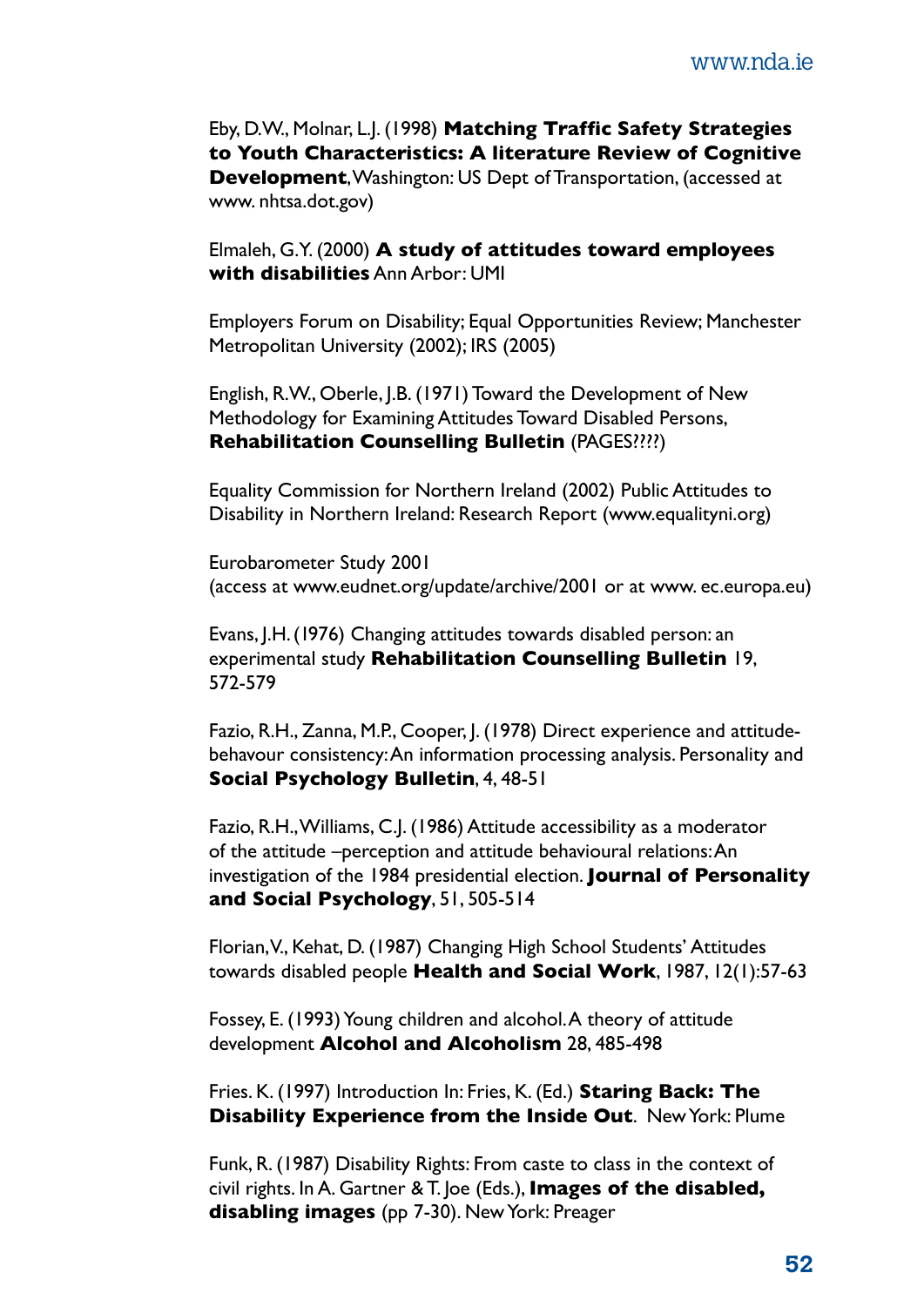Eby, D.W., Molnar, L.J. (1998) **Matching Traffic Safety Strategies to Youth Characteristics: A literature Review of Cognitive Development**, Washington: US Dept of Transportation, (accessed at www. nhtsa.dot.gov)

Elmaleh, G.Y. (2000) **A study of attitudes toward employees with disabilities** Ann Arbor: UMI

Employers Forum on Disability; Equal Opportunities Review; Manchester Metropolitan University (2002); IRS (2005)

English, R.W., Oberle, J.B. (1971) Toward the Development of New Methodology for Examining Attitudes Toward Disabled Persons, **Rehabilitation Counselling Bulletin** (PAGES????)

Equality Commission for Northern Ireland (2002) Public Attitudes to Disability in Northern Ireland: Research Report (www.equalityni.org)

Eurobarometer Study 2001
(access at www.eudnet.org/update/archive/2001 or at www. ec.europa.eu)

Evans, J.H. (1976) Changing attitudes towards disabled person: an experimental study **Rehabilitation Counselling Bulletin** 19, 572-579

Fazio, R.H., Zanna, M.P., Cooper, J. (1978) Direct experience and attitude-behaviour consistency: An information processing analysis. Personality and **Social Psychology Bulletin**, 4, 48-51

Fazio, R.H., Williams, C.J. (1986) Attitude accessibility as a moderator of the attitude –perception and attitude behavioural relations: An investigation of the 1984 presidential election. **Journal of Personality and Social Psychology**, 51, 505-514

Florian, V., Kehat, D. (1987) Changing High School Students' Attitudes towards disabled people **Health and Social Work**, 1987, 12(1):57-63

Fossey, E. (1993) Young children and alcohol. A theory of attitude development **Alcohol and Alcoholism** 28, 485-498

Fries. K. (1997) Introduction In: Fries, K. (Ed.) **Staring Back: The Disability Experience from the Inside Out**. New York: Plume

Funk, R. (1987) Disability Rights: From caste to class in the context of civil rights. In A. Gartner & T. Joe (Eds.), **Images of the disabled, disabling images** (pp 7-30). New York: Preager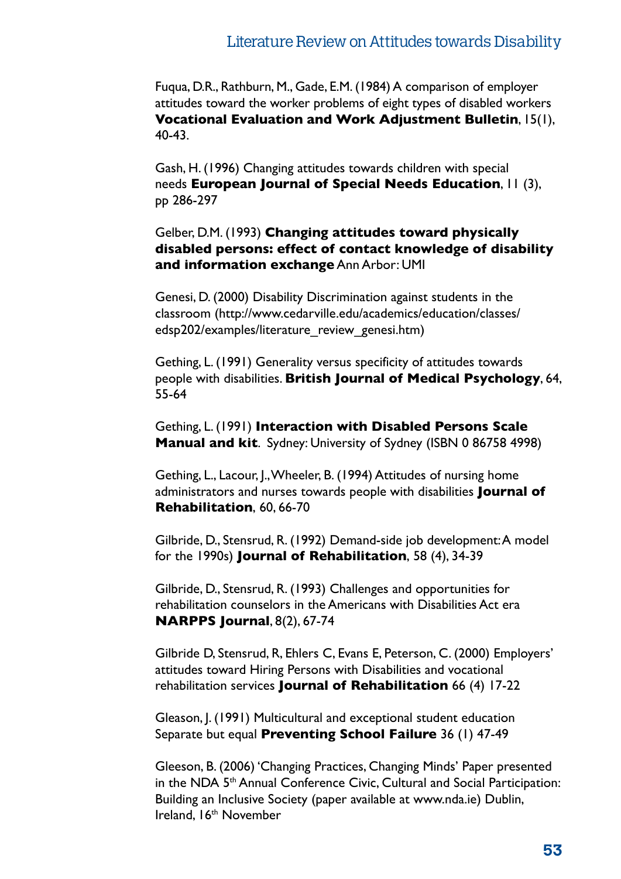Fuqua, D.R., Rathburn, M., Gade, E.M. (1984) A comparison of employer attitudes toward the worker problems of eight types of disabled workers **Vocational Evaluation and Work Adjustment Bulletin**, 15(1), 40-43.

Gash, H. (1996) Changing attitudes towards children with special needs **European Journal of Special Needs Education**, 11 (3), pp 286-297

Gelber, D.M. (1993) **Changing attitudes toward physically disabled persons: effect of contact knowledge of disability and information exchange** Ann Arbor: UMI

Genesi, D. (2000) Disability Discrimination against students in the classroom (http://www.cedarville.edu/academics/education/classes/edsp202/examples/literature_review_genesi.htm)

Gething, L. (1991) Generality versus specificity of attitudes towards people with disabilities. **British Journal of Medical Psychology**, 64, 55-64

Gething, L. (1991) **Interaction with Disabled Persons Scale Manual and kit**. Sydney: University of Sydney (ISBN 0 86758 4998)

Gething, L., Lacour, J., Wheeler, B. (1994) Attitudes of nursing home administrators and nurses towards people with disabilities **Journal of Rehabilitation**, 60, 66-70

Gilbride, D., Stensrud, R. (1992) Demand-side job development: A model for the 1990s) **Journal of Rehabilitation**, 58 (4), 34-39

Gilbride, D., Stensrud, R. (1993) Challenges and opportunities for rehabilitation counselors in the Americans with Disabilities Act era **NARPPS Journal**, 8(2), 67-74

Gilbride D, Stensrud, R, Ehlers C, Evans E, Peterson, C. (2000) Employers' attitudes toward Hiring Persons with Disabilities and vocational rehabilitation services **Journal of Rehabilitation** 66 (4) 17-22

Gleason, J. (1991) Multicultural and exceptional student education Separate but equal **Preventing School Failure** 36 (1) 47-49

Gleeson, B. (2006) 'Changing Practices, Changing Minds' Paper presented in the NDA 5th Annual Conference Civic, Cultural and Social Participation: Building an Inclusive Society (paper available at www.nda.ie) Dublin, Ireland, 16th November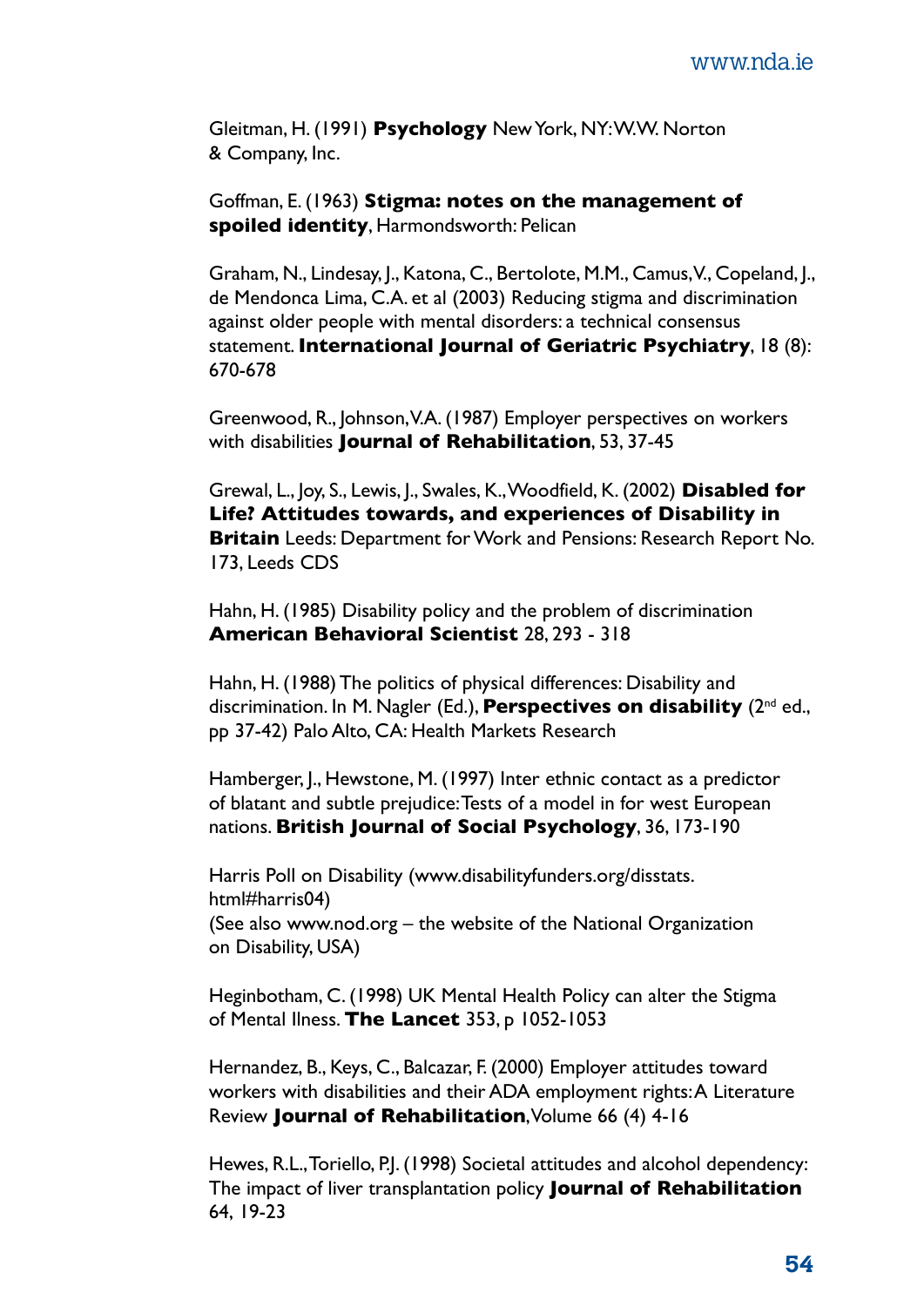Gleitman, H. (1991) **Psychology** New York, NY: W.W. Norton & Company, Inc.

Goffman, E. (1963) **Stigma: notes on the management of spoiled identity**, Harmondsworth: Pelican

Graham, N., Lindesay, J., Katona, C., Bertolote, M.M., Camus, V., Copeland, J., de Mendonca Lima, C.A. et al (2003) Reducing stigma and discrimination against older people with mental disorders: a technical consensus statement. **International Journal of Geriatric Psychiatry**, 18 (8): 670-678

Greenwood, R., Johnson, V.A. (1987) Employer perspectives on workers with disabilities **Journal of Rehabilitation**, 53, 37-45

Grewal, L., Joy, S., Lewis, J., Swales, K., Woodfield, K. (2002) **Disabled for Life? Attitudes towards, and experiences of Disability in Britain** Leeds: Department for Work and Pensions: Research Report No. 173, Leeds CDS

Hahn, H. (1985) Disability policy and the problem of discrimination **American Behavioral Scientist** 28, 293 - 318

Hahn, H. (1988) The politics of physical differences: Disability and discrimination. In M. Nagler (Ed.), **Perspectives on disability** (2nd ed., pp 37-42) Palo Alto, CA: Health Markets Research

Hamberger, J., Hewstone, M. (1997) Inter ethnic contact as a predictor of blatant and subtle prejudice: Tests of a model in for west European nations. **British Journal of Social Psychology**, 36, 173-190

Harris Poll on Disability (www.disabilityfunders.org/disstats.html#harris04)
(See also www.nod.org – the website of the National Organization on Disability, USA)

Heginbotham, C. (1998) UK Mental Health Policy can alter the Stigma of Mental Ilness. **The Lancet** 353, p 1052-1053

Hernandez, B., Keys, C., Balcazar, F. (2000) Employer attitudes toward workers with disabilities and their ADA employment rights: A Literature Review **Journal of Rehabilitation**, Volume 66 (4) 4-16

Hewes, R.L., Toriello, P.J. (1998) Societal attitudes and alcohol dependency: The impact of liver transplantation policy **Journal of Rehabilitation** 64, 19-23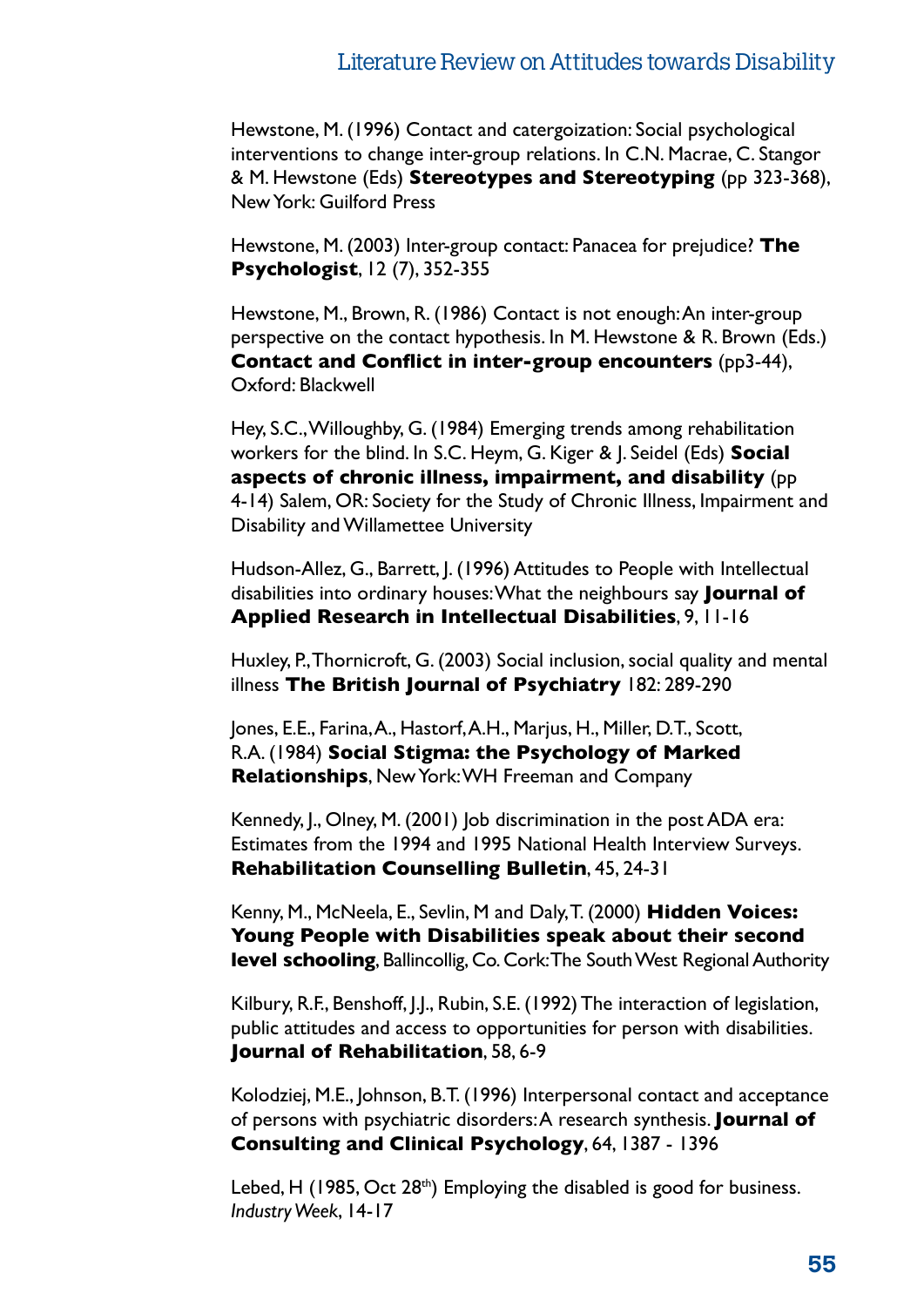Hewstone, M. (1996) Contact and catergoization: Social psychological interventions to change inter-group relations. In C.N. Macrae, C. Stangor & M. Hewstone (Eds) **Stereotypes and Stereotyping** (pp 323-368), New York: Guilford Press

Hewstone, M. (2003) Inter-group contact: Panacea for prejudice? **The Psychologist**, 12 (7), 352-355

Hewstone, M., Brown, R. (1986) Contact is not enough: An inter-group perspective on the contact hypothesis. In M. Hewstone & R. Brown (Eds.) **Contact and Conflict in inter-group encounters** (pp3-44), Oxford: Blackwell

Hey, S.C., Willoughby, G. (1984) Emerging trends among rehabilitation workers for the blind. In S.C. Heym, G. Kiger & J. Seidel (Eds) **Social aspects of chronic illness, impairment, and disability** (pp 4-14) Salem, OR: Society for the Study of Chronic Illness, Impairment and Disability and Willamettee University

Hudson-Allez, G., Barrett, J. (1996) Attitudes to People with Intellectual disabilities into ordinary houses: What the neighbours say **Journal of Applied Research in Intellectual Disabilities**, 9, 11-16

Huxley, P., Thornicroft, G. (2003) Social inclusion, social quality and mental illness **The British Journal of Psychiatry** 182: 289-290

Jones, E.E., Farina, A., Hastorf, A.H., Marjus, H., Miller, D.T., Scott, R.A. (1984) **Social Stigma: the Psychology of Marked Relationships**, New York: WH Freeman and Company

Kennedy, J., Olney, M. (2001) Job discrimination in the post ADA era: Estimates from the 1994 and 1995 National Health Interview Surveys. **Rehabilitation Counselling Bulletin**, 45, 24-31

Kenny, M., McNeela, E., Sevlin, M and Daly, T. (2000) **Hidden Voices: Young People with Disabilities speak about their second level schooling**, Ballincollig, Co. Cork: The South West Regional Authority

Kilbury, R.F., Benshoff, J.J., Rubin, S.E. (1992) The interaction of legislation, public attitudes and access to opportunities for person with disabilities. **Journal of Rehabilitation**, 58, 6-9

Kolodziej, M.E., Johnson, B.T. (1996) Interpersonal contact and acceptance of persons with psychiatric disorders: A research synthesis. **Journal of Consulting and Clinical Psychology**, 64, 1387 - 1396

Lebed, H (1985, Oct 28th) Employing the disabled is good for business. *Industry Week*, 14-17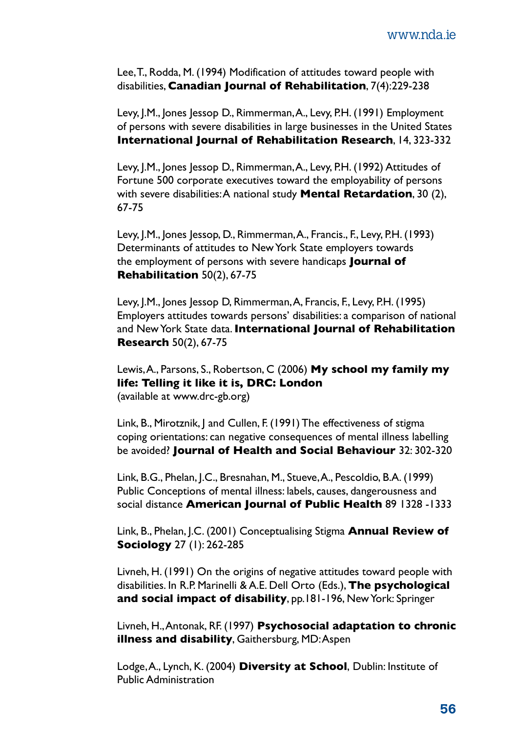Lee, T., Rodda, M. (1994) Modification of attitudes toward people with disabilities, **Canadian Journal of Rehabilitation**, 7(4):229-238

Levy, J.M., Jones Jessop D., Rimmerman, A., Levy, P.H. (1991) Employment of persons with severe disabilities in large businesses in the United States **International Journal of Rehabilitation Research**, 14, 323-332

Levy, J.M., Jones Jessop D., Rimmerman, A., Levy, P.H. (1992) Attitudes of Fortune 500 corporate executives toward the employability of persons with severe disabilities: A national study **Mental Retardation**, 30 (2), 67-75

Levy, J.M., Jones Jessop, D., Rimmerman, A., Francis., F., Levy, P.H. (1993) Determinants of attitudes to New York State employers towards the employment of persons with severe handicaps **Journal of Rehabilitation** 50(2), 67-75

Levy, J.M., Jones Jessop D, Rimmerman, A, Francis, F., Levy, P.H. (1995) Employers attitudes towards persons' disabilities: a comparison of national and New York State data. **International Journal of Rehabilitation Research** 50(2), 67-75

Lewis, A., Parsons, S., Robertson, C (2006) **My school my family my life: Telling it like it is, DRC: London** (available at www.drc-gb.org)

Link, B., Mirotznik, J and Cullen, F. (1991) The effectiveness of stigma coping orientations: can negative consequences of mental illness labelling be avoided? **Journal of Health and Social Behaviour** 32: 302-320

Link, B.G., Phelan, J.C., Bresnahan, M., Stueve, A., Pescoldio, B.A. (1999) Public Conceptions of mental illness: labels, causes, dangerousness and social distance **American Journal of Public Health** 89 1328 -1333

Link, B., Phelan, J.C. (2001) Conceptualising Stigma **Annual Review of Sociology** 27 (1): 262-285

Livneh, H. (1991) On the origins of negative attitudes toward people with disabilities. In R.P. Marinelli & A.E. Dell Orto (Eds.), **The psychological and social impact of disability**, pp.181-196, New York: Springer

Livneh, H., Antonak, RF. (1997) **Psychosocial adaptation to chronic illness and disability**, Gaithersburg, MD: Aspen

Lodge, A., Lynch, K. (2004) **Diversity at School**, Dublin: Institute of Public Administration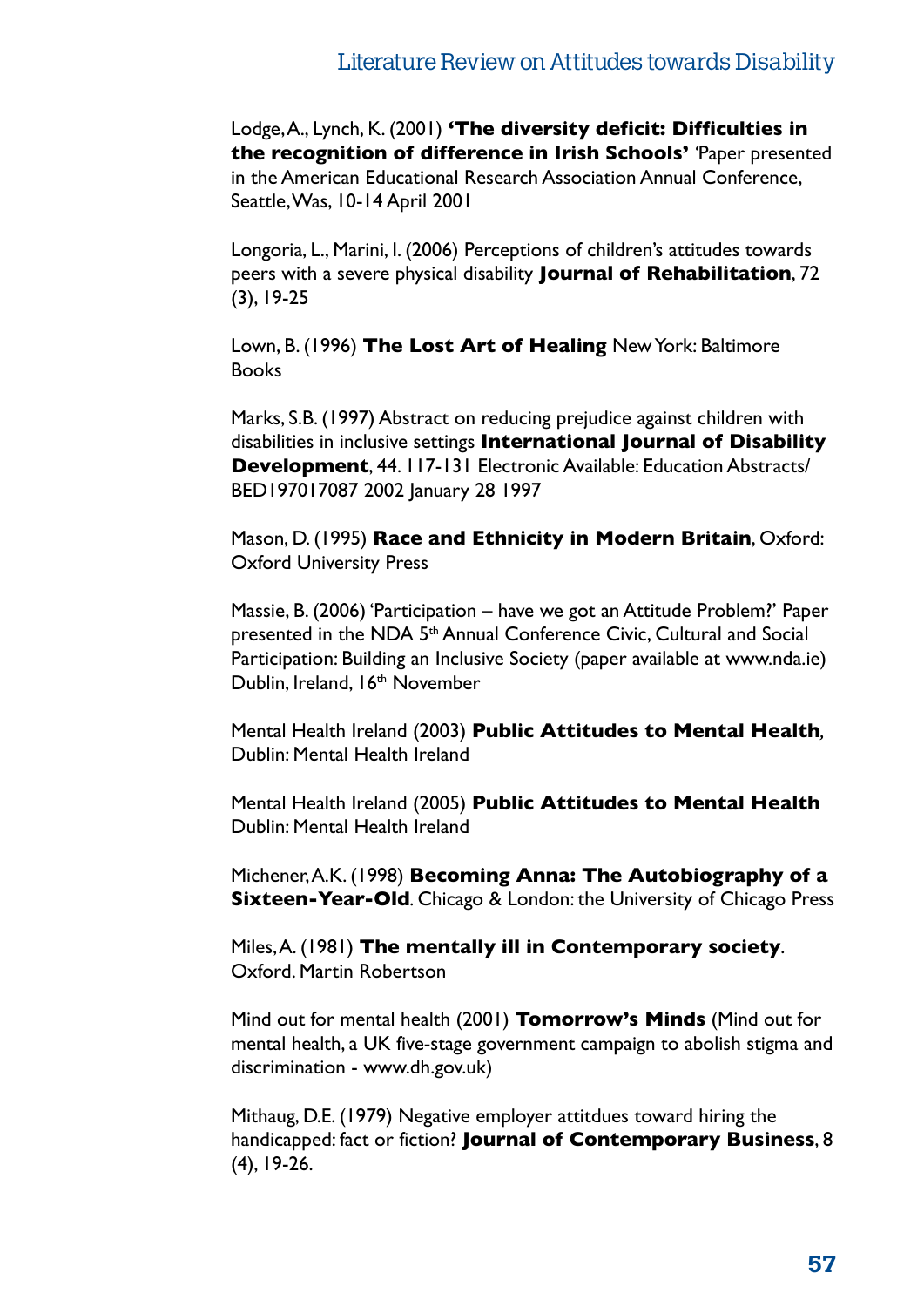Lodge, A., Lynch, K. (2001) **'The diversity deficit: Difficulties in the recognition of difference in Irish Schools'** 'Paper presented in the American Educational Research Association Annual Conference, Seattle, Was, 10-14 April 2001

Longoria, L., Marini, I. (2006) Perceptions of children's attitudes towards peers with a severe physical disability **Journal of Rehabilitation**, 72 (3), 19-25

Lown, B. (1996) **The Lost Art of Healing** New York: Baltimore Books

Marks, S.B. (1997) Abstract on reducing prejudice against children with disabilities in inclusive settings **International Journal of Disability Development**, 44. 117-131 Electronic Available: Education Abstracts/ BED197017087 2002 January 28 1997

Mason, D. (1995) **Race and Ethnicity in Modern Britain**, Oxford: Oxford University Press

Massie, B. (2006) 'Participation – have we got an Attitude Problem?' Paper presented in the NDA 5th Annual Conference Civic, Cultural and Social Participation: Building an Inclusive Society (paper available at www.nda.ie) Dublin, Ireland, 16th November

Mental Health Ireland (2003) **Public Attitudes to Mental Health**, Dublin: Mental Health Ireland

Mental Health Ireland (2005) **Public Attitudes to Mental Health** Dublin: Mental Health Ireland

Michener, A.K. (1998) **Becoming Anna: The Autobiography of a Sixteen-Year-Old**. Chicago & London: the University of Chicago Press

Miles, A. (1981) **The mentally ill in Contemporary society**. Oxford. Martin Robertson

Mind out for mental health (2001) **Tomorrow's Minds** (Mind out for mental health, a UK five-stage government campaign to abolish stigma and discrimination - www.dh.gov.uk)

Mithaug, D.E. (1979) Negative employer attitdues toward hiring the handicapped: fact or fiction? **Journal of Contemporary Business**, 8 (4), 19-26.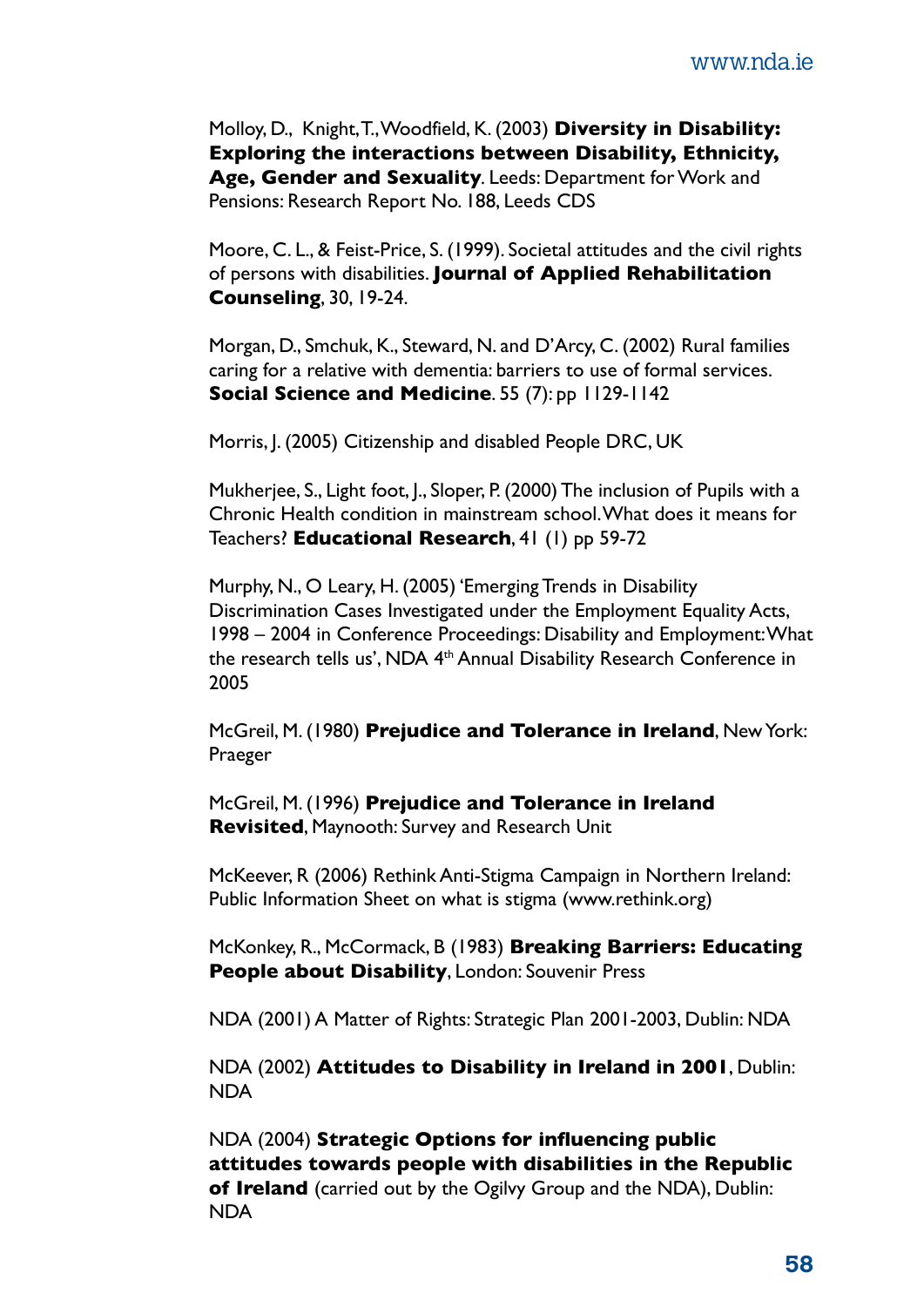Molloy, D., Knight, T., Woodfield, K. (2003) **Diversity in Disability: Exploring the interactions between Disability, Ethnicity, Age, Gender and Sexuality**. Leeds: Department for Work and Pensions: Research Report No. 188, Leeds CDS

Moore, C. L., & Feist-Price, S. (1999). Societal attitudes and the civil rights of persons with disabilities. **Journal of Applied Rehabilitation Counseling**, 30, 19-24.

Morgan, D., Smchuk, K., Steward, N. and D'Arcy, C. (2002) Rural families caring for a relative with dementia: barriers to use of formal services. **Social Science and Medicine**. 55 (7): pp 1129-1142

Morris, J. (2005) Citizenship and disabled People DRC, UK

Mukherjee, S., Light foot, J., Sloper, P. (2000) The inclusion of Pupils with a Chronic Health condition in mainstream school. What does it means for Teachers? **Educational Research**, 41 (1) pp 59-72

Murphy, N., O Leary, H. (2005) 'Emerging Trends in Disability Discrimination Cases Investigated under the Employment Equality Acts, 1998 – 2004 in Conference Proceedings: Disability and Employment: What the research tells us', NDA 4th Annual Disability Research Conference in 2005

McGreil, M. (1980) **Prejudice and Tolerance in Ireland**, New York: Praeger

McGreil, M. (1996) **Prejudice and Tolerance in Ireland Revisited**, Maynooth: Survey and Research Unit

McKeever, R (2006) Rethink Anti-Stigma Campaign in Northern Ireland: Public Information Sheet on what is stigma (www.rethink.org)

McKonkey, R., McCormack, B (1983) **Breaking Barriers: Educating People about Disability**, London: Souvenir Press

NDA (2001) A Matter of Rights: Strategic Plan 2001-2003, Dublin: NDA

NDA (2002) **Attitudes to Disability in Ireland in 2001**, Dublin: NDA

NDA (2004) **Strategic Options for influencing public attitudes towards people with disabilities in the Republic of Ireland** (carried out by the Ogilvy Group and the NDA), Dublin: NDA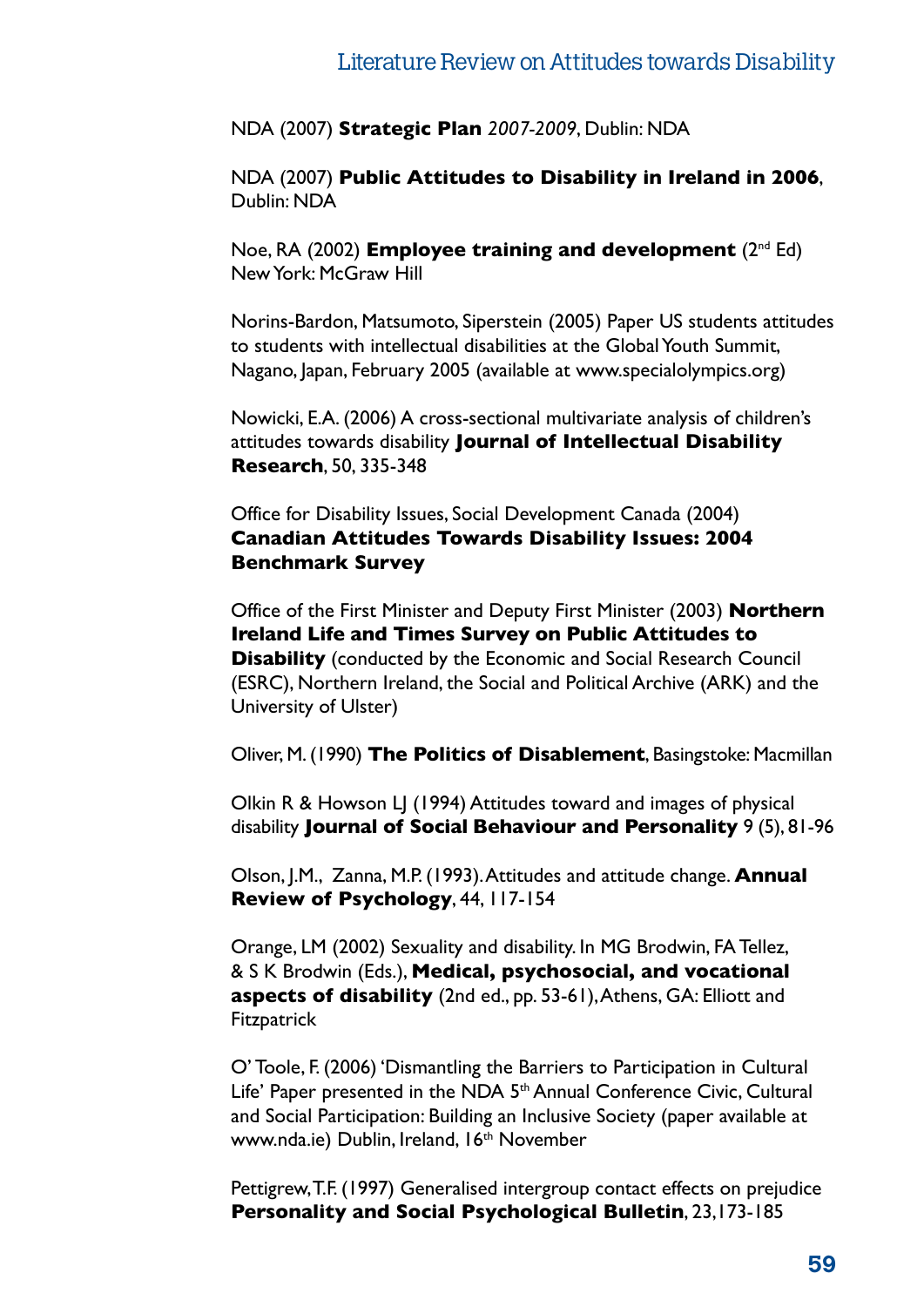NDA (2007) **Strategic Plan** *2007-2009*, Dublin: NDA

NDA (2007) **Public Attitudes to Disability in Ireland in 2006**, Dublin: NDA

Noe, RA (2002) **Employee training and development** (2nd Ed) New York: McGraw Hill

Norins-Bardon, Matsumoto, Siperstein (2005) Paper US students attitudes to students with intellectual disabilities at the Global Youth Summit, Nagano, Japan, February 2005 (available at www.specialolympics.org)

Nowicki, E.A. (2006) A cross-sectional multivariate analysis of children's attitudes towards disability **Journal of Intellectual Disability Research**, 50, 335-348

Office for Disability Issues, Social Development Canada (2004) **Canadian Attitudes Towards Disability Issues: 2004 Benchmark Survey**

Office of the First Minister and Deputy First Minister (2003) **Northern Ireland Life and Times Survey on Public Attitudes to Disability** (conducted by the Economic and Social Research Council (ESRC), Northern Ireland, the Social and Political Archive (ARK) and the University of Ulster)

Oliver, M. (1990) **The Politics of Disablement**, Basingstoke: Macmillan

Olkin R & Howson LJ (1994) Attitudes toward and images of physical disability **Journal of Social Behaviour and Personality** 9 (5), 81-96

Olson, J.M., Zanna, M.P. (1993). Attitudes and attitude change. **Annual Review of Psychology**, 44, 117-154

Orange, LM (2002) Sexuality and disability. In MG Brodwin, FA Tellez, & S K Brodwin (Eds.), **Medical, psychosocial, and vocational aspects of disability** (2nd ed., pp. 53-61), Athens, GA: Elliott and Fitzpatrick

O' Toole, F. (2006) 'Dismantling the Barriers to Participation in Cultural Life' Paper presented in the NDA 5th Annual Conference Civic, Cultural and Social Participation: Building an Inclusive Society (paper available at www.nda.ie) Dublin, Ireland, 16th November

Pettigrew, T.F. (1997) Generalised intergroup contact effects on prejudice **Personality and Social Psychological Bulletin**, 23, 173-185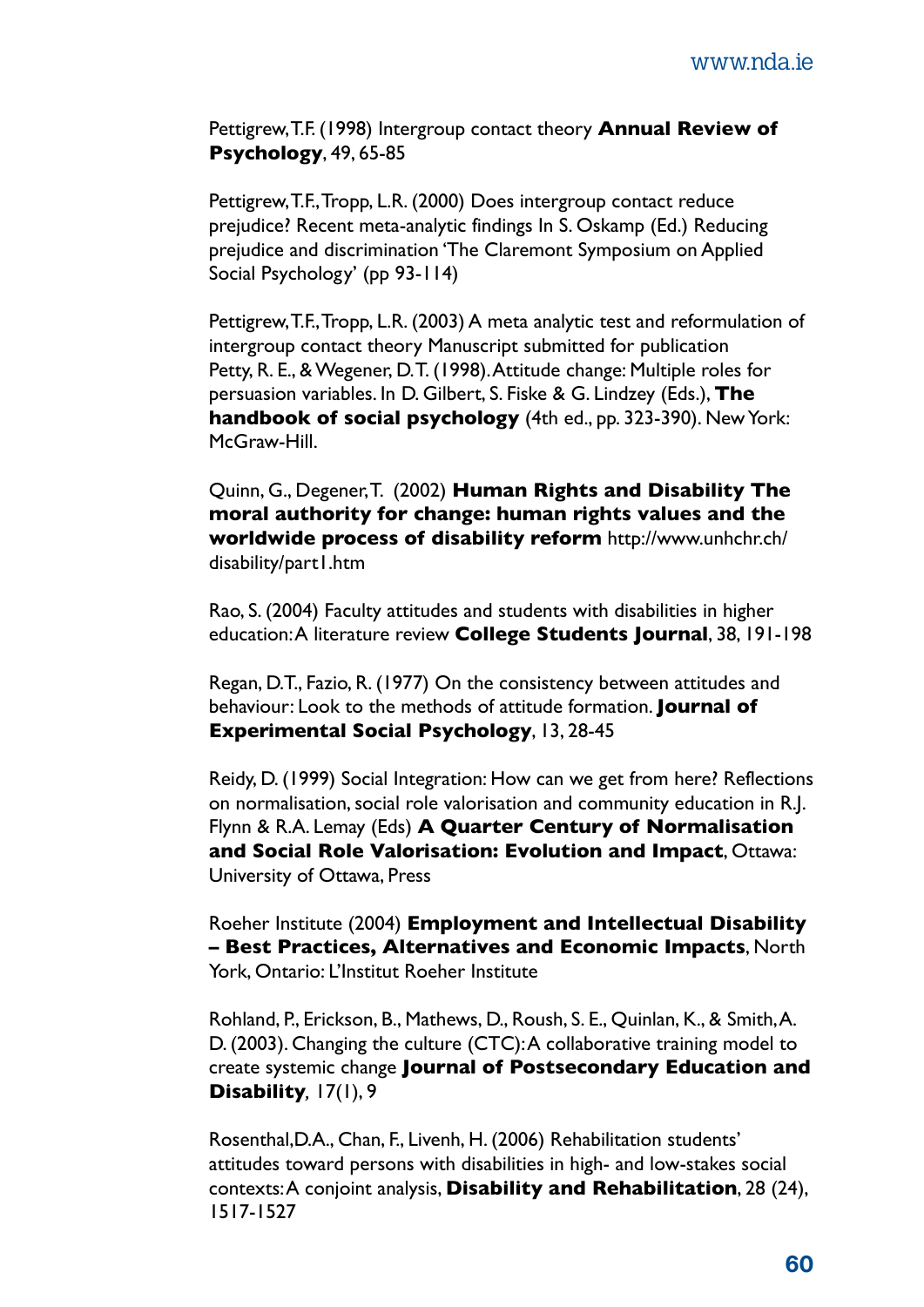Pettigrew, T.F. (1998) Intergroup contact theory **Annual Review of Psychology**, 49, 65-85

Pettigrew, T.F., Tropp, L.R. (2000) Does intergroup contact reduce prejudice? Recent meta-analytic findings In S. Oskamp (Ed.) Reducing prejudice and discrimination 'The Claremont Symposium on Applied Social Psychology' (pp 93-114)

Pettigrew, T.F., Tropp, L.R. (2003) A meta analytic test and reformulation of intergroup contact theory Manuscript submitted for publication
Petty, R. E., & Wegener, D.T. (1998). Attitude change: Multiple roles for persuasion variables. In D. Gilbert, S. Fiske & G. Lindzey (Eds.), **The handbook of social psychology** (4th ed., pp. 323-390). New York: McGraw-Hill.

Quinn, G., Degener, T. (2002) **Human Rights and Disability The moral authority for change: human rights values and the worldwide process of disability reform** http://www.unhchr.ch/disability/part1.htm

Rao, S. (2004) Faculty attitudes and students with disabilities in higher education: A literature review **College Students Journal**, 38, 191-198

Regan, D.T., Fazio, R. (1977) On the consistency between attitudes and behaviour: Look to the methods of attitude formation. **Journal of Experimental Social Psychology**, 13, 28-45

Reidy, D. (1999) Social Integration: How can we get from here? Reflections on normalisation, social role valorisation and community education in R.J. Flynn & R.A. Lemay (Eds) **A Quarter Century of Normalisation and Social Role Valorisation: Evolution and Impact**, Ottawa: University of Ottawa, Press

Roeher Institute (2004) **Employment and Intellectual Disability – Best Practices, Alternatives and Economic Impacts**, North York, Ontario: L'Institut Roeher Institute

Rohland, P., Erickson, B., Mathews, D., Roush, S. E., Quinlan, K., & Smith, A. D. (2003). Changing the culture (CTC): A collaborative training model to create systemic change **Journal of Postsecondary Education and Disability**, 17(1), 9

Rosenthal, D.A., Chan, F., Livenh, H. (2006) Rehabilitation students' attitudes toward persons with disabilities in high- and low-stakes social contexts: A conjoint analysis, **Disability and Rehabilitation**, 28 (24), 1517-1527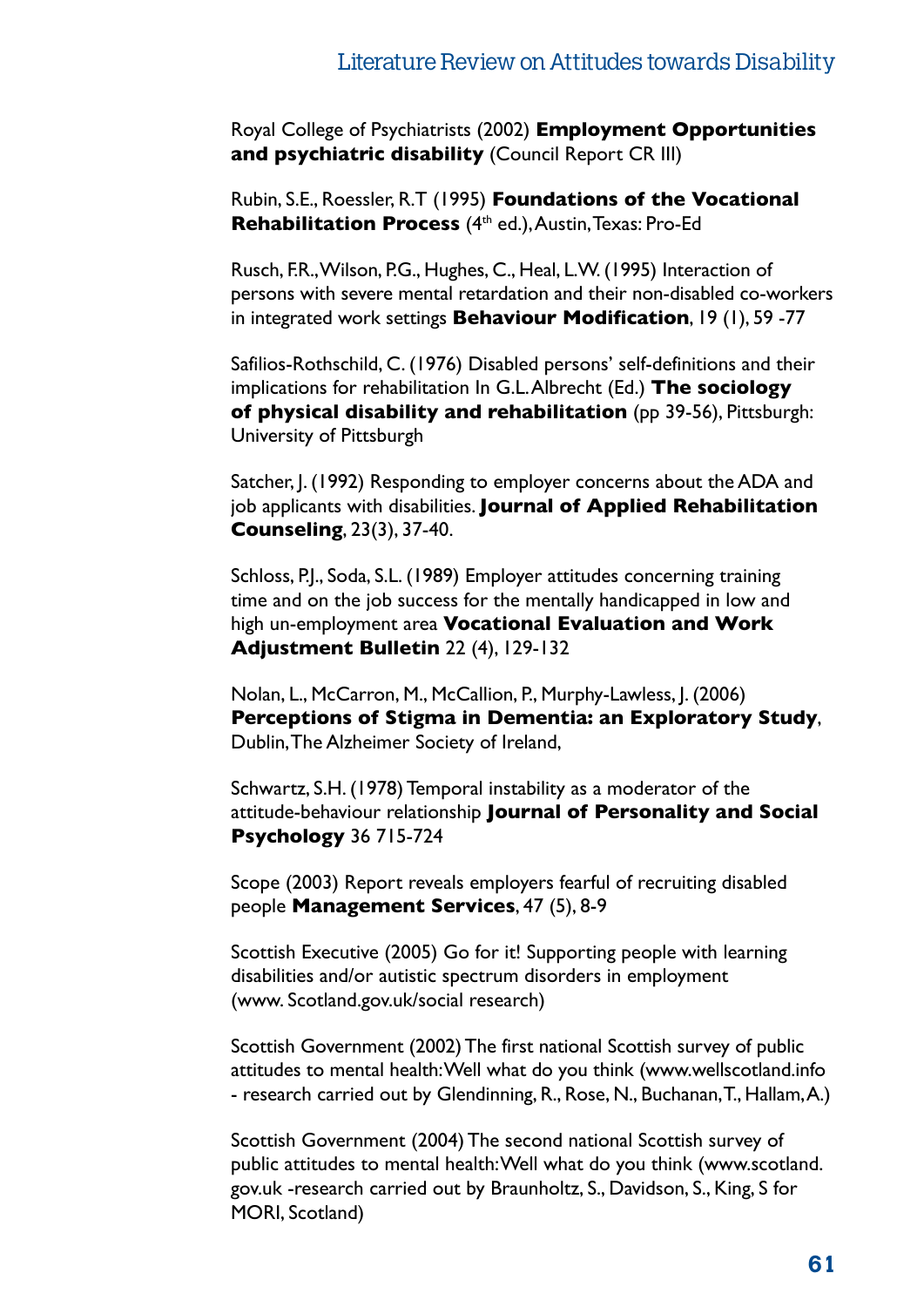Royal College of Psychiatrists (2002) **Employment Opportunities and psychiatric disability** (Council Report CR III)

Rubin, S.E., Roessler, R.T (1995) **Foundations of the Vocational Rehabilitation Process** (4th ed.), Austin, Texas: Pro-Ed

Rusch, F.R., Wilson, P.G., Hughes, C., Heal, L.W. (1995) Interaction of persons with severe mental retardation and their non-disabled co-workers in integrated work settings **Behaviour Modification**, 19 (1), 59 -77

Safilios-Rothschild, C. (1976) Disabled persons' self-definitions and their implications for rehabilitation In G.L. Albrecht (Ed.) **The sociology of physical disability and rehabilitation** (pp 39-56), Pittsburgh: University of Pittsburgh

Satcher, J. (1992) Responding to employer concerns about the ADA and job applicants with disabilities. **Journal of Applied Rehabilitation Counseling**, 23(3), 37-40.

Schloss, P.J., Soda, S.L. (1989) Employer attitudes concerning training time and on the job success for the mentally handicapped in low and high un-employment area **Vocational Evaluation and Work Adjustment Bulletin** 22 (4), 129-132

Nolan, L., McCarron, M., McCallion, P., Murphy-Lawless, J. (2006) **Perceptions of Stigma in Dementia: an Exploratory Study**, Dublin, The Alzheimer Society of Ireland,

Schwartz, S.H. (1978) Temporal instability as a moderator of the attitude-behaviour relationship **Journal of Personality and Social Psychology** 36 715-724

Scope (2003) Report reveals employers fearful of recruiting disabled people **Management Services**, 47 (5), 8-9

Scottish Executive (2005) Go for it! Supporting people with learning disabilities and/or autistic spectrum disorders in employment (www. Scotland.gov.uk/social research)

Scottish Government (2002) The first national Scottish survey of public attitudes to mental health: Well what do you think (www.wellscotland.info - research carried out by Glendinning, R., Rose, N., Buchanan, T., Hallam, A.)

Scottish Government (2004) The second national Scottish survey of public attitudes to mental health: Well what do you think (www.scotland.gov.uk -research carried out by Braunholtz, S., Davidson, S., King, S for MORI, Scotland)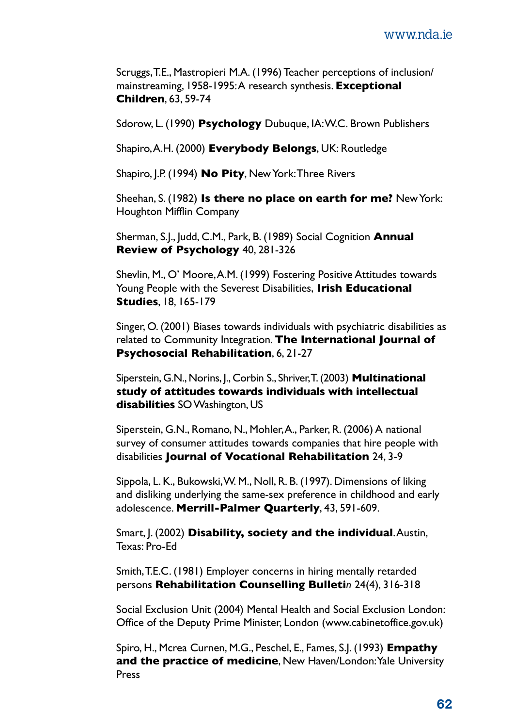Scruggs, T.E., Mastropieri M.A. (1996) Teacher perceptions of inclusion/mainstreaming, 1958-1995: A research synthesis. **Exceptional Children**, 63, 59-74

Sdorow, L. (1990) **Psychology** Dubuque, IA: W.C. Brown Publishers

Shapiro, A.H. (2000) **Everybody Belongs**, UK: Routledge

Shapiro, J.P. (1994) **No Pity**, New York: Three Rivers

Sheehan, S. (1982) **Is there no place on earth for me?** New York: Houghton Mifflin Company

Sherman, S.J., Judd, C.M., Park, B. (1989) Social Cognition **Annual Review of Psychology** 40, 281-326

Shevlin, M., O' Moore, A.M. (1999) Fostering Positive Attitudes towards Young People with the Severest Disabilities, **Irish Educational Studies**, 18, 165-179

Singer, O. (2001) Biases towards individuals with psychiatric disabilities as related to Community Integration. **The International Journal of Psychosocial Rehabilitation**, 6, 21-27

Siperstein, G.N., Norins, J., Corbin S., Shriver, T. (2003) **Multinational study of attitudes towards individuals with intellectual disabilities** SO Washington, US

Siperstein, G.N., Romano, N., Mohler, A., Parker, R. (2006) A national survey of consumer attitudes towards companies that hire people with disabilities **Journal of Vocational Rehabilitation** 24, 3-9

Sippola, L. K., Bukowski, W. M., Noll, R. B. (1997). Dimensions of liking and disliking underlying the same-sex preference in childhood and early adolescence. **Merrill-Palmer Quarterly**, 43, 591-609.

Smart, J. (2002) **Disability, society and the individual**. Austin, Texas: Pro-Ed

Smith, T.E.C. (1981) Employer concerns in hiring mentally retarded persons **Rehabilitation Counselling Bulleti***n* 24(4), 316-318

Social Exclusion Unit (2004) Mental Health and Social Exclusion London: Office of the Deputy Prime Minister, London (www.cabinetoffice.gov.uk)

Spiro, H., Mcrea Curnen, M.G., Peschel, E., Fames, S.J. (1993) **Empathy and the practice of medicine**, New Haven/London: Yale University Press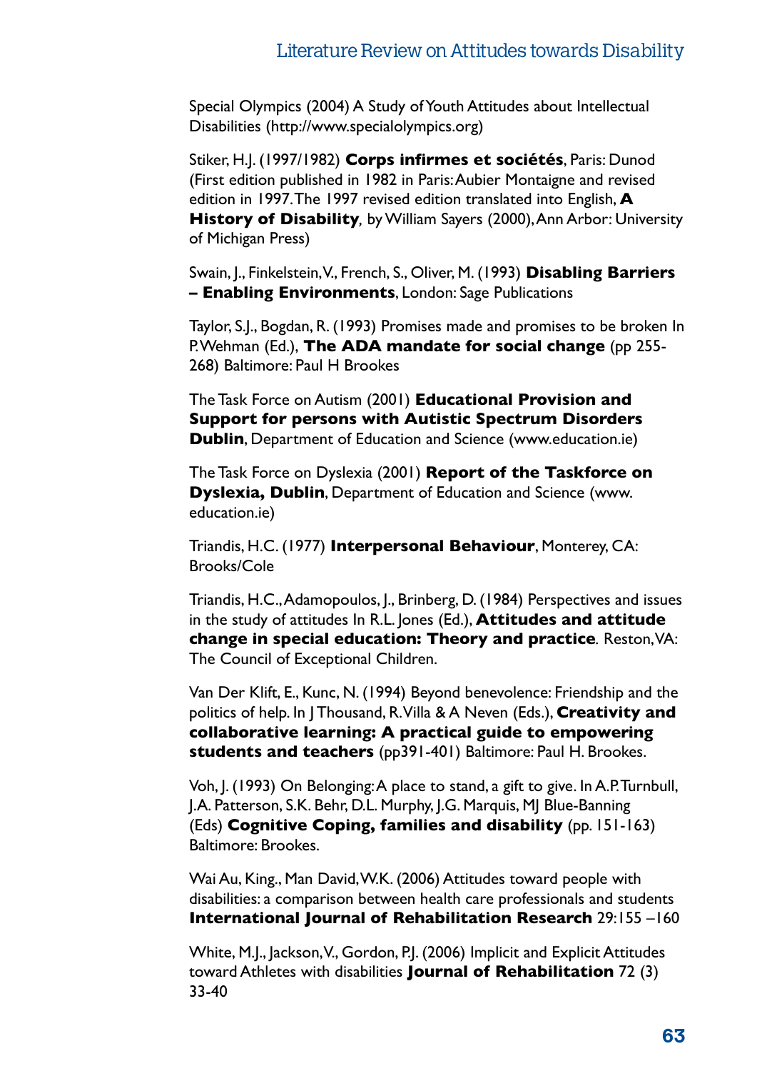Special Olympics (2004) A Study of Youth Attitudes about Intellectual Disabilities (http://www.specialolympics.org)

Stiker, H.J. (1997/1982) **Corps infirmes et sociétés**, Paris: Dunod (First edition published in 1982 in Paris: Aubier Montaigne and revised edition in 1997. The 1997 revised edition translated into English, **A History of Disability**, by William Sayers (2000), Ann Arbor: University of Michigan Press)

Swain, J., Finkelstein, V., French, S., Oliver, M. (1993) **Disabling Barriers – Enabling Environments**, London: Sage Publications

Taylor, S.J., Bogdan, R. (1993) Promises made and promises to be broken In P. Wehman (Ed.), **The ADA mandate for social change** (pp 255-268) Baltimore: Paul H Brookes

The Task Force on Autism (2001) **Educational Provision and Support for persons with Autistic Spectrum Disorders Dublin**, Department of Education and Science (www.education.ie)

The Task Force on Dyslexia (2001) **Report of the Taskforce on Dyslexia, Dublin**, Department of Education and Science (www.education.ie)

Triandis, H.C. (1977) **Interpersonal Behaviour**, Monterey, CA: Brooks/Cole

Triandis, H.C., Adamopoulos, J., Brinberg, D. (1984) Perspectives and issues in the study of attitudes In R.L. Jones (Ed.), **Attitudes and attitude change in special education: Theory and practice**. Reston, VA: The Council of Exceptional Children.

Van Der Klift, E., Kunc, N. (1994) Beyond benevolence: Friendship and the politics of help. In J Thousand, R. Villa & A Neven (Eds.), **Creativity and collaborative learning: A practical guide to empowering students and teachers** (pp391-401) Baltimore: Paul H. Brookes.

Voh, J. (1993) On Belonging: A place to stand, a gift to give. In A.P. Turnbull, J.A. Patterson, S.K. Behr, D.L. Murphy, J.G. Marquis, MJ Blue-Banning (Eds) **Cognitive Coping, families and disability** (pp. 151-163) Baltimore: Brookes.

Wai Au, King., Man David, W.K. (2006) Attitudes toward people with disabilities: a comparison between health care professionals and students **International Journal of Rehabilitation Research** 29:155 –160

White, M.J., Jackson, V., Gordon, P.J. (2006) Implicit and Explicit Attitudes toward Athletes with disabilities **Journal of Rehabilitation** 72 (3) 33-40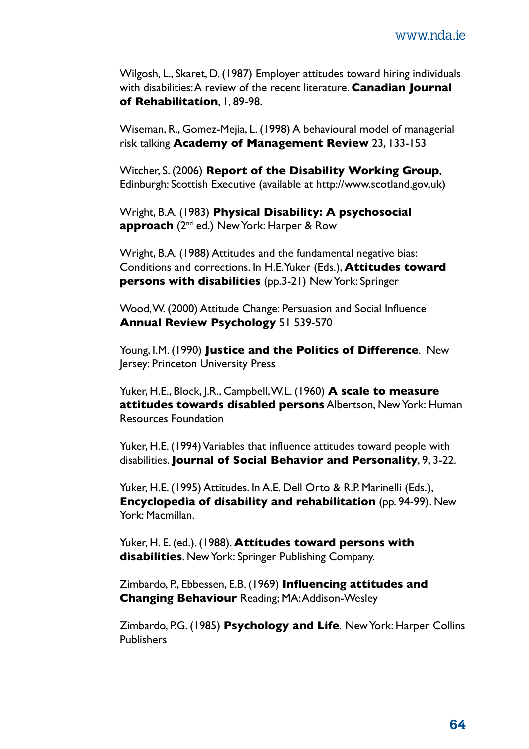Wilgosh, L., Skaret, D. (1987) Employer attitudes toward hiring individuals with disabilities: A review of the recent literature. **Canadian Journal of Rehabilitation**, 1, 89-98.

Wiseman, R., Gomez-Mejia, L. (1998) A behavioural model of managerial risk talking **Academy of Management Review** 23, 133-153

Witcher, S. (2006) **Report of the Disability Working Group**, Edinburgh: Scottish Executive (available at http://www.scotland.gov.uk)

Wright, B.A. (1983) **Physical Disability: A psychosocial approach** (2nd ed.) New York: Harper & Row

Wright, B.A. (1988) Attitudes and the fundamental negative bias: Conditions and corrections. In H.E. Yuker (Eds.), **Attitudes toward persons with disabilities** (pp.3-21) New York: Springer

Wood, W. (2000) Attitude Change: Persuasion and Social Influence **Annual Review Psychology** 51 539-570

Young, I.M. (1990) **Justice and the Politics of Difference**. New Jersey: Princeton University Press

Yuker, H.E., Block, J.R., Campbell, W.L. (1960) **A scale to measure attitudes towards disabled persons** Albertson, New York: Human Resources Foundation

Yuker, H.E. (1994) Variables that influence attitudes toward people with disabilities. **Journal of Social Behavior and Personality**, 9, 3-22.

Yuker, H.E. (1995) Attitudes. In A.E. Dell Orto & R.P. Marinelli (Eds.), **Encyclopedia of disability and rehabilitation** (pp. 94-99). New York: Macmillan.

Yuker, H. E. (ed.). (1988). **Attitudes toward persons with disabilities**. New York: Springer Publishing Company.

Zimbardo, P., Ebbessen, E.B. (1969) **Influencing attitudes and Changing Behaviour** Reading; MA: Addison-Wesley

Zimbardo, P.G. (1985) **Psychology and Life**. New York: Harper Collins Publishers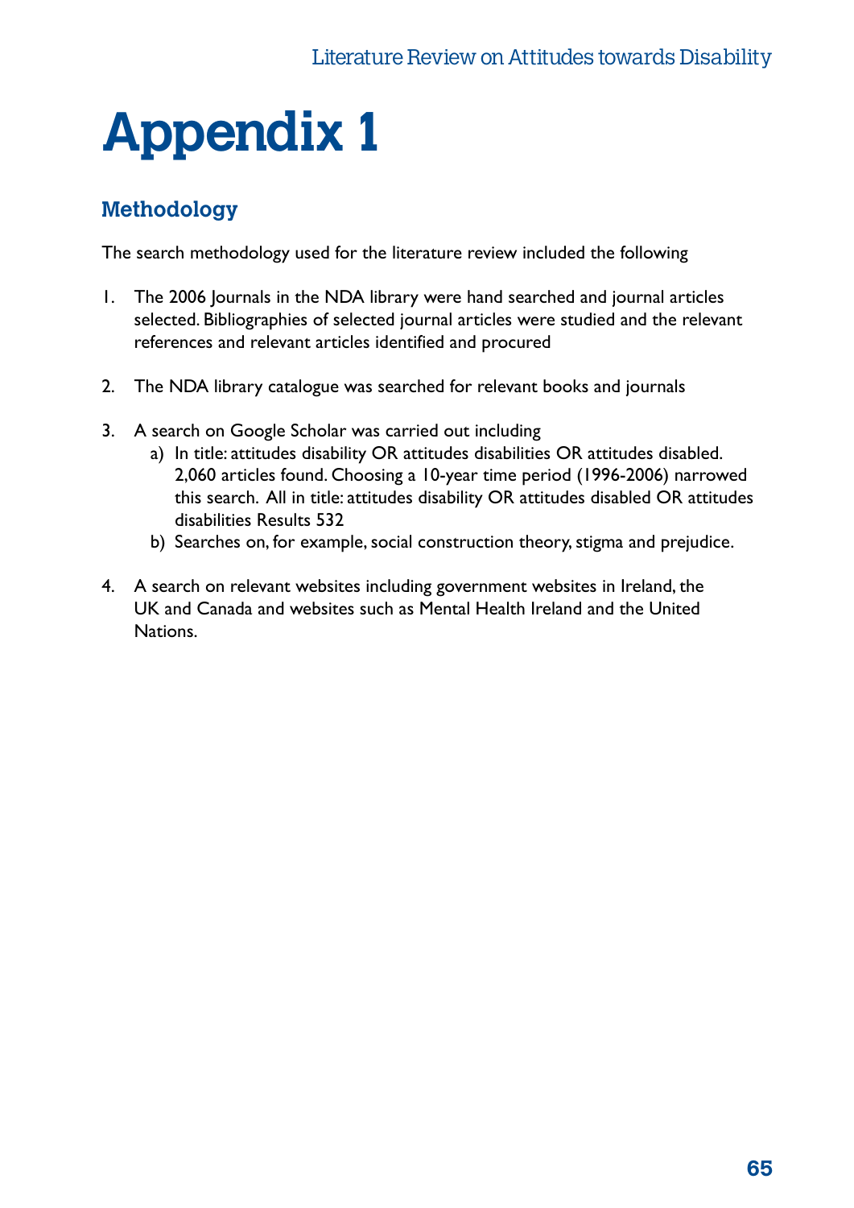# Appendix 1

## Methodology

The search methodology used for the literature review included the following

1. The 2006 Journals in the NDA library were hand searched and journal articles selected. Bibliographies of selected journal articles were studied and the relevant references and relevant articles identified and procured

2. The NDA library catalogue was searched for relevant books and journals

3. A search on Google Scholar was carried out including
   a) In title: attitudes disability OR attitudes disabilities OR attitudes disabled. 2,060 articles found. Choosing a 10-year time period (1996-2006) narrowed this search. All in title: attitudes disability OR attitudes disabled OR attitudes disabilities Results 532
   b) Searches on, for example, social construction theory, stigma and prejudice.

4. A search on relevant websites including government websites in Ireland, the UK and Canada and websites such as Mental Health Ireland and the United Nations.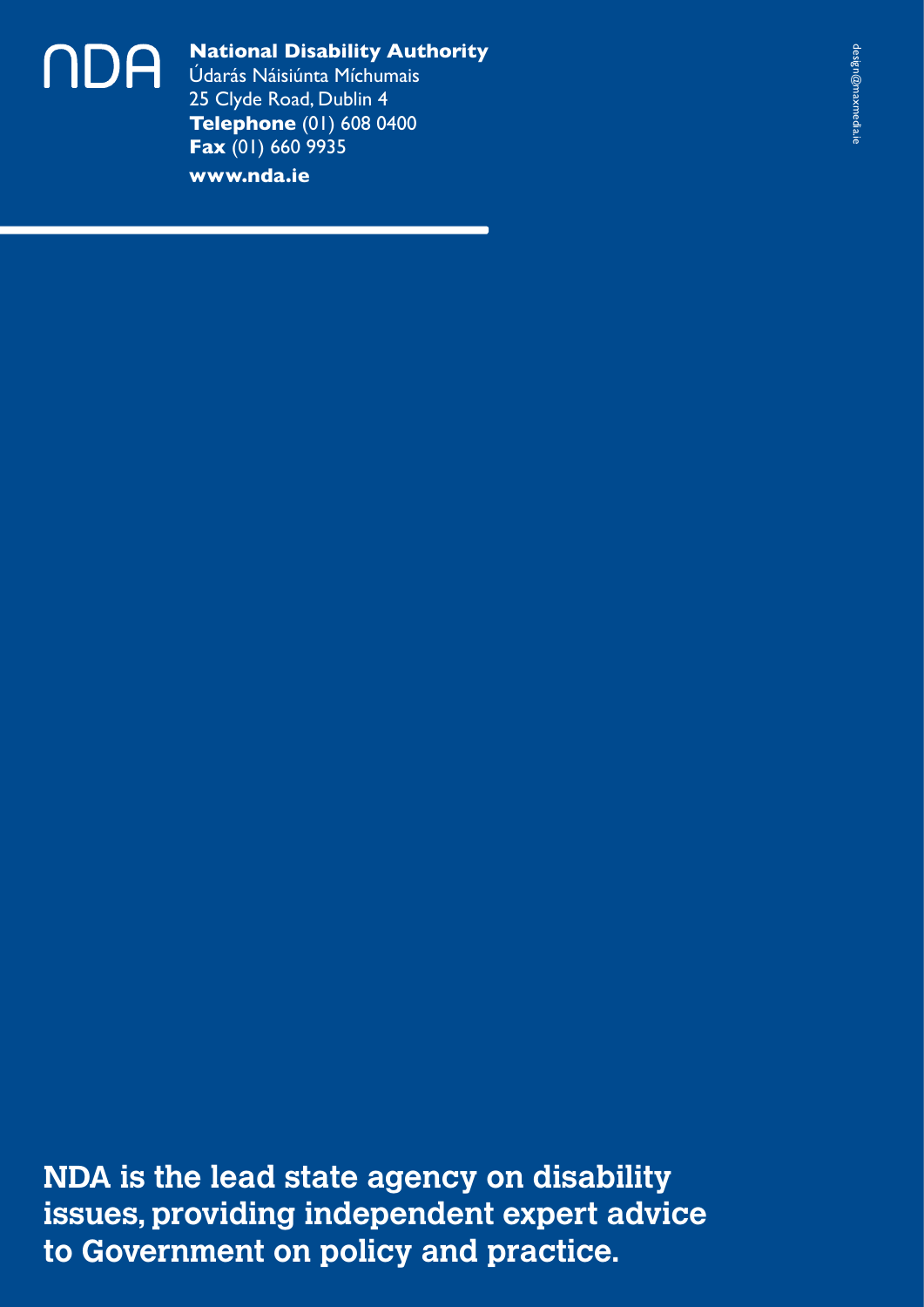NDA

**National Disability Authority**
Údarás Náisiúnta Míchumais
25 Clyde Road, Dublin 4
**Telephone** (01) 608 0400
**Fax** (01) 660 9935
**www.nda.ie**

design@maxmedia.ie

**NDA is the lead state agency on disability issues, providing independent expert advice to Government on policy and practice.**